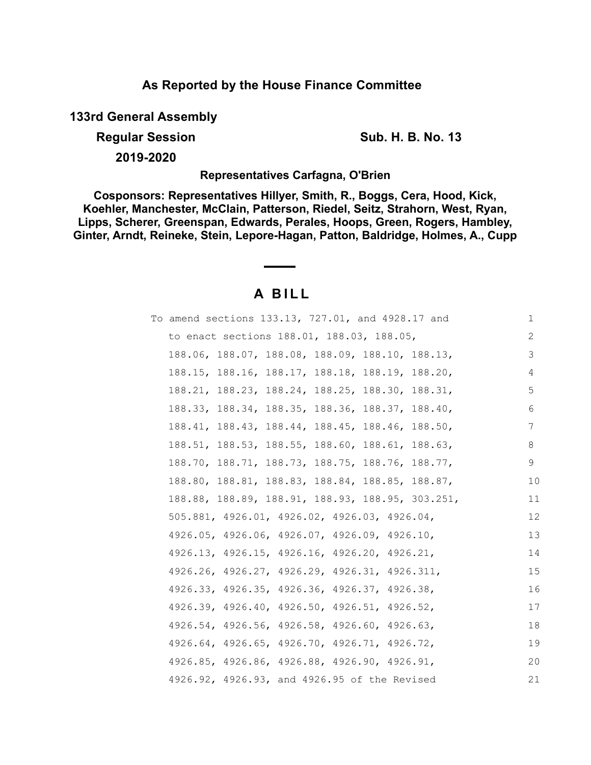## As Reported by the House Finance Committee

**133rd General Assembly**

**Regular Session** **Sub. H. B. No. 13**

**2019-2020**

**Representatives Carfagna, O'Brien**

**Cosponsors: Representatives Hillyer, Smith, R., Boggs, Cera, Hood, Kick, Koehler, Manchester, McClain, Patterson, Riedel, Seitz, Strahorn, West, Ryan, Lipps, Scherer, Greenspan, Edwards, Perales, Hoops, Green, Rogers, Hambley, Ginter, Arndt, Reineke, Stein, Lepore-Hagan, Patton, Baldridge, Holmes, A., Cupp**

# A BILL

To amend sections 133.13, 727.01, and 4928.17 and to enact sections 188.01, 188.03, 188.05, 188.06, 188.07, 188.08, 188.09, 188.10, 188.13, 188.15, 188.16, 188.17, 188.18, 188.19, 188.20, 188.21, 188.23, 188.24, 188.25, 188.30, 188.31, 188.33, 188.34, 188.35, 188.36, 188.37, 188.40, 188.41, 188.43, 188.44, 188.45, 188.46, 188.50, 188.51, 188.53, 188.55, 188.60, 188.61, 188.63, 188.70, 188.71, 188.73, 188.75, 188.76, 188.77, 188.80, 188.81, 188.83, 188.84, 188.85, 188.87, 188.88, 188.89, 188.91, 188.93, 188.95, 303.251, 505.881, 4926.01, 4926.02, 4926.03, 4926.04, 4926.05, 4926.06, 4926.07, 4926.09, 4926.10, 4926.13, 4926.15, 4926.16, 4926.20, 4926.21, 4926.26, 4926.27, 4926.29, 4926.31, 4926.311, 4926.33, 4926.35, 4926.36, 4926.37, 4926.38, 4926.39, 4926.40, 4926.50, 4926.51, 4926.52, 4926.54, 4926.56, 4926.58, 4926.60, 4926.63, 4926.64, 4926.65, 4926.70, 4926.71, 4926.72, 4926.85, 4926.86, 4926.88, 4926.90, 4926.91, 4926.92, 4926.93, and 4926.95 of the Revised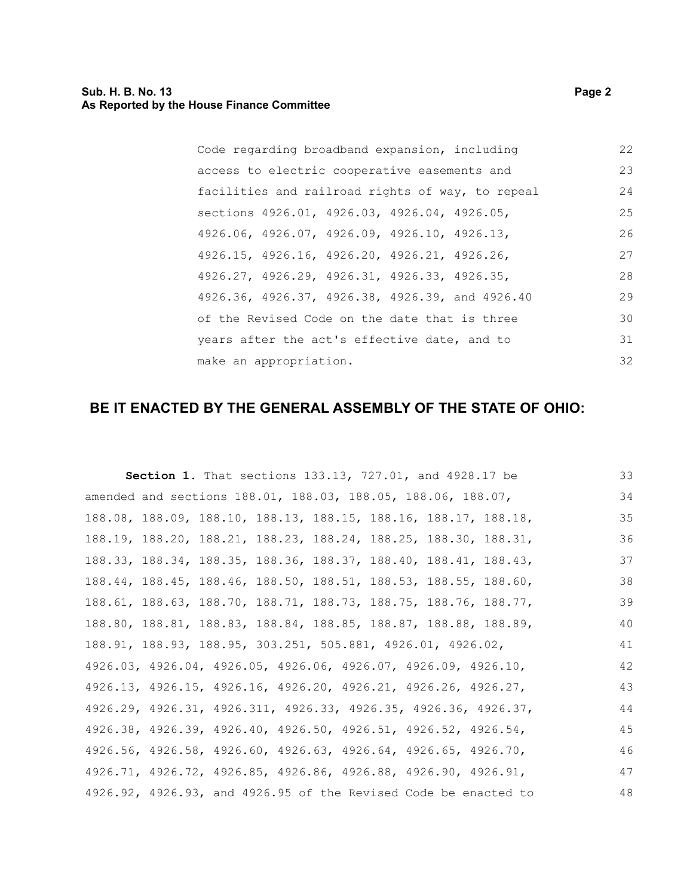Code regarding broadband expansion, including access to electric cooperative easements and facilities and railroad rights of way, to repeal sections 4926.01, 4926.03, 4926.04, 4926.05, 4926.06, 4926.07, 4926.09, 4926.10, 4926.13, 4926.15, 4926.16, 4926.20, 4926.21, 4926.26, 4926.27, 4926.29, 4926.31, 4926.33, 4926.35, 4926.36, 4926.37, 4926.38, 4926.39, and 4926.40 of the Revised Code on the date that is three years after the act's effective date, and to make an appropriation.

## BE IT ENACTED BY THE GENERAL ASSEMBLY OF THE STATE OF OHIO:

**Section 1.** That sections 133.13, 727.01, and 4928.17 be amended and sections 188.01, 188.03, 188.05, 188.06, 188.07, 188.08, 188.09, 188.10, 188.13, 188.15, 188.16, 188.17, 188.18, 188.19, 188.20, 188.21, 188.23, 188.24, 188.25, 188.30, 188.31, 188.33, 188.34, 188.35, 188.36, 188.37, 188.40, 188.41, 188.43, 188.44, 188.45, 188.46, 188.50, 188.51, 188.53, 188.55, 188.60, 188.61, 188.63, 188.70, 188.71, 188.73, 188.75, 188.76, 188.77, 188.80, 188.81, 188.83, 188.84, 188.85, 188.87, 188.88, 188.89, 188.91, 188.93, 188.95, 303.251, 505.881, 4926.01, 4926.02, 4926.03, 4926.04, 4926.05, 4926.06, 4926.07, 4926.09, 4926.10, 4926.13, 4926.15, 4926.16, 4926.20, 4926.21, 4926.26, 4926.27, 4926.29, 4926.31, 4926.311, 4926.33, 4926.35, 4926.36, 4926.37, 4926.38, 4926.39, 4926.40, 4926.50, 4926.51, 4926.52, 4926.54, 4926.56, 4926.58, 4926.60, 4926.63, 4926.64, 4926.65, 4926.70, 4926.71, 4926.72, 4926.85, 4926.86, 4926.88, 4926.90, 4926.91, 4926.92, 4926.93, and 4926.95 of the Revised Code be enacted to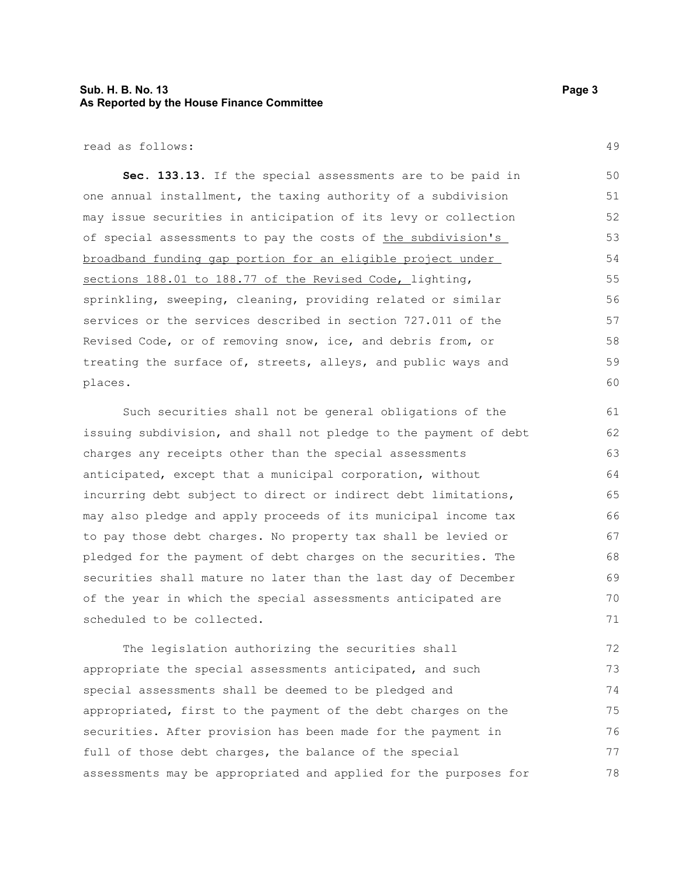read as follows:

**Sec. 133.13.** If the special assessments are to be paid in one annual installment, the taxing authority of a subdivision may issue securities in anticipation of its levy or collection of special assessments to pay the costs of <u>the subdivision's broadband funding gap portion for an eligible project under sections 188.01 to 188.77 of the Revised Code,</u> lighting, sprinkling, sweeping, cleaning, providing related or similar services or the services described in section 727.011 of the Revised Code, or of removing snow, ice, and debris from, or treating the surface of, streets, alleys, and public ways and places.

Such securities shall not be general obligations of the issuing subdivision, and shall not pledge to the payment of debt charges any receipts other than the special assessments anticipated, except that a municipal corporation, without incurring debt subject to direct or indirect debt limitations, may also pledge and apply proceeds of its municipal income tax to pay those debt charges. No property tax shall be levied or pledged for the payment of debt charges on the securities. The securities shall mature no later than the last day of December of the year in which the special assessments anticipated are scheduled to be collected.

The legislation authorizing the securities shall appropriate the special assessments anticipated, and such special assessments shall be deemed to be pledged and appropriated, first to the payment of the debt charges on the securities. After provision has been made for the payment in full of those debt charges, the balance of the special assessments may be appropriated and applied for the purposes for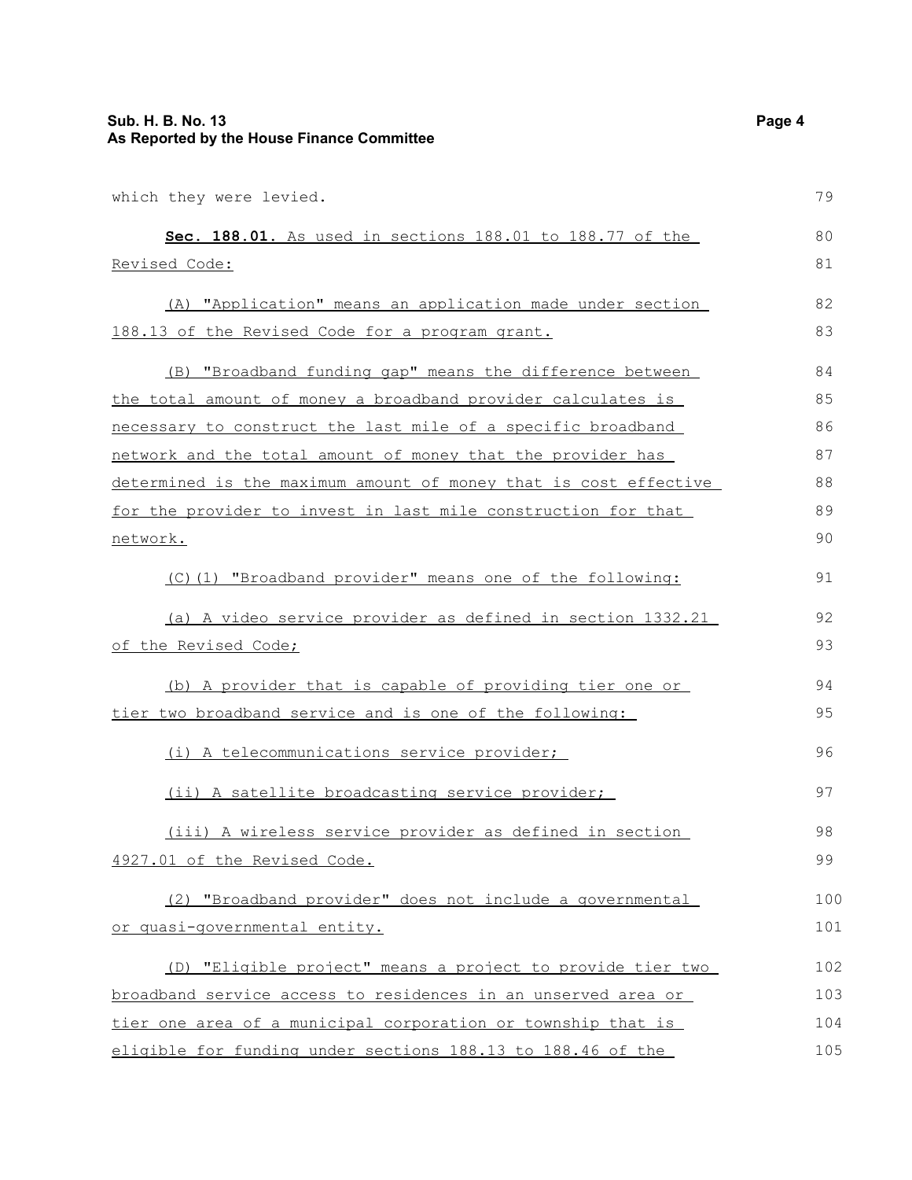which they were levied.

**Sec. 188.01.** As used in sections 188.01 to 188.77 of the Revised Code:

(A) "Application" means an application made under section 188.13 of the Revised Code for a program grant.

(B) "Broadband funding gap" means the difference between the total amount of money a broadband provider calculates is necessary to construct the last mile of a specific broadband network and the total amount of money that the provider has determined is the maximum amount of money that is cost effective for the provider to invest in last mile construction for that network.

(C)(1) "Broadband provider" means one of the following:

(a) A video service provider as defined in section 1332.21 of the Revised Code;

(b) A provider that is capable of providing tier one or tier two broadband service and is one of the following:

(i) A telecommunications service provider;

(ii) A satellite broadcasting service provider;

(iii) A wireless service provider as defined in section 4927.01 of the Revised Code.

(2) "Broadband provider" does not include a governmental or quasi-governmental entity.

(D) "Eligible project" means a project to provide tier two broadband service access to residences in an unserved area or tier one area of a municipal corporation or township that is eligible for funding under sections 188.13 to 188.46 of the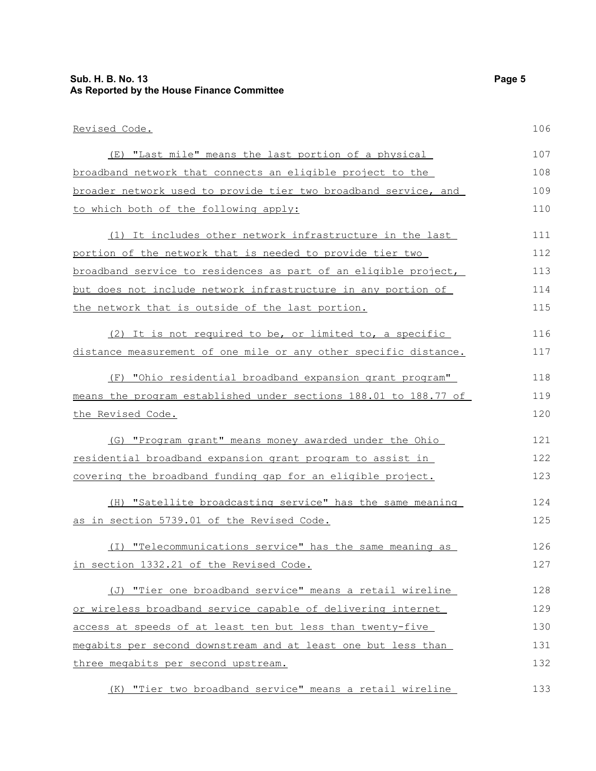Revised Code.

(E) "Last mile" means the last portion of a physical broadband network that connects an eligible project to the broader network used to provide tier two broadband service, and to which both of the following apply:

(1) It includes other network infrastructure in the last portion of the network that is needed to provide tier two broadband service to residences as part of an eligible project, but does not include network infrastructure in any portion of the network that is outside of the last portion.

(2) It is not required to be, or limited to, a specific distance measurement of one mile or any other specific distance.

(F) "Ohio residential broadband expansion grant program" means the program established under sections 188.01 to 188.77 of the Revised Code.

(G) "Program grant" means money awarded under the Ohio residential broadband expansion grant program to assist in covering the broadband funding gap for an eligible project.

(H) "Satellite broadcasting service" has the same meaning as in section 5739.01 of the Revised Code.

(I) "Telecommunications service" has the same meaning as in section 1332.21 of the Revised Code.

(J) "Tier one broadband service" means a retail wireline or wireless broadband service capable of delivering internet access at speeds of at least ten but less than twenty-five megabits per second downstream and at least one but less than three megabits per second upstream.

(K) "Tier two broadband service" means a retail wireline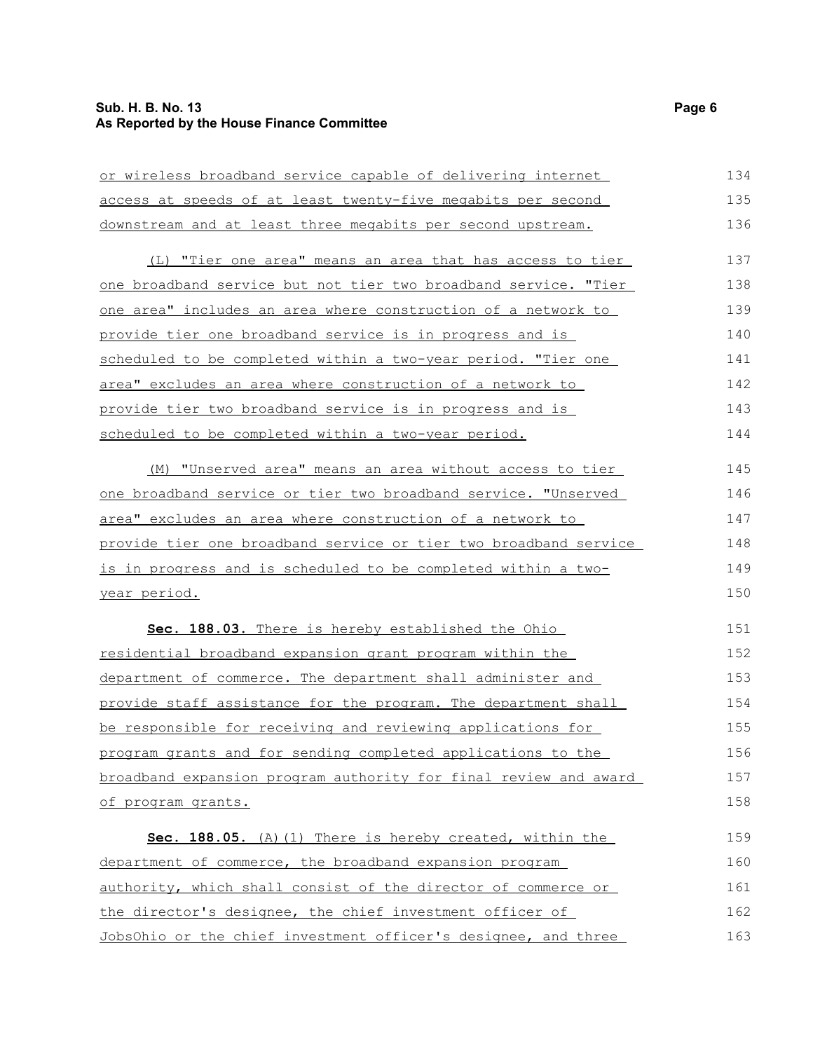or wireless broadband service capable of delivering internet access at speeds of at least twenty-five megabits per second downstream and at least three megabits per second upstream.

(L) "Tier one area" means an area that has access to tier one broadband service but not tier two broadband service. "Tier one area" includes an area where construction of a network to provide tier one broadband service is in progress and is scheduled to be completed within a two-year period. "Tier one area" excludes an area where construction of a network to provide tier two broadband service is in progress and is scheduled to be completed within a two-year period.

(M) "Unserved area" means an area without access to tier one broadband service or tier two broadband service. "Unserved area" excludes an area where construction of a network to provide tier one broadband service or tier two broadband service is in progress and is scheduled to be completed within a two-year period.

**Sec. 188.03.** There is hereby established the Ohio residential broadband expansion grant program within the department of commerce. The department shall administer and provide staff assistance for the program. The department shall be responsible for receiving and reviewing applications for program grants and for sending completed applications to the broadband expansion program authority for final review and award of program grants.

**Sec. 188.05.** (A)(1) There is hereby created, within the department of commerce, the broadband expansion program authority, which shall consist of the director of commerce or the director's designee, the chief investment officer of JobsOhio or the chief investment officer's designee, and three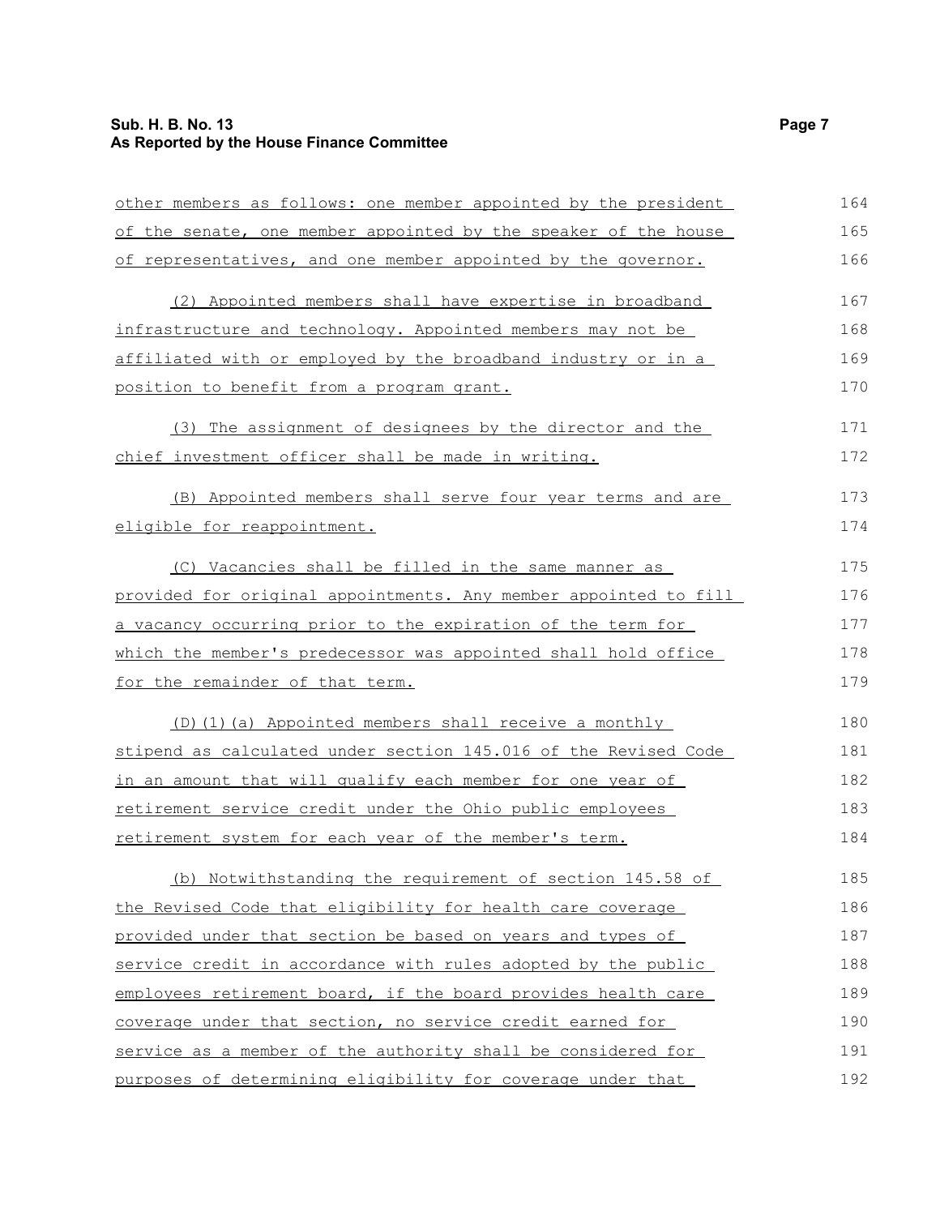other members as follows: one member appointed by the president of the senate, one member appointed by the speaker of the house of representatives, and one member appointed by the governor.

(2) Appointed members shall have expertise in broadband infrastructure and technology. Appointed members may not be affiliated with or employed by the broadband industry or in a position to benefit from a program grant.

(3) The assignment of designees by the director and the chief investment officer shall be made in writing.

(B) Appointed members shall serve four year terms and are eligible for reappointment.

(C) Vacancies shall be filled in the same manner as provided for original appointments. Any member appointed to fill a vacancy occurring prior to the expiration of the term for which the member's predecessor was appointed shall hold office for the remainder of that term.

(D)(1)(a) Appointed members shall receive a monthly stipend as calculated under section 145.016 of the Revised Code in an amount that will qualify each member for one year of retirement service credit under the Ohio public employees retirement system for each year of the member's term.

(b) Notwithstanding the requirement of section 145.58 of the Revised Code that eligibility for health care coverage provided under that section be based on years and types of service credit in accordance with rules adopted by the public employees retirement board, if the board provides health care coverage under that section, no service credit earned for service as a member of the authority shall be considered for purposes of determining eligibility for coverage under that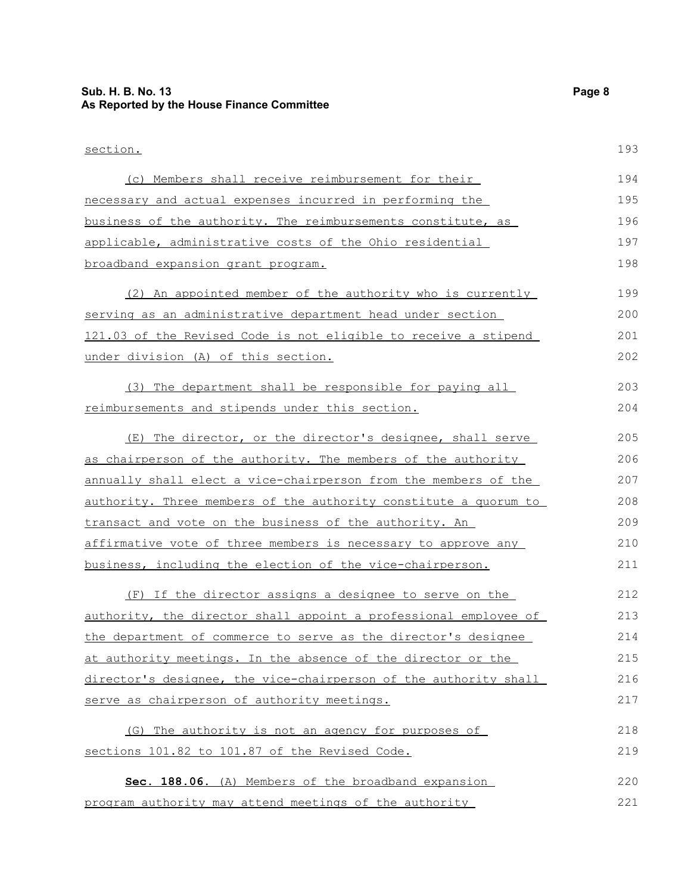section.

(c) Members shall receive reimbursement for their necessary and actual expenses incurred in performing the business of the authority. The reimbursements constitute, as applicable, administrative costs of the Ohio residential broadband expansion grant program.

(2) An appointed member of the authority who is currently serving as an administrative department head under section 121.03 of the Revised Code is not eligible to receive a stipend under division (A) of this section.

(3) The department shall be responsible for paying all reimbursements and stipends under this section.

(E) The director, or the director's designee, shall serve as chairperson of the authority. The members of the authority annually shall elect a vice-chairperson from the members of the authority. Three members of the authority constitute a quorum to transact and vote on the business of the authority. An affirmative vote of three members is necessary to approve any business, including the election of the vice-chairperson.

(F) If the director assigns a designee to serve on the authority, the director shall appoint a professional employee of the department of commerce to serve as the director's designee at authority meetings. In the absence of the director or the director's designee, the vice-chairperson of the authority shall serve as chairperson of authority meetings.

(G) The authority is not an agency for purposes of sections 101.82 to 101.87 of the Revised Code.

**Sec. 188.06.** (A) Members of the broadband expansion program authority may attend meetings of the authority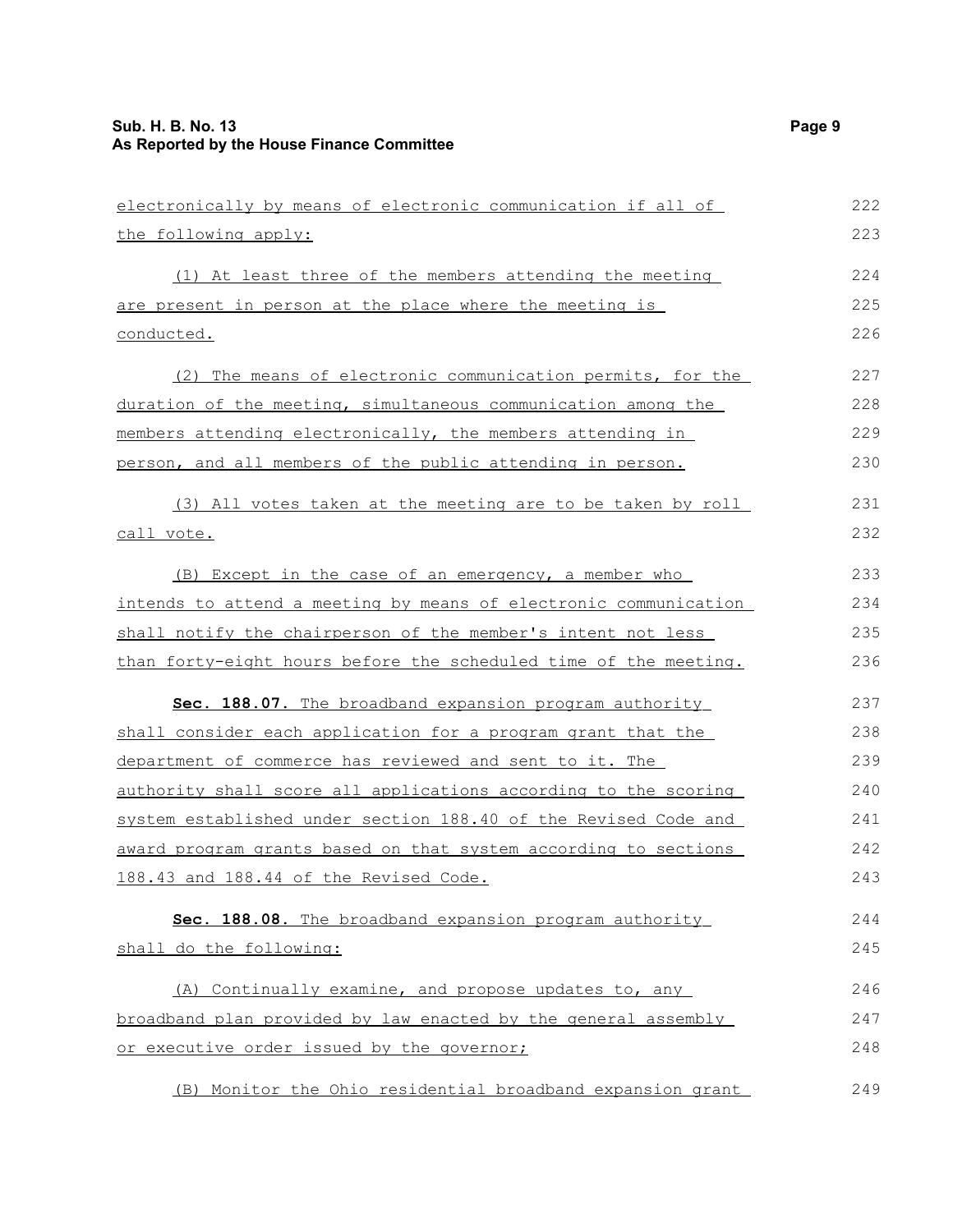electronically by means of electronic communication if all of the following apply:

(1) At least three of the members attending the meeting are present in person at the place where the meeting is conducted.

(2) The means of electronic communication permits, for the duration of the meeting, simultaneous communication among the members attending electronically, the members attending in person, and all members of the public attending in person.

(3) All votes taken at the meeting are to be taken by roll call vote.

(B) Except in the case of an emergency, a member who intends to attend a meeting by means of electronic communication shall notify the chairperson of the member's intent not less than forty-eight hours before the scheduled time of the meeting.

**Sec. 188.07.** The broadband expansion program authority shall consider each application for a program grant that the department of commerce has reviewed and sent to it. The authority shall score all applications according to the scoring system established under section 188.40 of the Revised Code and award program grants based on that system according to sections 188.43 and 188.44 of the Revised Code.

**Sec. 188.08.** The broadband expansion program authority shall do the following:

(A) Continually examine, and propose updates to, any broadband plan provided by law enacted by the general assembly or executive order issued by the governor;

(B) Monitor the Ohio residential broadband expansion grant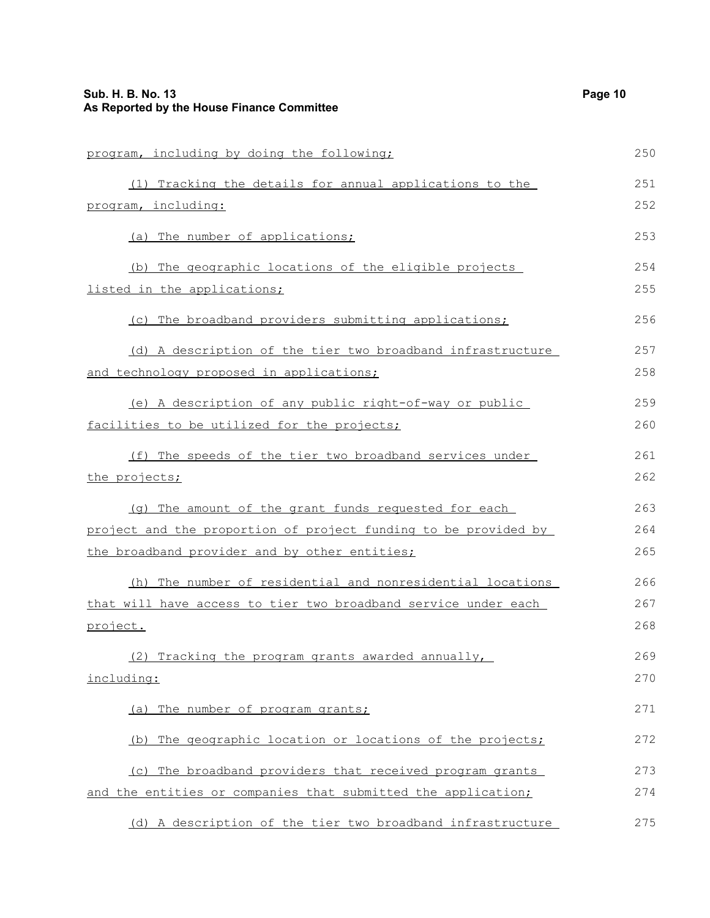program, including by doing the following;

(1) Tracking the details for annual applications to the program, including:

(a) The number of applications;

(b) The geographic locations of the eligible projects listed in the applications;

(c) The broadband providers submitting applications;

(d) A description of the tier two broadband infrastructure and technology proposed in applications;

(e) A description of any public right-of-way or public facilities to be utilized for the projects;

(f) The speeds of the tier two broadband services under the projects;

(g) The amount of the grant funds requested for each project and the proportion of project funding to be provided by the broadband provider and by other entities;

(h) The number of residential and nonresidential locations that will have access to tier two broadband service under each project.

(2) Tracking the program grants awarded annually, including:

(a) The number of program grants;

(b) The geographic location or locations of the projects;

(c) The broadband providers that received program grants and the entities or companies that submitted the application;

(d) A description of the tier two broadband infrastructure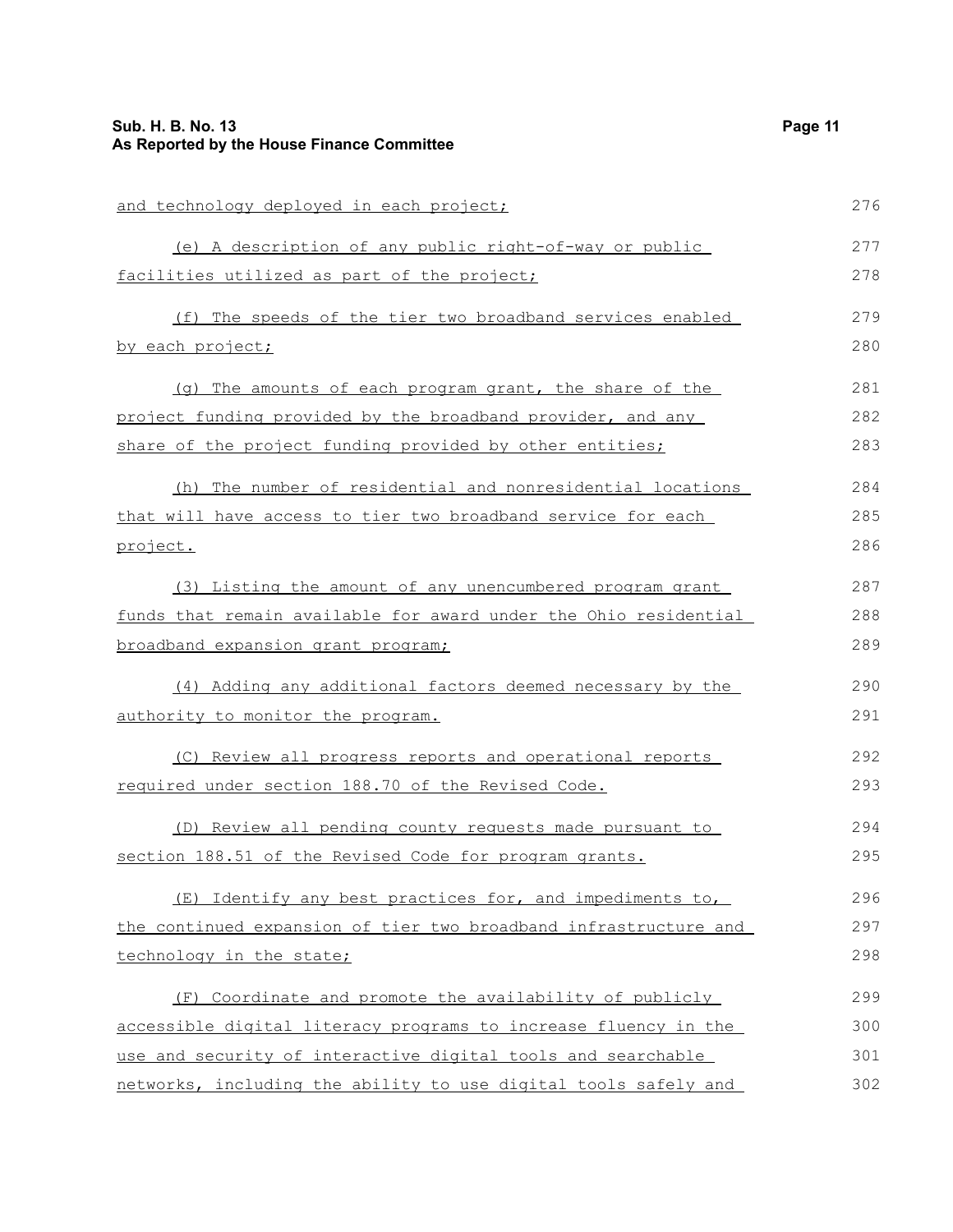and technology deployed in each project;

(e) A description of any public right-of-way or public facilities utilized as part of the project;

(f) The speeds of the tier two broadband services enabled by each project;

(g) The amounts of each program grant, the share of the project funding provided by the broadband provider, and any share of the project funding provided by other entities;

(h) The number of residential and nonresidential locations that will have access to tier two broadband service for each project.

(3) Listing the amount of any unencumbered program grant funds that remain available for award under the Ohio residential broadband expansion grant program;

(4) Adding any additional factors deemed necessary by the authority to monitor the program.

(C) Review all progress reports and operational reports required under section 188.70 of the Revised Code.

(D) Review all pending county requests made pursuant to section 188.51 of the Revised Code for program grants.

(E) Identify any best practices for, and impediments to, the continued expansion of tier two broadband infrastructure and technology in the state;

(F) Coordinate and promote the availability of publicly accessible digital literacy programs to increase fluency in the use and security of interactive digital tools and searchable networks, including the ability to use digital tools safely and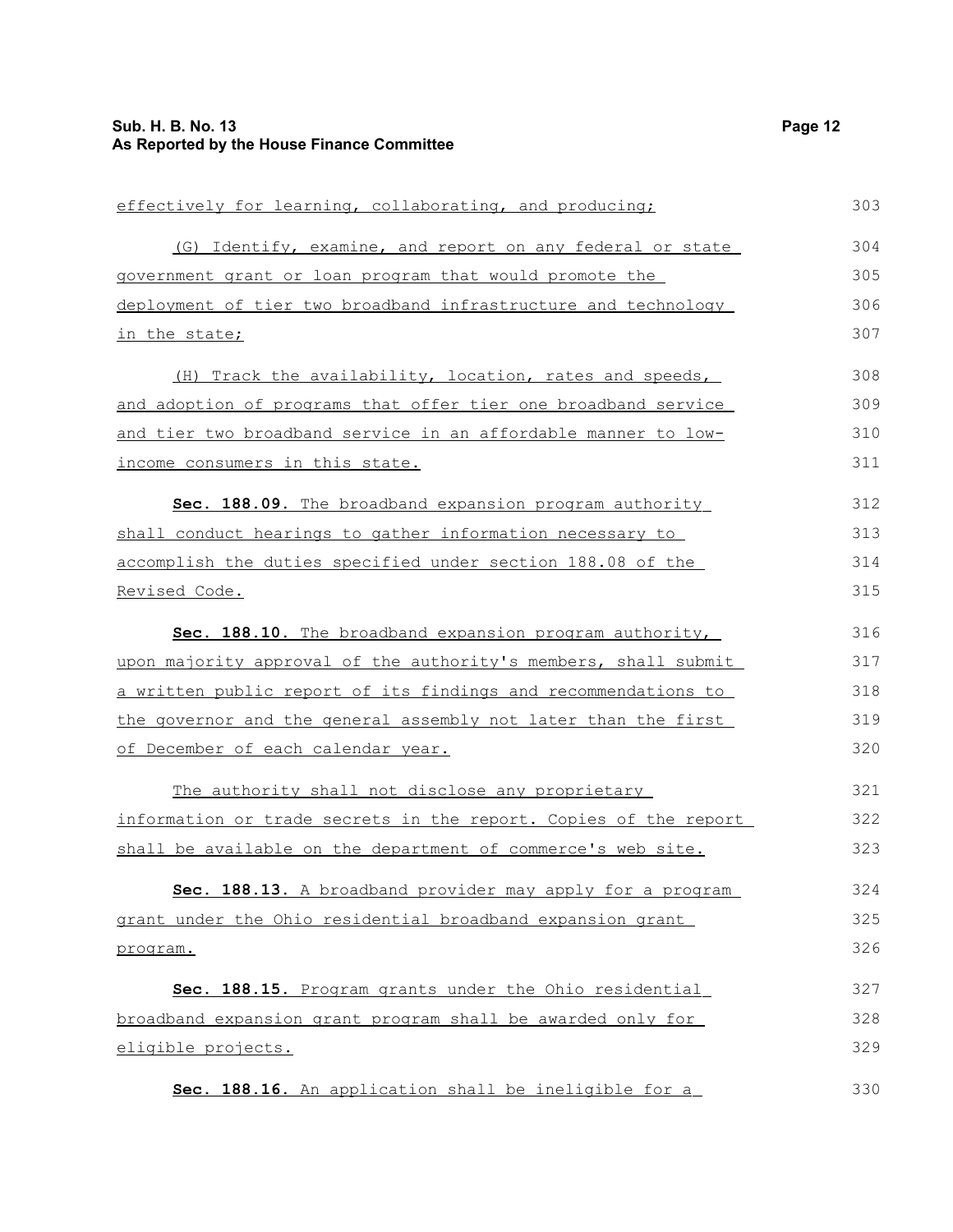effectively for learning, collaborating, and producing;

(G) Identify, examine, and report on any federal or state government grant or loan program that would promote the deployment of tier two broadband infrastructure and technology in the state;

(H) Track the availability, location, rates and speeds, and adoption of programs that offer tier one broadband service and tier two broadband service in an affordable manner to low-income consumers in this state.

**Sec. 188.09.** The broadband expansion program authority shall conduct hearings to gather information necessary to accomplish the duties specified under section 188.08 of the Revised Code.

**Sec. 188.10.** The broadband expansion program authority, upon majority approval of the authority's members, shall submit a written public report of its findings and recommendations to the governor and the general assembly not later than the first of December of each calendar year.

The authority shall not disclose any proprietary information or trade secrets in the report. Copies of the report shall be available on the department of commerce's web site.

**Sec. 188.13.** A broadband provider may apply for a program grant under the Ohio residential broadband expansion grant program.

**Sec. 188.15.** Program grants under the Ohio residential broadband expansion grant program shall be awarded only for eligible projects.

**Sec. 188.16.** An application shall be ineligible for a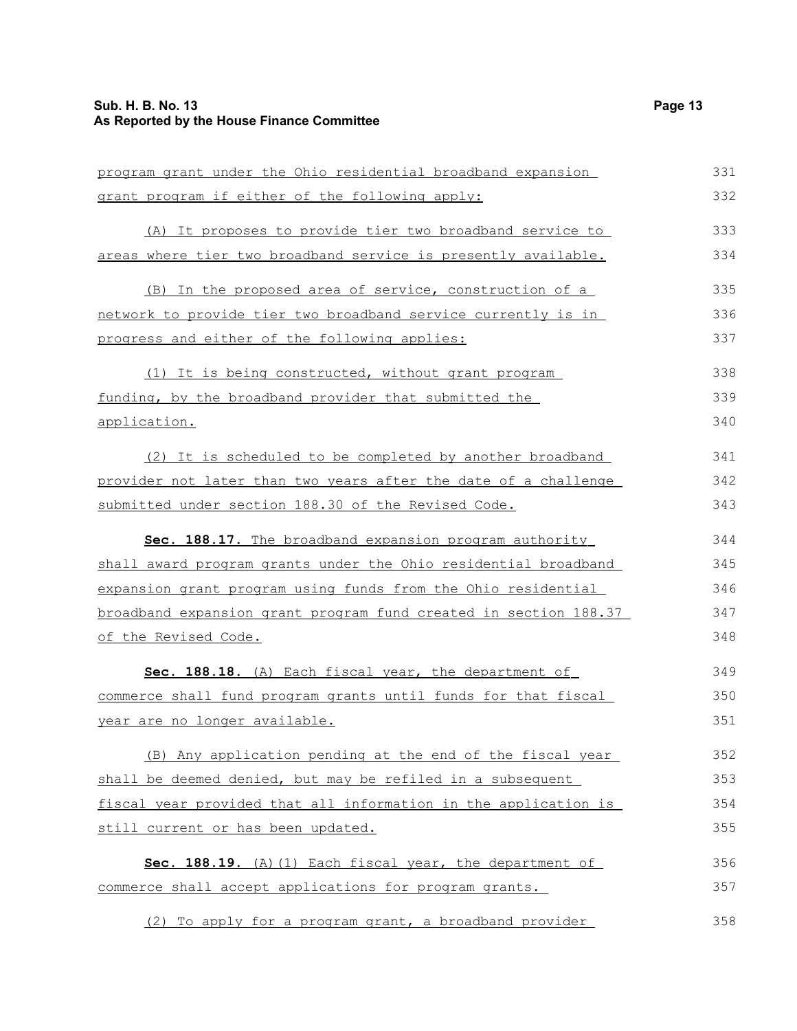program grant under the Ohio residential broadband expansion grant program if either of the following apply:

(A) It proposes to provide tier two broadband service to areas where tier two broadband service is presently available.

(B) In the proposed area of service, construction of a network to provide tier two broadband service currently is in progress and either of the following applies:

(1) It is being constructed, without grant program funding, by the broadband provider that submitted the application.

(2) It is scheduled to be completed by another broadband provider not later than two years after the date of a challenge submitted under section 188.30 of the Revised Code.

**Sec. 188.17.** The broadband expansion program authority shall award program grants under the Ohio residential broadband expansion grant program using funds from the Ohio residential broadband expansion grant program fund created in section 188.37 of the Revised Code.

**Sec. 188.18.** (A) Each fiscal year, the department of commerce shall fund program grants until funds for that fiscal year are no longer available.

(B) Any application pending at the end of the fiscal year shall be deemed denied, but may be refiled in a subsequent fiscal year provided that all information in the application is still current or has been updated.

**Sec. 188.19.** (A)(1) Each fiscal year, the department of commerce shall accept applications for program grants.

(2) To apply for a program grant, a broadband provider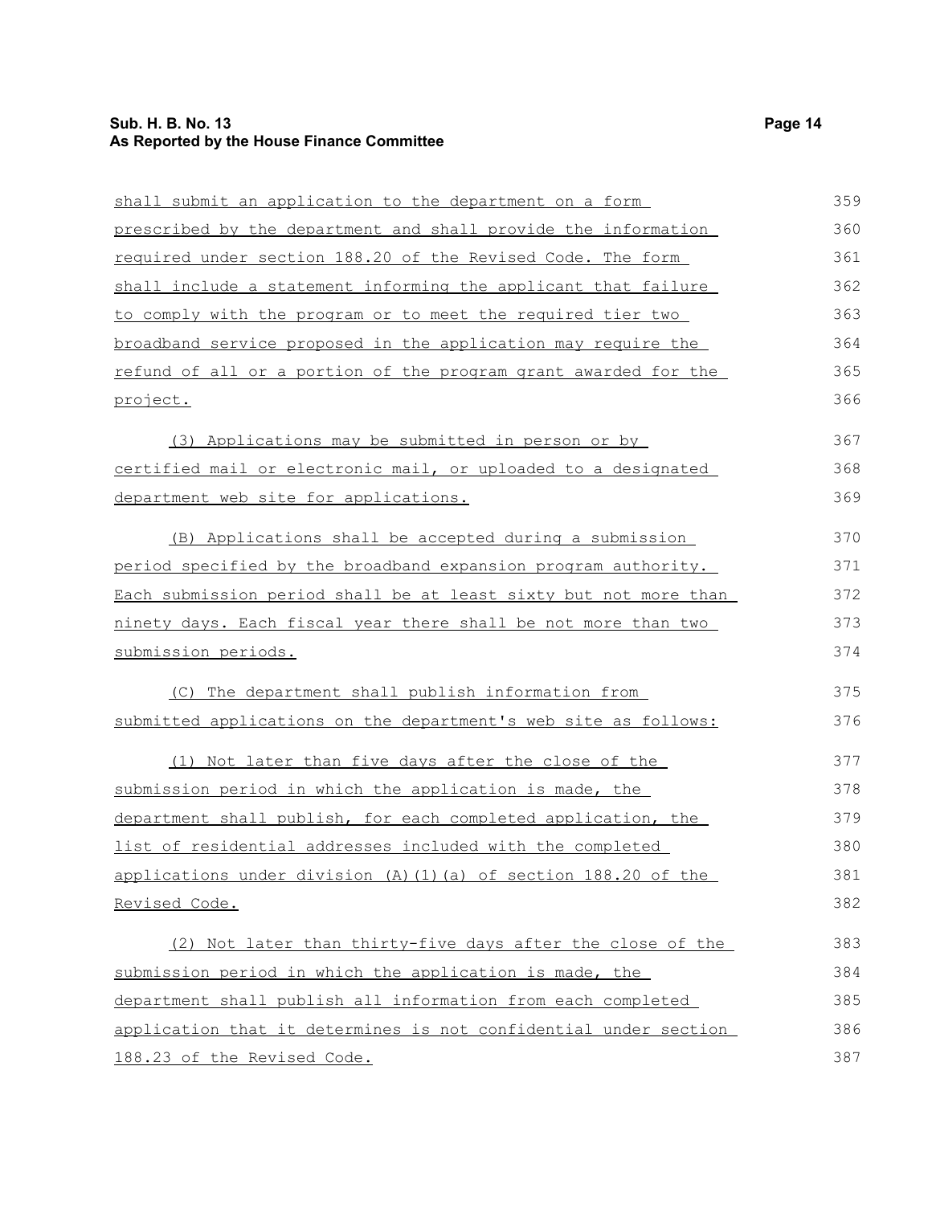shall submit an application to the department on a form prescribed by the department and shall provide the information required under section 188.20 of the Revised Code. The form shall include a statement informing the applicant that failure to comply with the program or to meet the required tier two broadband service proposed in the application may require the refund of all or a portion of the program grant awarded for the project.

(3) Applications may be submitted in person or by certified mail or electronic mail, or uploaded to a designated department web site for applications.

(B) Applications shall be accepted during a submission period specified by the broadband expansion program authority. Each submission period shall be at least sixty but not more than ninety days. Each fiscal year there shall be not more than two submission periods.

(C) The department shall publish information from submitted applications on the department's web site as follows:

(1) Not later than five days after the close of the submission period in which the application is made, the department shall publish, for each completed application, the list of residential addresses included with the completed applications under division (A)(1)(a) of section 188.20 of the Revised Code.

(2) Not later than thirty-five days after the close of the submission period in which the application is made, the department shall publish all information from each completed application that it determines is not confidential under section 188.23 of the Revised Code.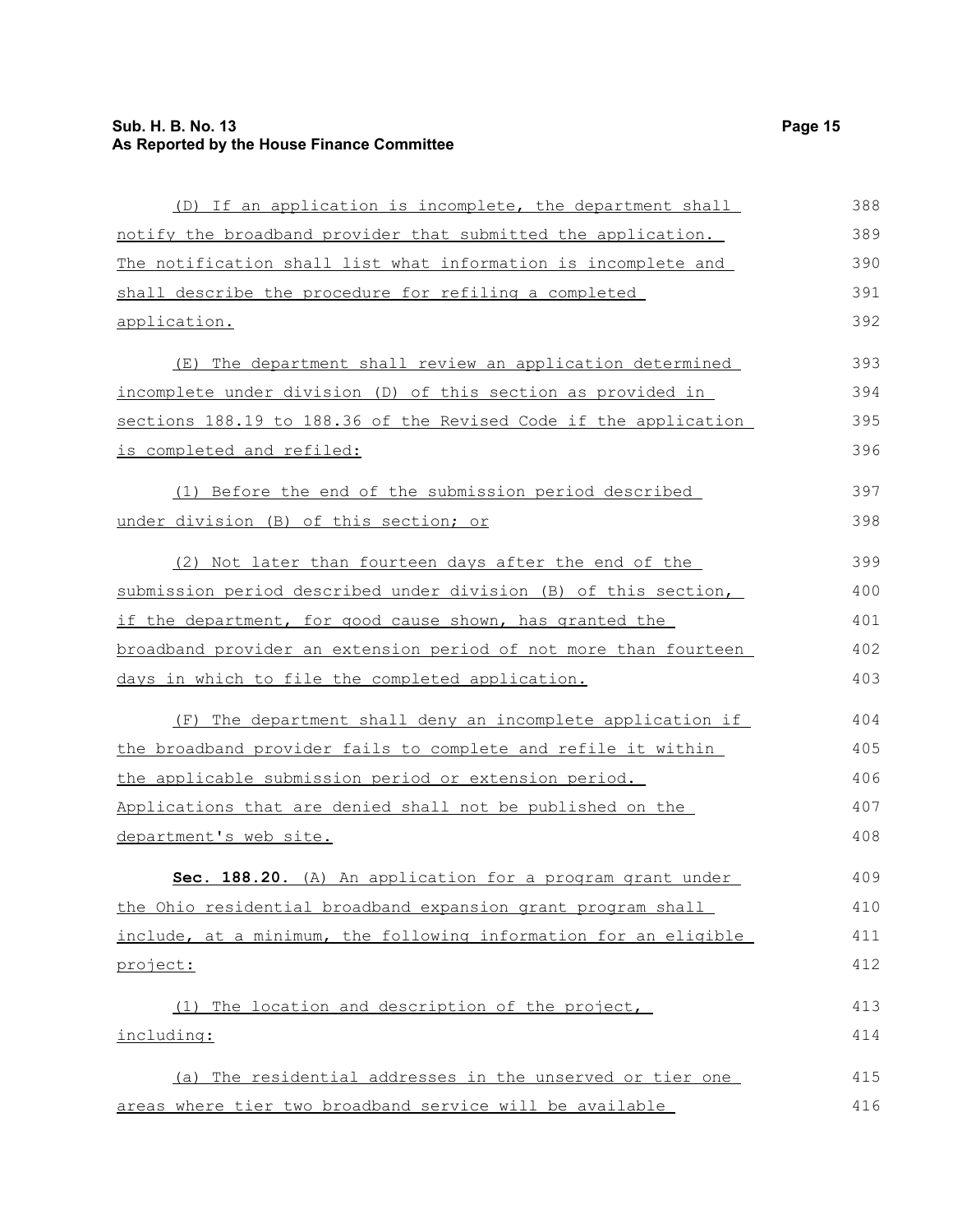(D) If an application is incomplete, the department shall notify the broadband provider that submitted the application. The notification shall list what information is incomplete and shall describe the procedure for refiling a completed application.

(E) The department shall review an application determined incomplete under division (D) of this section as provided in sections 188.19 to 188.36 of the Revised Code if the application is completed and refiled:

(1) Before the end of the submission period described under division (B) of this section; or

(2) Not later than fourteen days after the end of the submission period described under division (B) of this section, if the department, for good cause shown, has granted the broadband provider an extension period of not more than fourteen days in which to file the completed application.

(F) The department shall deny an incomplete application if the broadband provider fails to complete and refile it within the applicable submission period or extension period. Applications that are denied shall not be published on the department's web site.

**Sec. 188.20.** (A) An application for a program grant under the Ohio residential broadband expansion grant program shall include, at a minimum, the following information for an eligible project:

(1) The location and description of the project, including:

(a) The residential addresses in the unserved or tier one areas where tier two broadband service will be available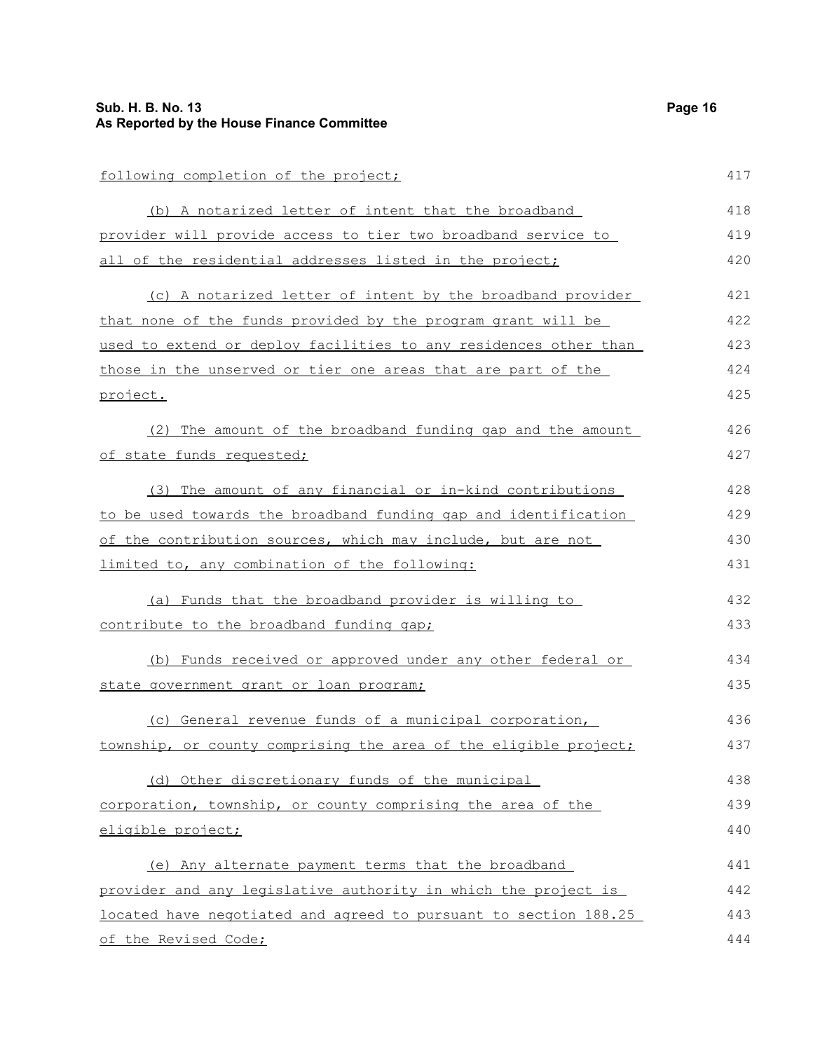following completion of the project;

(b) A notarized letter of intent that the broadband provider will provide access to tier two broadband service to all of the residential addresses listed in the project;

(c) A notarized letter of intent by the broadband provider that none of the funds provided by the program grant will be used to extend or deploy facilities to any residences other than those in the unserved or tier one areas that are part of the project.

(2) The amount of the broadband funding gap and the amount of state funds requested;

(3) The amount of any financial or in-kind contributions to be used towards the broadband funding gap and identification of the contribution sources, which may include, but are not limited to, any combination of the following:

(a) Funds that the broadband provider is willing to contribute to the broadband funding gap;

(b) Funds received or approved under any other federal or state government grant or loan program;

(c) General revenue funds of a municipal corporation, township, or county comprising the area of the eligible project;

(d) Other discretionary funds of the municipal corporation, township, or county comprising the area of the eligible project;

(e) Any alternate payment terms that the broadband provider and any legislative authority in which the project is located have negotiated and agreed to pursuant to section 188.25 of the Revised Code;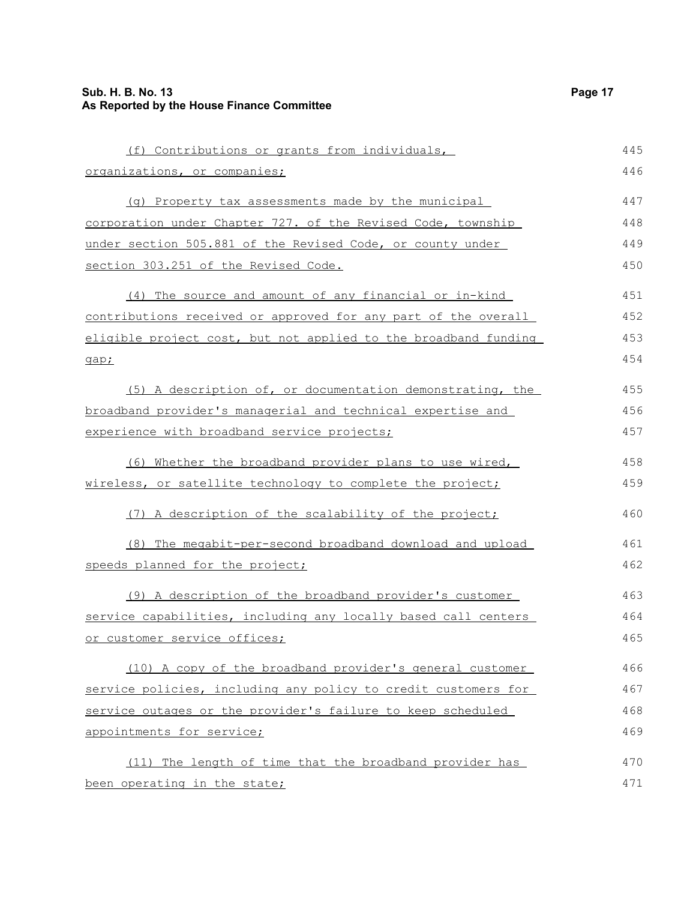(f) Contributions or grants from individuals, organizations, or companies;

(g) Property tax assessments made by the municipal corporation under Chapter 727. of the Revised Code, township under section 505.881 of the Revised Code, or county under section 303.251 of the Revised Code.

(4) The source and amount of any financial or in-kind contributions received or approved for any part of the overall eligible project cost, but not applied to the broadband funding gap;

(5) A description of, or documentation demonstrating, the broadband provider's managerial and technical expertise and experience with broadband service projects;

(6) Whether the broadband provider plans to use wired, wireless, or satellite technology to complete the project;

(7) A description of the scalability of the project;

(8) The megabit-per-second broadband download and upload speeds planned for the project;

(9) A description of the broadband provider's customer service capabilities, including any locally based call centers or customer service offices;

(10) A copy of the broadband provider's general customer service policies, including any policy to credit customers for service outages or the provider's failure to keep scheduled appointments for service;

(11) The length of time that the broadband provider has been operating in the state;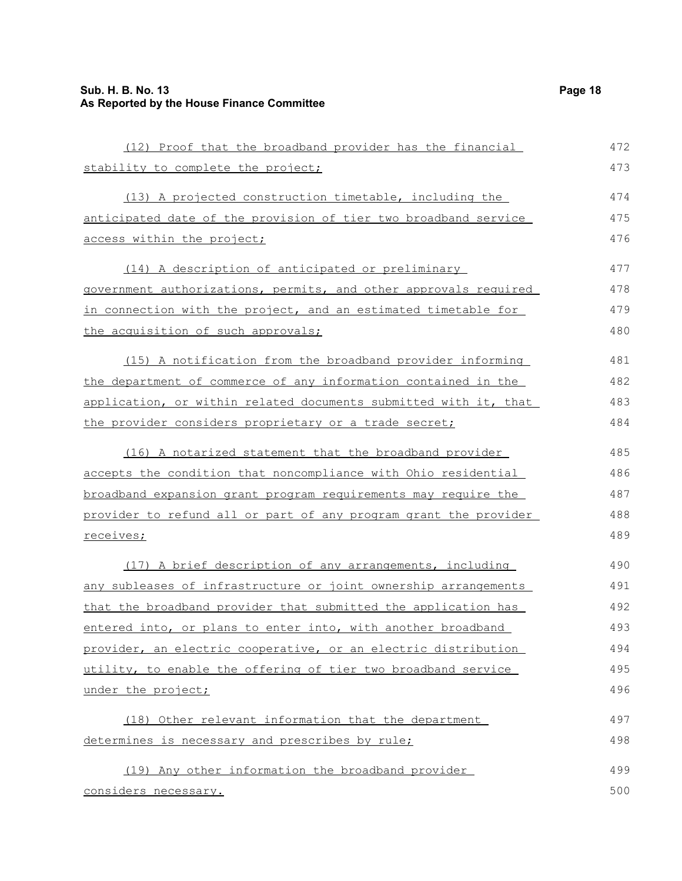(12) Proof that the broadband provider has the financial stability to complete the project;

(13) A projected construction timetable, including the anticipated date of the provision of tier two broadband service access within the project;

(14) A description of anticipated or preliminary government authorizations, permits, and other approvals required in connection with the project, and an estimated timetable for the acquisition of such approvals;

(15) A notification from the broadband provider informing the department of commerce of any information contained in the application, or within related documents submitted with it, that the provider considers proprietary or a trade secret;

(16) A notarized statement that the broadband provider accepts the condition that noncompliance with Ohio residential broadband expansion grant program requirements may require the provider to refund all or part of any program grant the provider receives;

(17) A brief description of any arrangements, including any subleases of infrastructure or joint ownership arrangements that the broadband provider that submitted the application has entered into, or plans to enter into, with another broadband provider, an electric cooperative, or an electric distribution utility, to enable the offering of tier two broadband service under the project;

(18) Other relevant information that the department determines is necessary and prescribes by rule;

(19) Any other information the broadband provider considers necessary.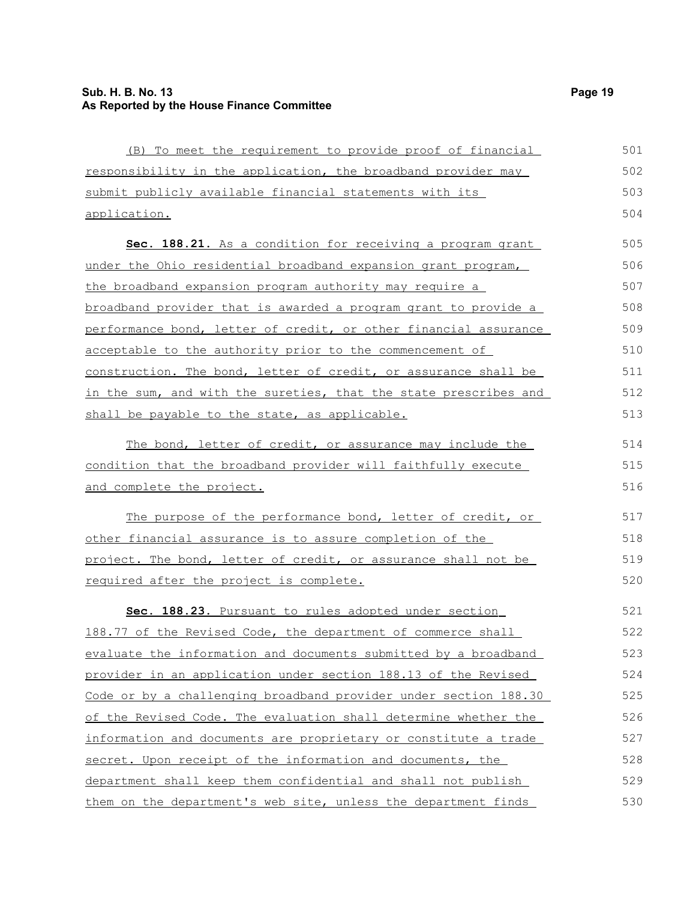(B) To meet the requirement to provide proof of financial responsibility in the application, the broadband provider may submit publicly available financial statements with its application.

**Sec. 188.21.** As a condition for receiving a program grant under the Ohio residential broadband expansion grant program, the broadband expansion program authority may require a broadband provider that is awarded a program grant to provide a performance bond, letter of credit, or other financial assurance acceptable to the authority prior to the commencement of construction. The bond, letter of credit, or assurance shall be in the sum, and with the sureties, that the state prescribes and shall be payable to the state, as applicable.

The bond, letter of credit, or assurance may include the condition that the broadband provider will faithfully execute and complete the project.

The purpose of the performance bond, letter of credit, or other financial assurance is to assure completion of the project. The bond, letter of credit, or assurance shall not be required after the project is complete.

**Sec. 188.23.** Pursuant to rules adopted under section 188.77 of the Revised Code, the department of commerce shall evaluate the information and documents submitted by a broadband provider in an application under section 188.13 of the Revised Code or by a challenging broadband provider under section 188.30 of the Revised Code. The evaluation shall determine whether the information and documents are proprietary or constitute a trade secret. Upon receipt of the information and documents, the department shall keep them confidential and shall not publish them on the department's web site, unless the department finds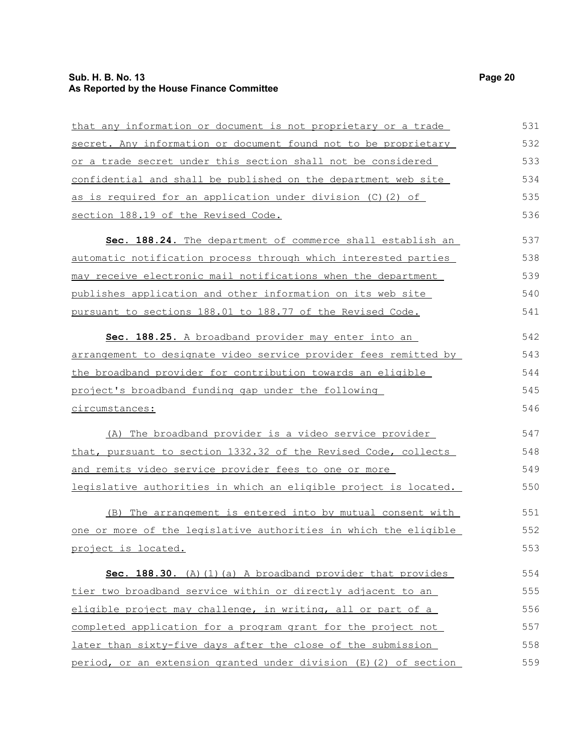that any information or document is not proprietary or a trade secret. Any information or document found not to be proprietary or a trade secret under this section shall not be considered confidential and shall be published on the department web site as is required for an application under division (C)(2) of section 188.19 of the Revised Code.

**Sec. 188.24.** The department of commerce shall establish an automatic notification process through which interested parties may receive electronic mail notifications when the department publishes application and other information on its web site pursuant to sections 188.01 to 188.77 of the Revised Code.

**Sec. 188.25.** A broadband provider may enter into an arrangement to designate video service provider fees remitted by the broadband provider for contribution towards an eligible project's broadband funding gap under the following circumstances:

(A) The broadband provider is a video service provider that, pursuant to section 1332.32 of the Revised Code, collects and remits video service provider fees to one or more legislative authorities in which an eligible project is located.

(B) The arrangement is entered into by mutual consent with one or more of the legislative authorities in which the eligible project is located.

**Sec. 188.30.** (A)(1)(a) A broadband provider that provides tier two broadband service within or directly adjacent to an eligible project may challenge, in writing, all or part of a completed application for a program grant for the project not later than sixty-five days after the close of the submission period, or an extension granted under division (E)(2) of section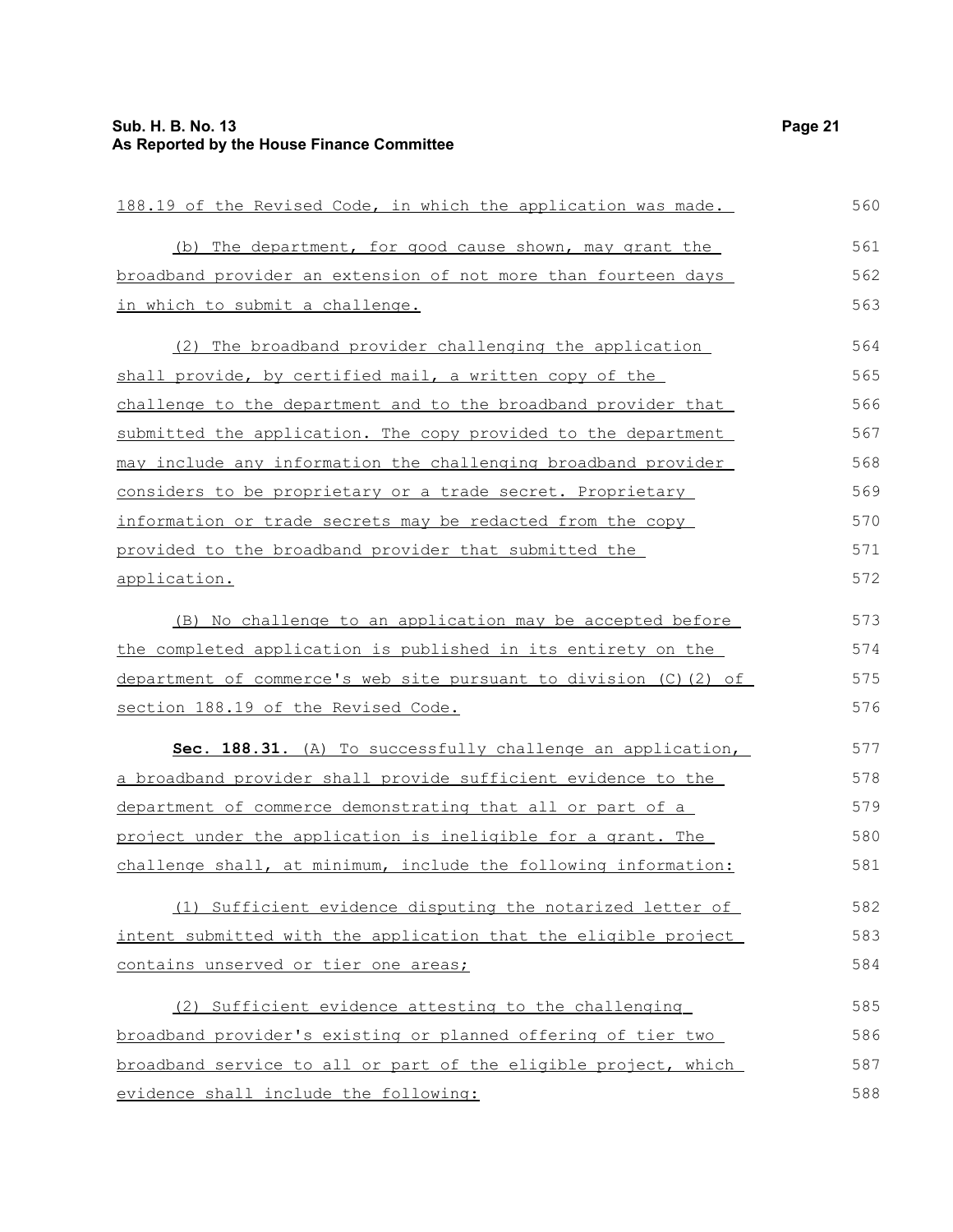188.19 of the Revised Code, in which the application was made.

(b) The department, for good cause shown, may grant the broadband provider an extension of not more than fourteen days in which to submit a challenge.

(2) The broadband provider challenging the application shall provide, by certified mail, a written copy of the challenge to the department and to the broadband provider that submitted the application. The copy provided to the department may include any information the challenging broadband provider considers to be proprietary or a trade secret. Proprietary information or trade secrets may be redacted from the copy provided to the broadband provider that submitted the application.

(B) No challenge to an application may be accepted before the completed application is published in its entirety on the department of commerce's web site pursuant to division (C)(2) of section 188.19 of the Revised Code.

**Sec. 188.31.** (A) To successfully challenge an application, a broadband provider shall provide sufficient evidence to the department of commerce demonstrating that all or part of a project under the application is ineligible for a grant. The challenge shall, at minimum, include the following information:

(1) Sufficient evidence disputing the notarized letter of intent submitted with the application that the eligible project contains unserved or tier one areas;

(2) Sufficient evidence attesting to the challenging broadband provider's existing or planned offering of tier two broadband service to all or part of the eligible project, which evidence shall include the following: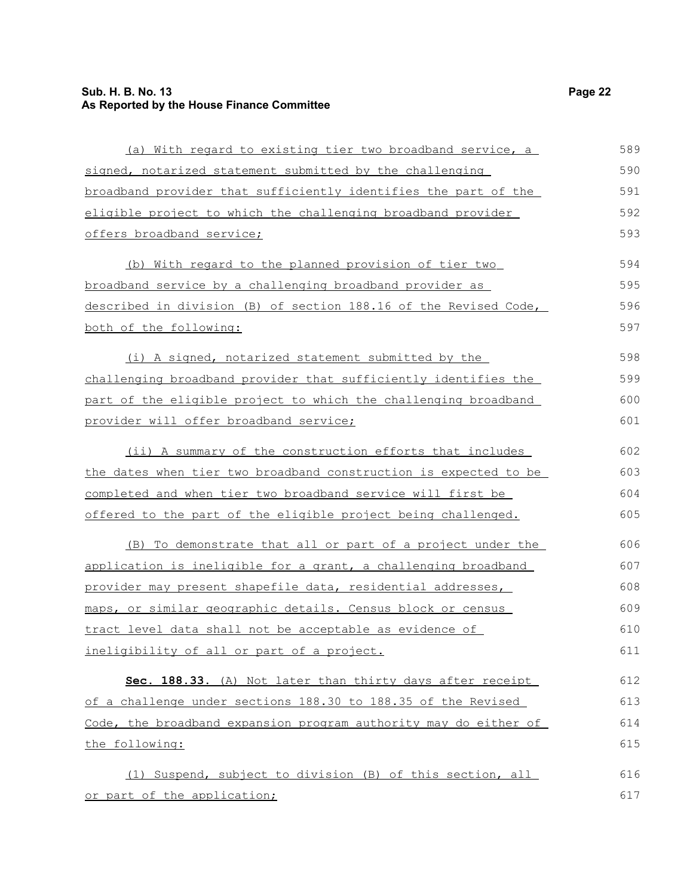(a) With regard to existing tier two broadband service, a signed, notarized statement submitted by the challenging broadband provider that sufficiently identifies the part of the eligible project to which the challenging broadband provider offers broadband service;

(b) With regard to the planned provision of tier two broadband service by a challenging broadband provider as described in division (B) of section 188.16 of the Revised Code, both of the following:

(i) A signed, notarized statement submitted by the challenging broadband provider that sufficiently identifies the part of the eligible project to which the challenging broadband provider will offer broadband service;

(ii) A summary of the construction efforts that includes the dates when tier two broadband construction is expected to be completed and when tier two broadband service will first be offered to the part of the eligible project being challenged.

(B) To demonstrate that all or part of a project under the application is ineligible for a grant, a challenging broadband provider may present shapefile data, residential addresses, maps, or similar geographic details. Census block or census tract level data shall not be acceptable as evidence of ineligibility of all or part of a project.

**Sec. 188.33.** (A) Not later than thirty days after receipt of a challenge under sections 188.30 to 188.35 of the Revised Code, the broadband expansion program authority may do either of the following:

(1) Suspend, subject to division (B) of this section, all or part of the application;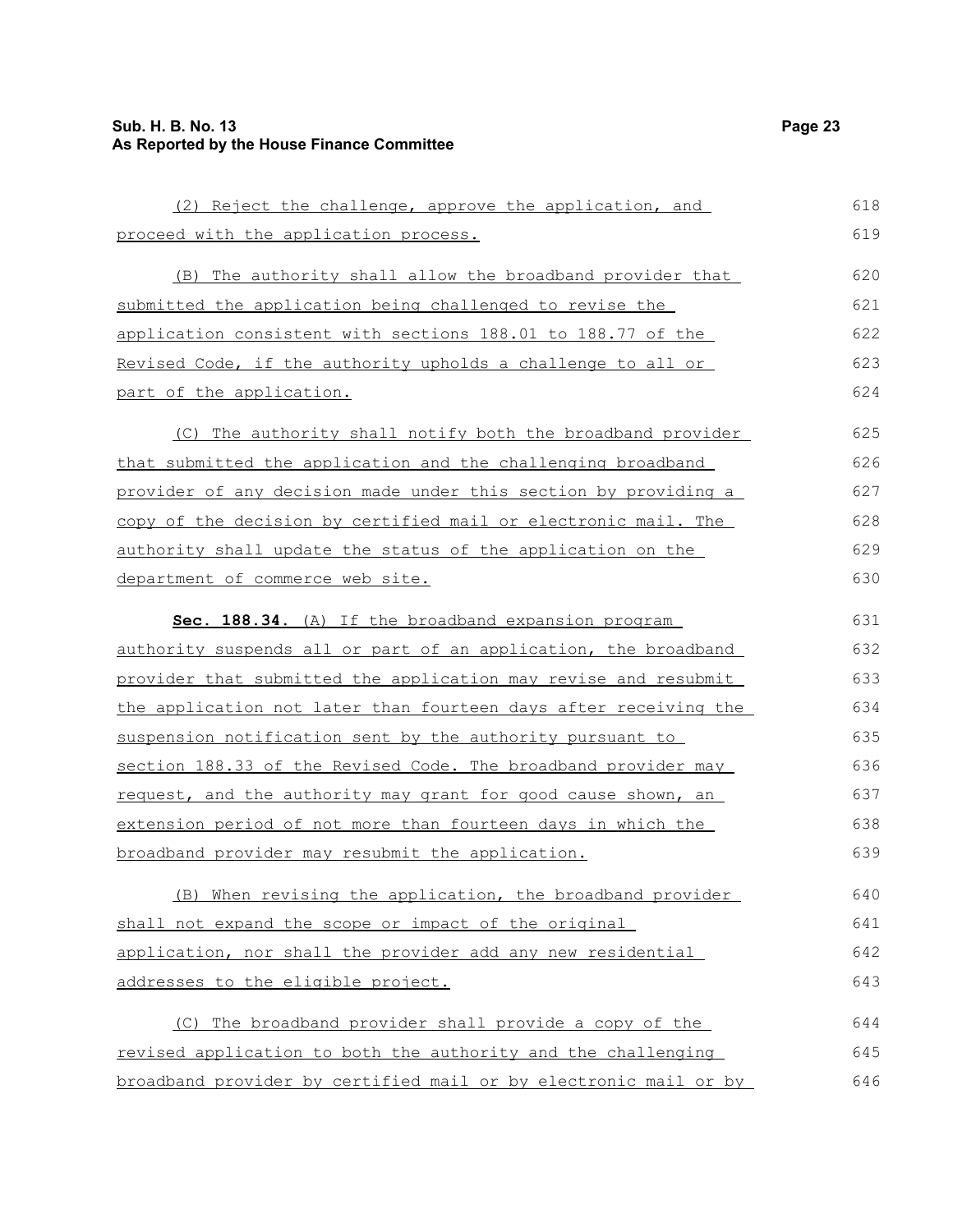(2) Reject the challenge, approve the application, and proceed with the application process.

(B) The authority shall allow the broadband provider that submitted the application being challenged to revise the application consistent with sections 188.01 to 188.77 of the Revised Code, if the authority upholds a challenge to all or part of the application.

(C) The authority shall notify both the broadband provider that submitted the application and the challenging broadband provider of any decision made under this section by providing a copy of the decision by certified mail or electronic mail. The authority shall update the status of the application on the department of commerce web site.

**Sec. 188.34.** (A) If the broadband expansion program authority suspends all or part of an application, the broadband provider that submitted the application may revise and resubmit the application not later than fourteen days after receiving the suspension notification sent by the authority pursuant to section 188.33 of the Revised Code. The broadband provider may request, and the authority may grant for good cause shown, an extension period of not more than fourteen days in which the broadband provider may resubmit the application.

(B) When revising the application, the broadband provider shall not expand the scope or impact of the original application, nor shall the provider add any new residential addresses to the eligible project.

(C) The broadband provider shall provide a copy of the revised application to both the authority and the challenging broadband provider by certified mail or by electronic mail or by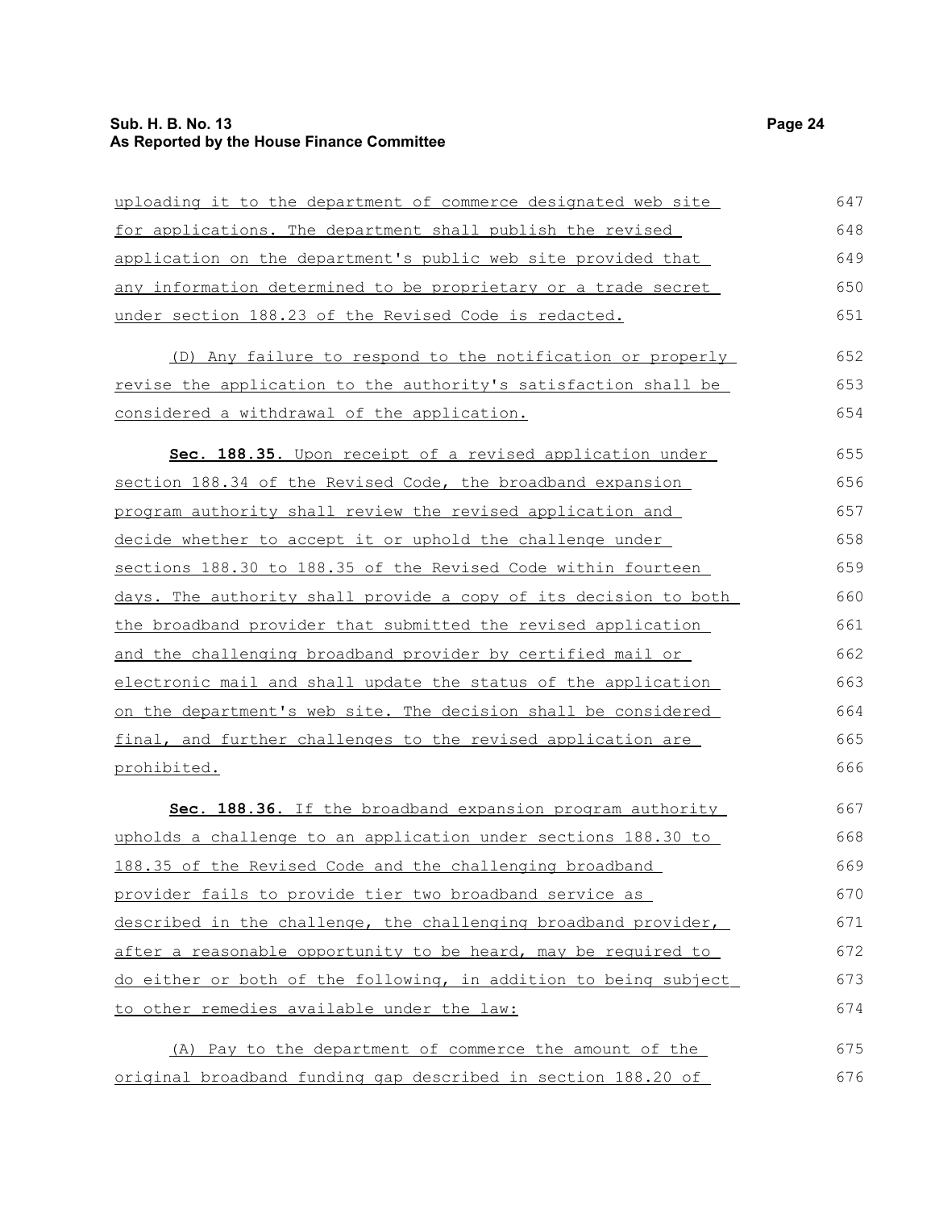uploading it to the department of commerce designated web site for applications. The department shall publish the revised application on the department's public web site provided that any information determined to be proprietary or a trade secret under section 188.23 of the Revised Code is redacted.

(D) Any failure to respond to the notification or properly revise the application to the authority's satisfaction shall be considered a withdrawal of the application.

**Sec. 188.35.** Upon receipt of a revised application under section 188.34 of the Revised Code, the broadband expansion program authority shall review the revised application and decide whether to accept it or uphold the challenge under sections 188.30 to 188.35 of the Revised Code within fourteen days. The authority shall provide a copy of its decision to both the broadband provider that submitted the revised application and the challenging broadband provider by certified mail or electronic mail and shall update the status of the application on the department's web site. The decision shall be considered final, and further challenges to the revised application are prohibited.

**Sec. 188.36.** If the broadband expansion program authority upholds a challenge to an application under sections 188.30 to 188.35 of the Revised Code and the challenging broadband provider fails to provide tier two broadband service as described in the challenge, the challenging broadband provider, after a reasonable opportunity to be heard, may be required to do either or both of the following, in addition to being subject to other remedies available under the law:

(A) Pay to the department of commerce the amount of the original broadband funding gap described in section 188.20 of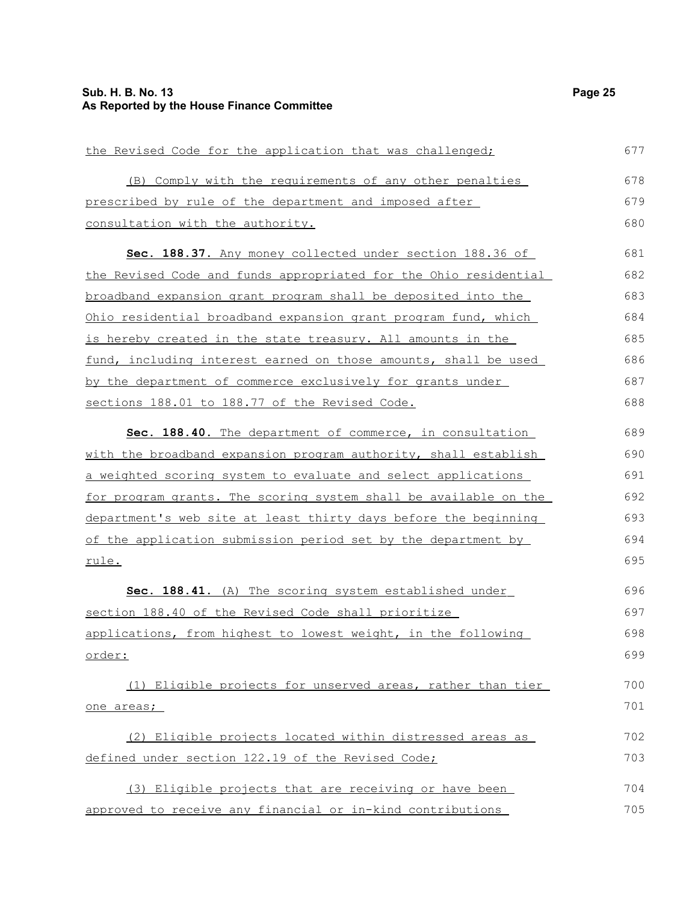the Revised Code for the application that was challenged;

(B) Comply with the requirements of any other penalties prescribed by rule of the department and imposed after consultation with the authority.

**Sec. 188.37.** Any money collected under section 188.36 of the Revised Code and funds appropriated for the Ohio residential broadband expansion grant program shall be deposited into the Ohio residential broadband expansion grant program fund, which is hereby created in the state treasury. All amounts in the fund, including interest earned on those amounts, shall be used by the department of commerce exclusively for grants under sections 188.01 to 188.77 of the Revised Code.

**Sec. 188.40.** The department of commerce, in consultation with the broadband expansion program authority, shall establish a weighted scoring system to evaluate and select applications for program grants. The scoring system shall be available on the department's web site at least thirty days before the beginning of the application submission period set by the department by rule.

**Sec. 188.41.** (A) The scoring system established under section 188.40 of the Revised Code shall prioritize applications, from highest to lowest weight, in the following order:

(1) Eligible projects for unserved areas, rather than tier one areas;

(2) Eligible projects located within distressed areas as defined under section 122.19 of the Revised Code;

(3) Eligible projects that are receiving or have been approved to receive any financial or in-kind contributions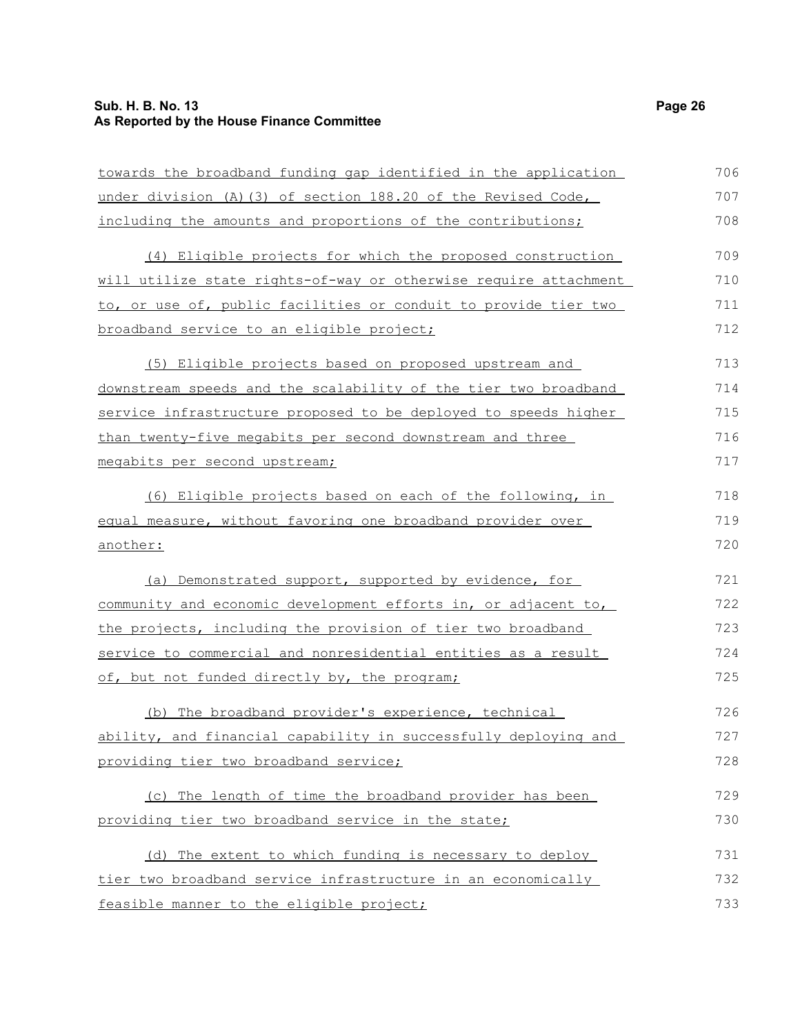towards the broadband funding gap identified in the application under division (A)(3) of section 188.20 of the Revised Code, including the amounts and proportions of the contributions;

(4) Eligible projects for which the proposed construction will utilize state rights-of-way or otherwise require attachment to, or use of, public facilities or conduit to provide tier two broadband service to an eligible project;

(5) Eligible projects based on proposed upstream and downstream speeds and the scalability of the tier two broadband service infrastructure proposed to be deployed to speeds higher than twenty-five megabits per second downstream and three megabits per second upstream;

(6) Eligible projects based on each of the following, in equal measure, without favoring one broadband provider over another:

(a) Demonstrated support, supported by evidence, for community and economic development efforts in, or adjacent to, the projects, including the provision of tier two broadband service to commercial and nonresidential entities as a result of, but not funded directly by, the program;

(b) The broadband provider's experience, technical ability, and financial capability in successfully deploying and providing tier two broadband service;

(c) The length of time the broadband provider has been providing tier two broadband service in the state;

(d) The extent to which funding is necessary to deploy tier two broadband service infrastructure in an economically feasible manner to the eligible project;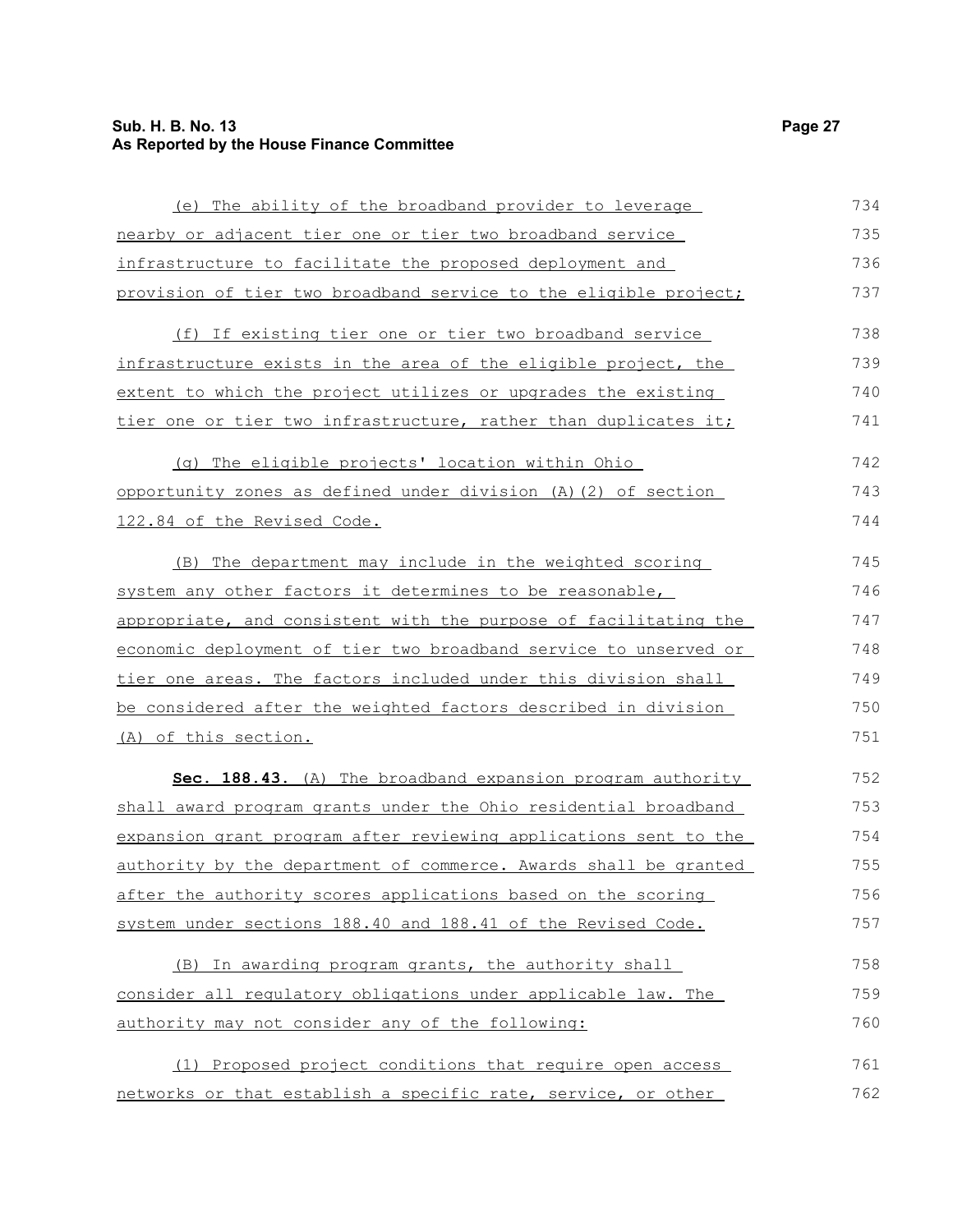(e) The ability of the broadband provider to leverage nearby or adjacent tier one or tier two broadband service infrastructure to facilitate the proposed deployment and provision of tier two broadband service to the eligible project;

(f) If existing tier one or tier two broadband service infrastructure exists in the area of the eligible project, the extent to which the project utilizes or upgrades the existing tier one or tier two infrastructure, rather than duplicates it;

(g) The eligible projects' location within Ohio opportunity zones as defined under division (A)(2) of section 122.84 of the Revised Code.

(B) The department may include in the weighted scoring system any other factors it determines to be reasonable, appropriate, and consistent with the purpose of facilitating the economic deployment of tier two broadband service to unserved or tier one areas. The factors included under this division shall be considered after the weighted factors described in division (A) of this section.

**Sec. 188.43.** (A) The broadband expansion program authority shall award program grants under the Ohio residential broadband expansion grant program after reviewing applications sent to the authority by the department of commerce. Awards shall be granted after the authority scores applications based on the scoring system under sections 188.40 and 188.41 of the Revised Code.

(B) In awarding program grants, the authority shall consider all regulatory obligations under applicable law. The authority may not consider any of the following:

(1) Proposed project conditions that require open access networks or that establish a specific rate, service, or other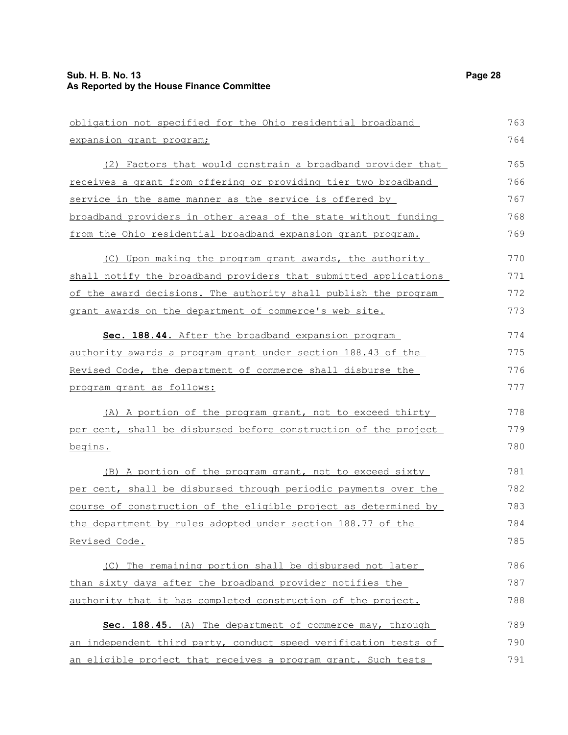obligation not specified for the Ohio residential broadband expansion grant program;

(2) Factors that would constrain a broadband provider that receives a grant from offering or providing tier two broadband service in the same manner as the service is offered by broadband providers in other areas of the state without funding from the Ohio residential broadband expansion grant program.

(C) Upon making the program grant awards, the authority shall notify the broadband providers that submitted applications of the award decisions. The authority shall publish the program grant awards on the department of commerce's web site.

**Sec. 188.44.** After the broadband expansion program authority awards a program grant under section 188.43 of the Revised Code, the department of commerce shall disburse the program grant as follows:

(A) A portion of the program grant, not to exceed thirty per cent, shall be disbursed before construction of the project begins.

(B) A portion of the program grant, not to exceed sixty per cent, shall be disbursed through periodic payments over the course of construction of the eligible project as determined by the department by rules adopted under section 188.77 of the Revised Code.

(C) The remaining portion shall be disbursed not later than sixty days after the broadband provider notifies the authority that it has completed construction of the project.

**Sec. 188.45.** (A) The department of commerce may, through an independent third party, conduct speed verification tests of an eligible project that receives a program grant. Such tests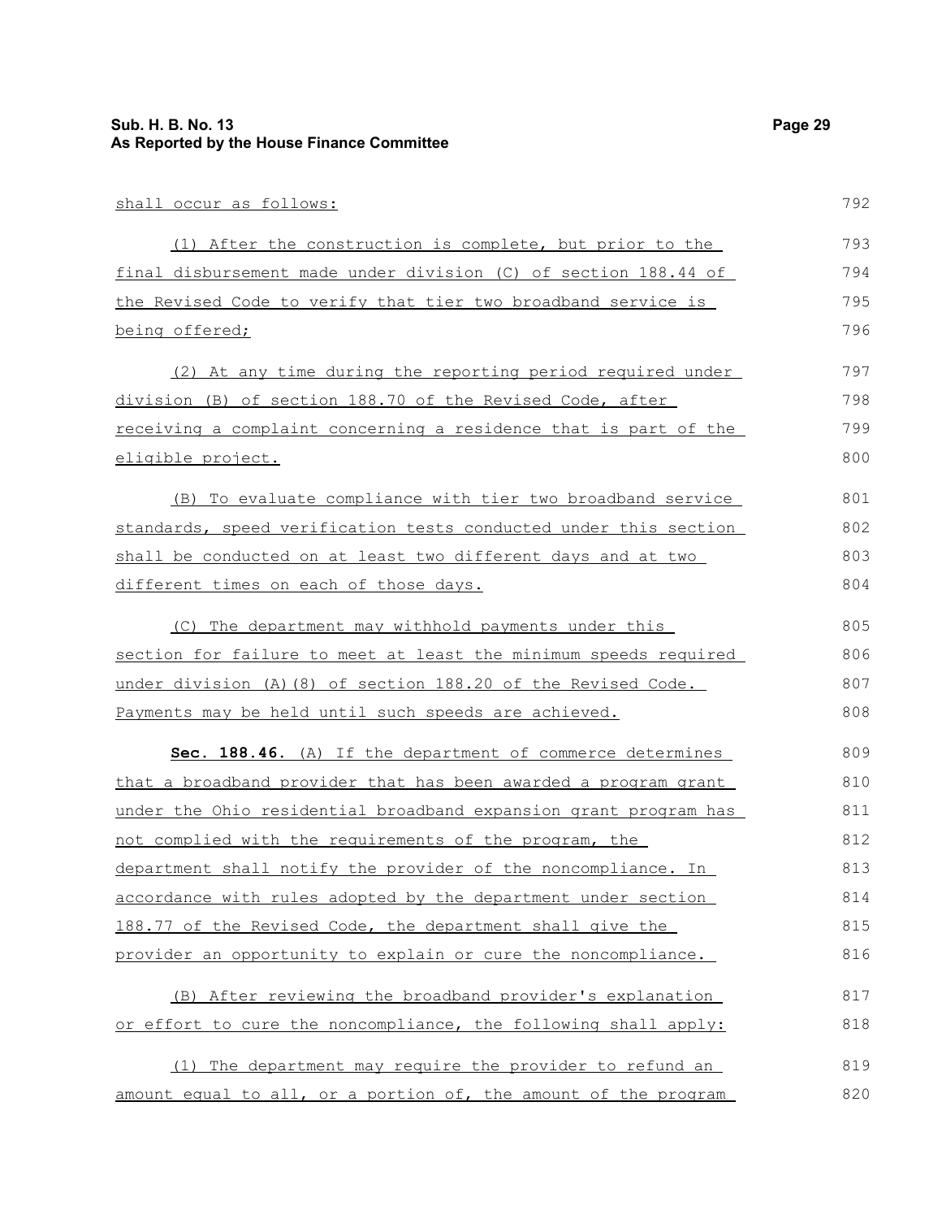shall occur as follows:

(1) After the construction is complete, but prior to the final disbursement made under division (C) of section 188.44 of the Revised Code to verify that tier two broadband service is being offered;

(2) At any time during the reporting period required under division (B) of section 188.70 of the Revised Code, after receiving a complaint concerning a residence that is part of the eligible project.

(B) To evaluate compliance with tier two broadband service standards, speed verification tests conducted under this section shall be conducted on at least two different days and at two different times on each of those days.

(C) The department may withhold payments under this section for failure to meet at least the minimum speeds required under division (A)(8) of section 188.20 of the Revised Code. Payments may be held until such speeds are achieved.

**Sec. 188.46.** (A) If the department of commerce determines that a broadband provider that has been awarded a program grant under the Ohio residential broadband expansion grant program has not complied with the requirements of the program, the department shall notify the provider of the noncompliance. In accordance with rules adopted by the department under section 188.77 of the Revised Code, the department shall give the provider an opportunity to explain or cure the noncompliance.

(B) After reviewing the broadband provider's explanation or effort to cure the noncompliance, the following shall apply:

(1) The department may require the provider to refund an amount equal to all, or a portion of, the amount of the program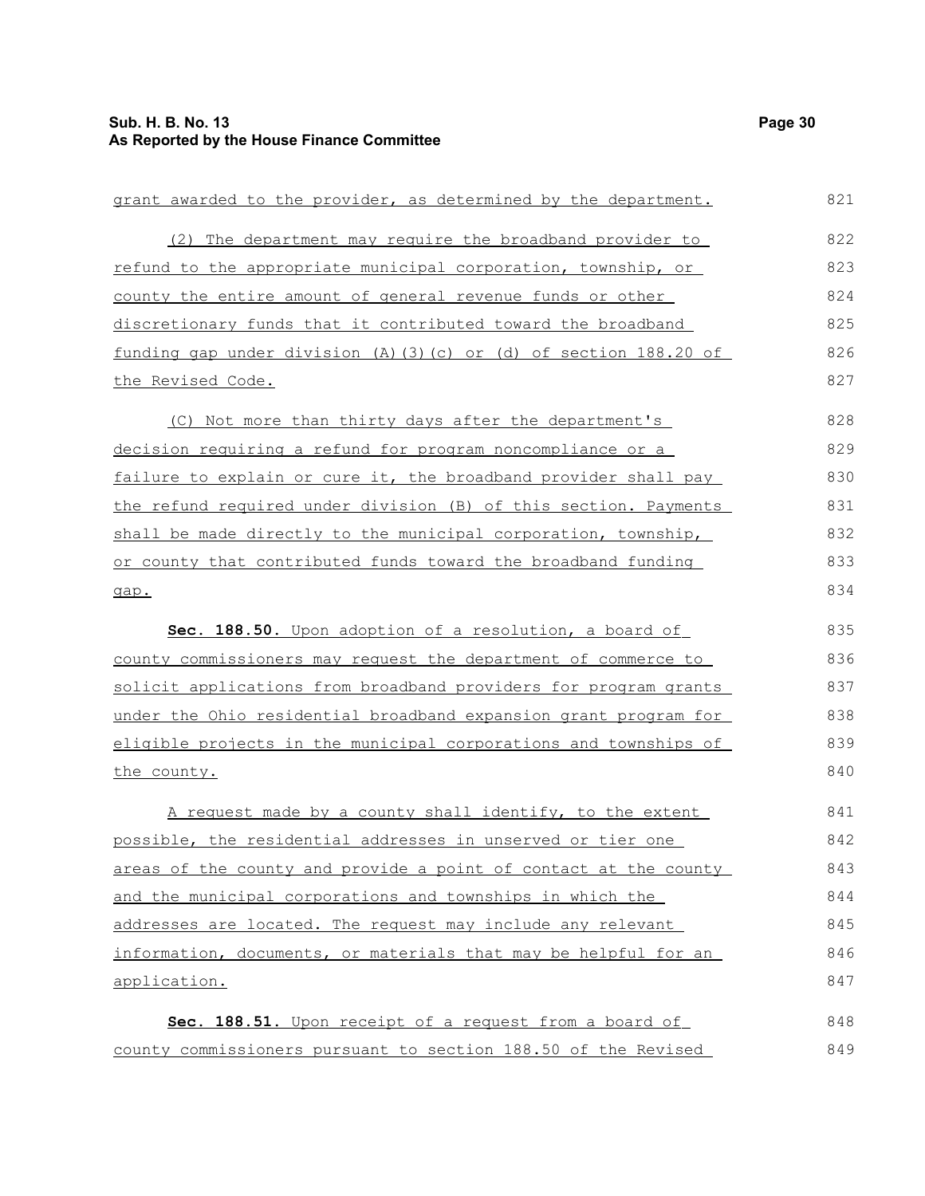grant awarded to the provider, as determined by the department.

(2) The department may require the broadband provider to refund to the appropriate municipal corporation, township, or county the entire amount of general revenue funds or other discretionary funds that it contributed toward the broadband funding gap under division (A)(3)(c) or (d) of section 188.20 of the Revised Code.

(C) Not more than thirty days after the department's decision requiring a refund for program noncompliance or a failure to explain or cure it, the broadband provider shall pay the refund required under division (B) of this section. Payments shall be made directly to the municipal corporation, township, or county that contributed funds toward the broadband funding gap.

**Sec. 188.50.** Upon adoption of a resolution, a board of county commissioners may request the department of commerce to solicit applications from broadband providers for program grants under the Ohio residential broadband expansion grant program for eligible projects in the municipal corporations and townships of the county.

A request made by a county shall identify, to the extent possible, the residential addresses in unserved or tier one areas of the county and provide a point of contact at the county and the municipal corporations and townships in which the addresses are located. The request may include any relevant information, documents, or materials that may be helpful for an application.

**Sec. 188.51.** Upon receipt of a request from a board of county commissioners pursuant to section 188.50 of the Revised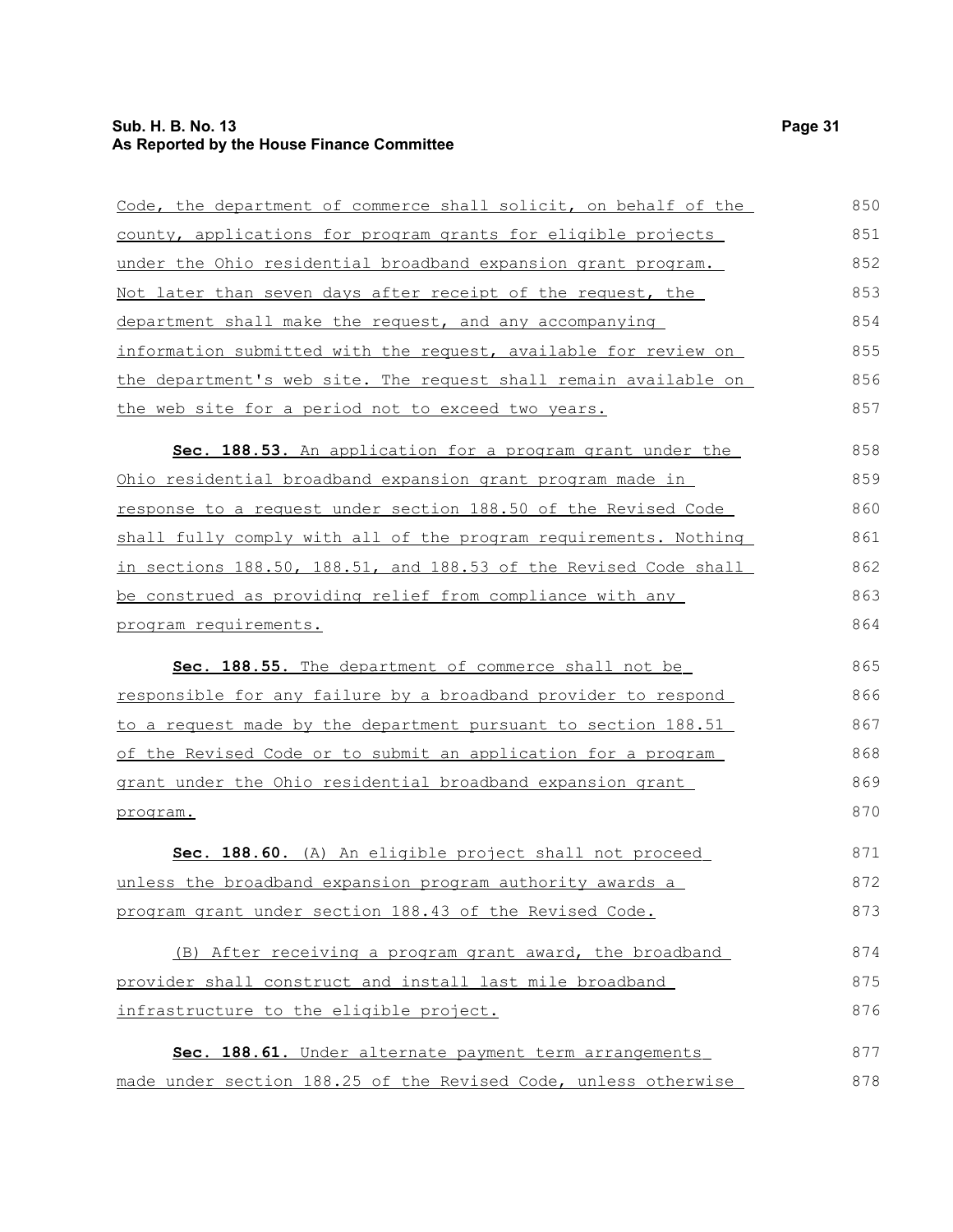Code, the department of commerce shall solicit, on behalf of the county, applications for program grants for eligible projects under the Ohio residential broadband expansion grant program. Not later than seven days after receipt of the request, the department shall make the request, and any accompanying information submitted with the request, available for review on the department's web site. The request shall remain available on the web site for a period not to exceed two years.

**Sec. 188.53.** An application for a program grant under the Ohio residential broadband expansion grant program made in response to a request under section 188.50 of the Revised Code shall fully comply with all of the program requirements. Nothing in sections 188.50, 188.51, and 188.53 of the Revised Code shall be construed as providing relief from compliance with any program requirements.

**Sec. 188.55.** The department of commerce shall not be responsible for any failure by a broadband provider to respond to a request made by the department pursuant to section 188.51 of the Revised Code or to submit an application for a program grant under the Ohio residential broadband expansion grant program.

**Sec. 188.60.** (A) An eligible project shall not proceed unless the broadband expansion program authority awards a program grant under section 188.43 of the Revised Code.

(B) After receiving a program grant award, the broadband provider shall construct and install last mile broadband infrastructure to the eligible project.

**Sec. 188.61.** Under alternate payment term arrangements made under section 188.25 of the Revised Code, unless otherwise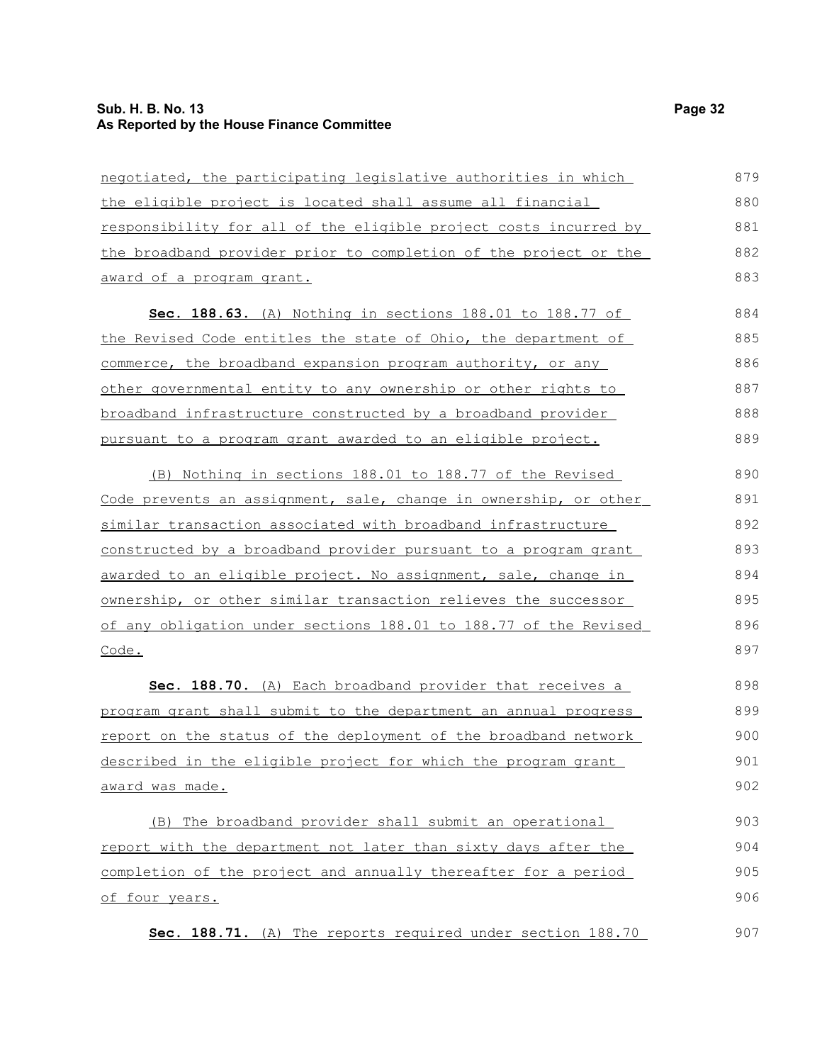negotiated, the participating legislative authorities in which the eligible project is located shall assume all financial responsibility for all of the eligible project costs incurred by the broadband provider prior to completion of the project or the award of a program grant.

**Sec. 188.63.** (A) Nothing in sections 188.01 to 188.77 of the Revised Code entitles the state of Ohio, the department of commerce, the broadband expansion program authority, or any other governmental entity to any ownership or other rights to broadband infrastructure constructed by a broadband provider pursuant to a program grant awarded to an eligible project.

(B) Nothing in sections 188.01 to 188.77 of the Revised Code prevents an assignment, sale, change in ownership, or other similar transaction associated with broadband infrastructure constructed by a broadband provider pursuant to a program grant awarded to an eligible project. No assignment, sale, change in ownership, or other similar transaction relieves the successor of any obligation under sections 188.01 to 188.77 of the Revised Code.

**Sec. 188.70.** (A) Each broadband provider that receives a program grant shall submit to the department an annual progress report on the status of the deployment of the broadband network described in the eligible project for which the program grant award was made.

(B) The broadband provider shall submit an operational report with the department not later than sixty days after the completion of the project and annually thereafter for a period of four years.

**Sec. 188.71.** (A) The reports required under section 188.70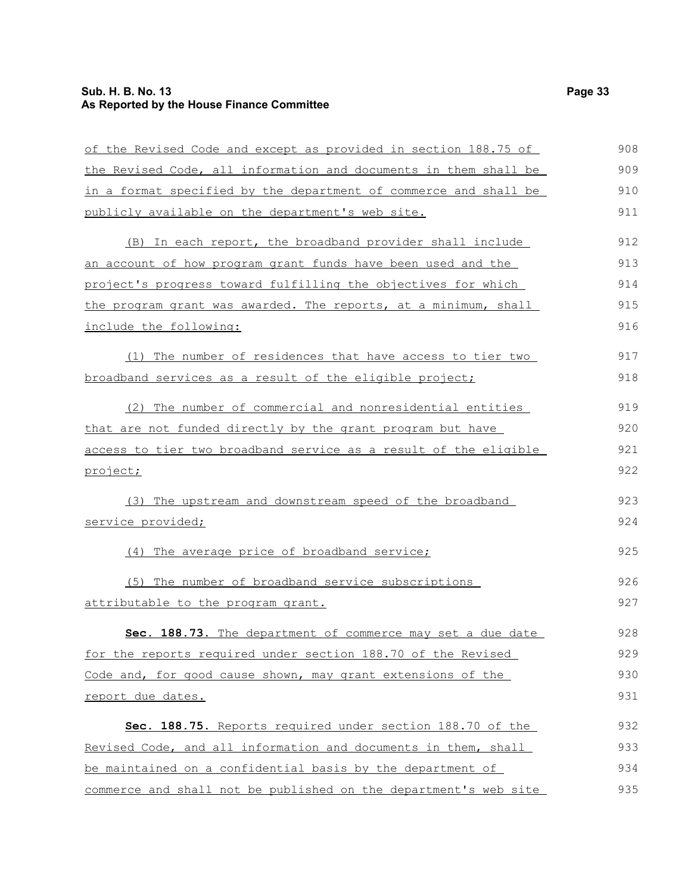of the Revised Code and except as provided in section 188.75 of the Revised Code, all information and documents in them shall be in a format specified by the department of commerce and shall be publicly available on the department's web site.

(B) In each report, the broadband provider shall include an account of how program grant funds have been used and the project's progress toward fulfilling the objectives for which the program grant was awarded. The reports, at a minimum, shall include the following:

(1) The number of residences that have access to tier two broadband services as a result of the eligible project;

(2) The number of commercial and nonresidential entities that are not funded directly by the grant program but have access to tier two broadband service as a result of the eligible project;

(3) The upstream and downstream speed of the broadband service provided;

(4) The average price of broadband service;

(5) The number of broadband service subscriptions attributable to the program grant.

**Sec. 188.73.** The department of commerce may set a due date for the reports required under section 188.70 of the Revised Code and, for good cause shown, may grant extensions of the report due dates.

**Sec. 188.75.** Reports required under section 188.70 of the Revised Code, and all information and documents in them, shall be maintained on a confidential basis by the department of commerce and shall not be published on the department's web site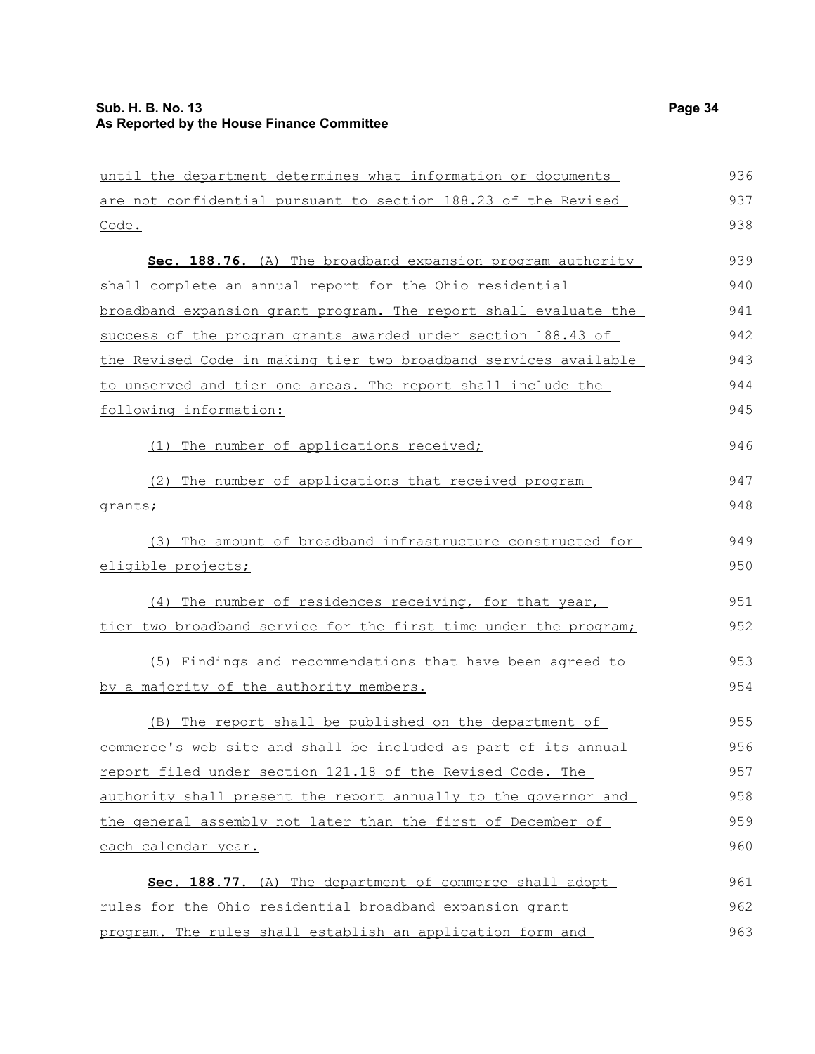until the department determines what information or documents are not confidential pursuant to section 188.23 of the Revised Code.

**Sec. 188.76.** (A) The broadband expansion program authority shall complete an annual report for the Ohio residential broadband expansion grant program. The report shall evaluate the success of the program grants awarded under section 188.43 of the Revised Code in making tier two broadband services available to unserved and tier one areas. The report shall include the following information:

(1) The number of applications received;

(2) The number of applications that received program grants;

(3) The amount of broadband infrastructure constructed for eligible projects;

(4) The number of residences receiving, for that year, tier two broadband service for the first time under the program;

(5) Findings and recommendations that have been agreed to by a majority of the authority members.

(B) The report shall be published on the department of commerce's web site and shall be included as part of its annual report filed under section 121.18 of the Revised Code. The authority shall present the report annually to the governor and the general assembly not later than the first of December of each calendar year.

**Sec. 188.77.** (A) The department of commerce shall adopt rules for the Ohio residential broadband expansion grant program. The rules shall establish an application form and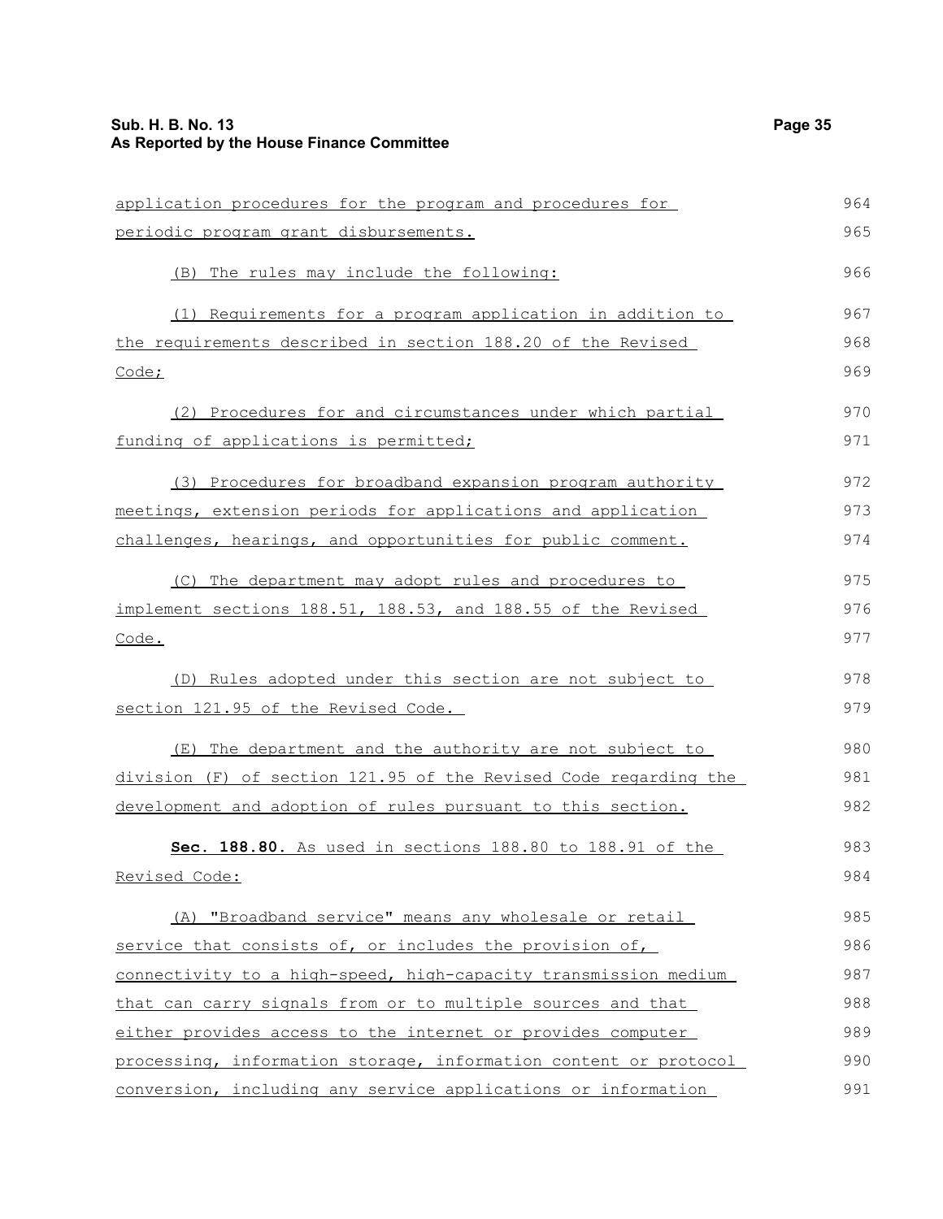application procedures for the program and procedures for periodic program grant disbursements.

(B) The rules may include the following:

(1) Requirements for a program application in addition to the requirements described in section 188.20 of the Revised Code;

(2) Procedures for and circumstances under which partial funding of applications is permitted;

(3) Procedures for broadband expansion program authority meetings, extension periods for applications and application challenges, hearings, and opportunities for public comment.

(C) The department may adopt rules and procedures to implement sections 188.51, 188.53, and 188.55 of the Revised Code.

(D) Rules adopted under this section are not subject to section 121.95 of the Revised Code.

(E) The department and the authority are not subject to division (F) of section 121.95 of the Revised Code regarding the development and adoption of rules pursuant to this section.

**Sec. 188.80.** As used in sections 188.80 to 188.91 of the Revised Code:

(A) "Broadband service" means any wholesale or retail service that consists of, or includes the provision of, connectivity to a high-speed, high-capacity transmission medium that can carry signals from or to multiple sources and that either provides access to the internet or provides computer processing, information storage, information content or protocol conversion, including any service applications or information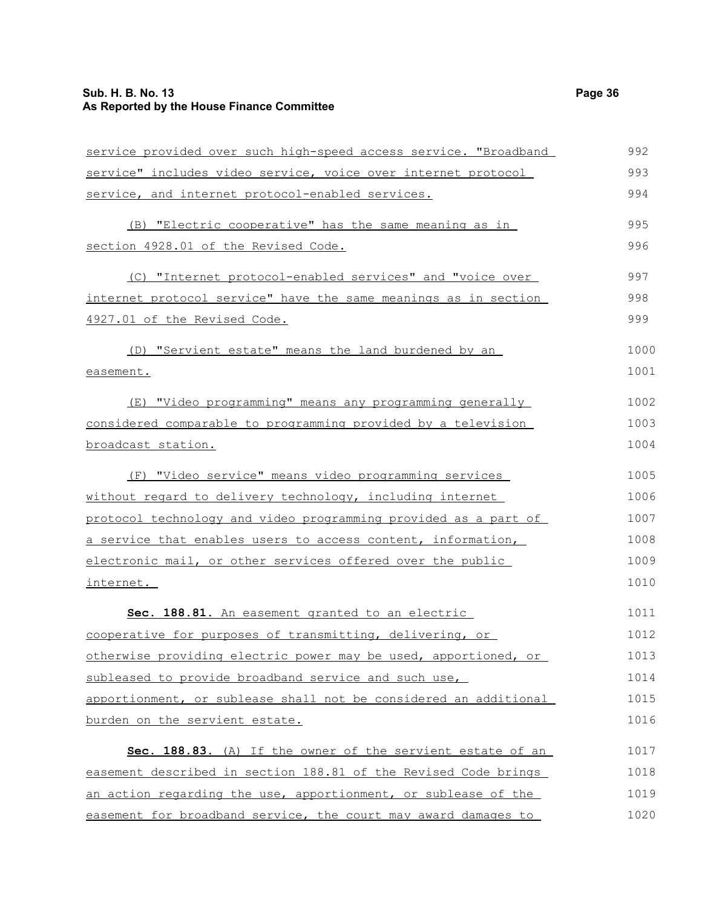service provided over such high-speed access service. "Broadband service" includes video service, voice over internet protocol service, and internet protocol-enabled services.

(B) "Electric cooperative" has the same meaning as in section 4928.01 of the Revised Code.

(C) "Internet protocol-enabled services" and "voice over internet protocol service" have the same meanings as in section 4927.01 of the Revised Code.

(D) "Servient estate" means the land burdened by an easement.

(E) "Video programming" means any programming generally considered comparable to programming provided by a television broadcast station.

(F) "Video service" means video programming services without regard to delivery technology, including internet protocol technology and video programming provided as a part of a service that enables users to access content, information, electronic mail, or other services offered over the public internet.

**Sec. 188.81.** An easement granted to an electric cooperative for purposes of transmitting, delivering, or otherwise providing electric power may be used, apportioned, or subleased to provide broadband service and such use, apportionment, or sublease shall not be considered an additional burden on the servient estate.

**Sec. 188.83.** (A) If the owner of the servient estate of an easement described in section 188.81 of the Revised Code brings an action regarding the use, apportionment, or sublease of the easement for broadband service, the court may award damages to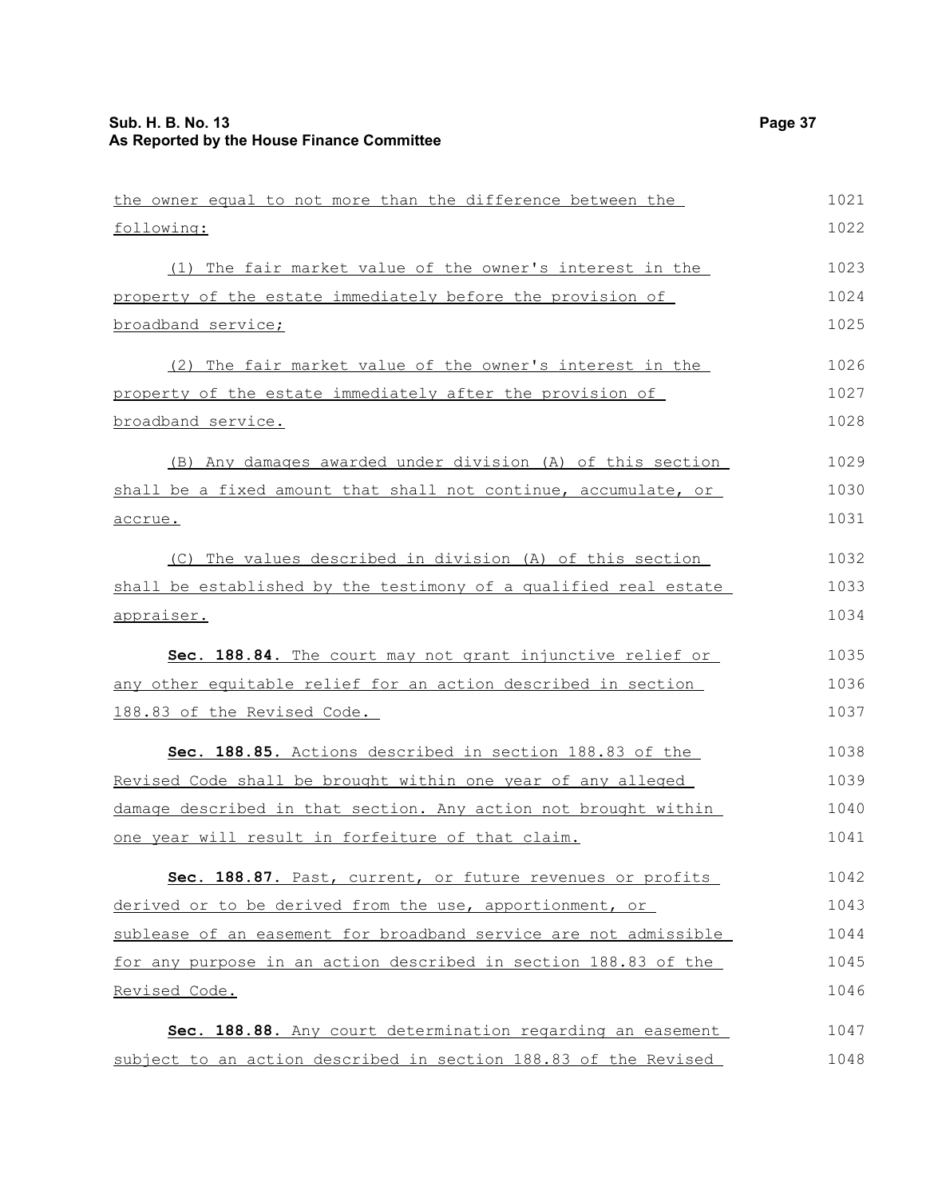the owner equal to not more than the difference between the following:

(1) The fair market value of the owner's interest in the property of the estate immediately before the provision of broadband service;

(2) The fair market value of the owner's interest in the property of the estate immediately after the provision of broadband service.

(B) Any damages awarded under division (A) of this section shall be a fixed amount that shall not continue, accumulate, or accrue.

(C) The values described in division (A) of this section shall be established by the testimony of a qualified real estate appraiser.

**Sec. 188.84.** The court may not grant injunctive relief or any other equitable relief for an action described in section 188.83 of the Revised Code.

**Sec. 188.85.** Actions described in section 188.83 of the Revised Code shall be brought within one year of any alleged damage described in that section. Any action not brought within one year will result in forfeiture of that claim.

**Sec. 188.87.** Past, current, or future revenues or profits derived or to be derived from the use, apportionment, or sublease of an easement for broadband service are not admissible for any purpose in an action described in section 188.83 of the Revised Code.

**Sec. 188.88.** Any court determination regarding an easement subject to an action described in section 188.83 of the Revised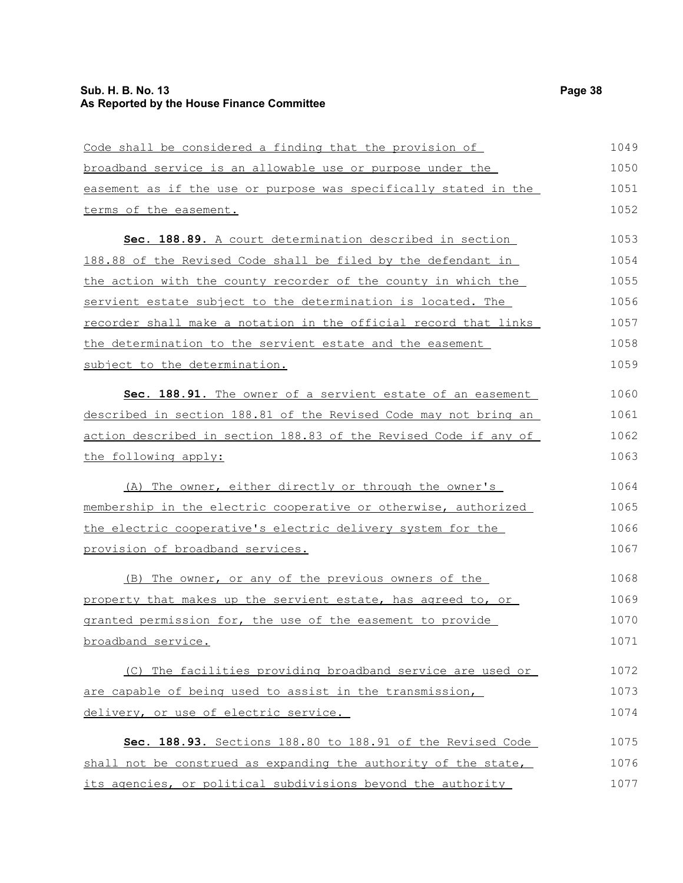Code shall be considered a finding that the provision of broadband service is an allowable use or purpose under the easement as if the use or purpose was specifically stated in the terms of the easement.

**Sec. 188.89.** A court determination described in section 188.88 of the Revised Code shall be filed by the defendant in the action with the county recorder of the county in which the servient estate subject to the determination is located. The recorder shall make a notation in the official record that links the determination to the servient estate and the easement subject to the determination.

**Sec. 188.91.** The owner of a servient estate of an easement described in section 188.81 of the Revised Code may not bring an action described in section 188.83 of the Revised Code if any of the following apply:

(A) The owner, either directly or through the owner's membership in the electric cooperative or otherwise, authorized the electric cooperative's electric delivery system for the provision of broadband services.

(B) The owner, or any of the previous owners of the property that makes up the servient estate, has agreed to, or granted permission for, the use of the easement to provide broadband service.

(C) The facilities providing broadband service are used or are capable of being used to assist in the transmission, delivery, or use of electric service.

**Sec. 188.93.** Sections 188.80 to 188.91 of the Revised Code shall not be construed as expanding the authority of the state, its agencies, or political subdivisions beyond the authority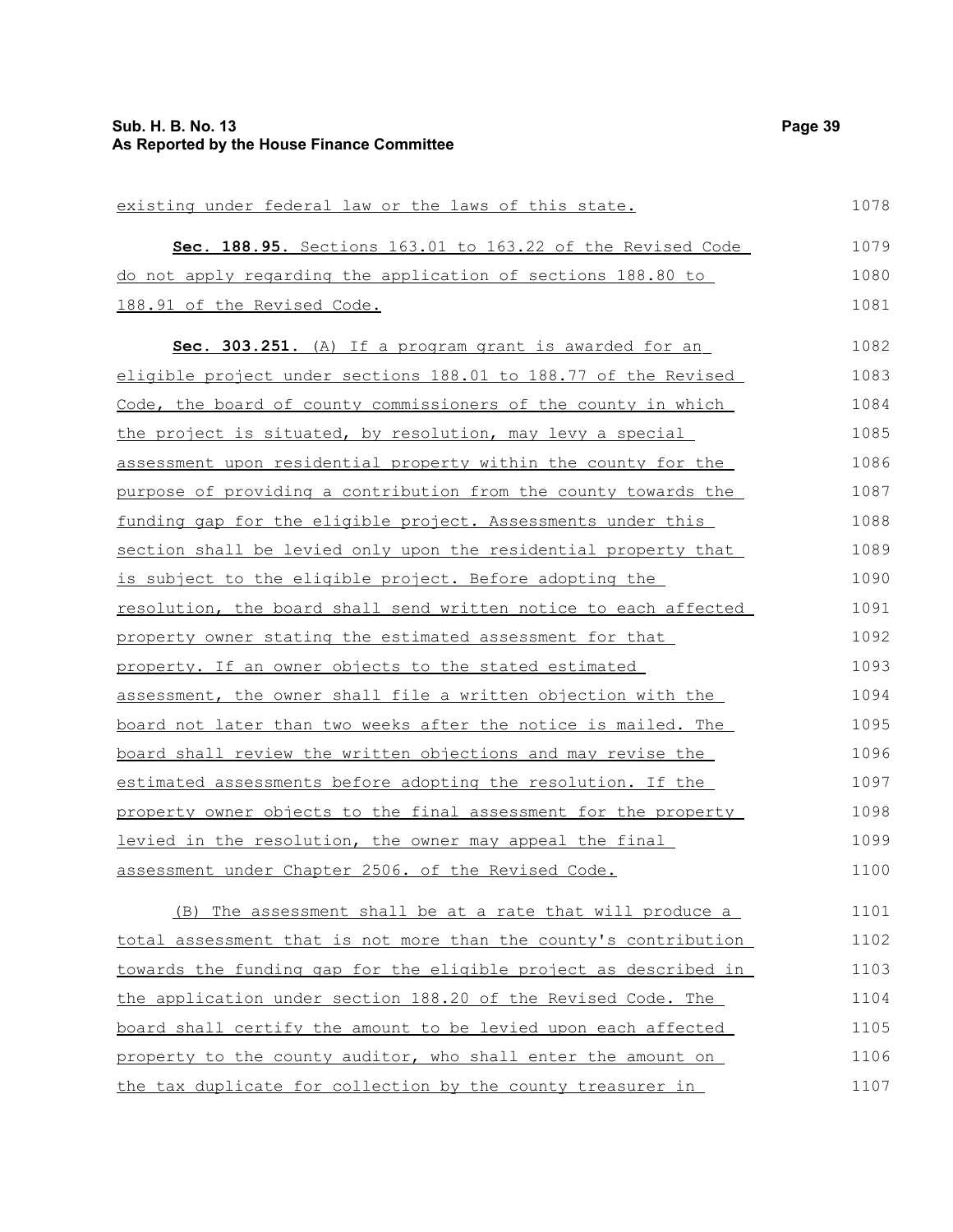existing under federal law or the laws of this state.

**Sec. 188.95.** Sections 163.01 to 163.22 of the Revised Code do not apply regarding the application of sections 188.80 to 188.91 of the Revised Code.

**Sec. 303.251.** (A) If a program grant is awarded for an eligible project under sections 188.01 to 188.77 of the Revised Code, the board of county commissioners of the county in which the project is situated, by resolution, may levy a special assessment upon residential property within the county for the purpose of providing a contribution from the county towards the funding gap for the eligible project. Assessments under this section shall be levied only upon the residential property that is subject to the eligible project. Before adopting the resolution, the board shall send written notice to each affected property owner stating the estimated assessment for that property. If an owner objects to the stated estimated assessment, the owner shall file a written objection with the board not later than two weeks after the notice is mailed. The board shall review the written objections and may revise the estimated assessments before adopting the resolution. If the property owner objects to the final assessment for the property levied in the resolution, the owner may appeal the final assessment under Chapter 2506. of the Revised Code.

(B) The assessment shall be at a rate that will produce a total assessment that is not more than the county's contribution towards the funding gap for the eligible project as described in the application under section 188.20 of the Revised Code. The board shall certify the amount to be levied upon each affected property to the county auditor, who shall enter the amount on the tax duplicate for collection by the county treasurer in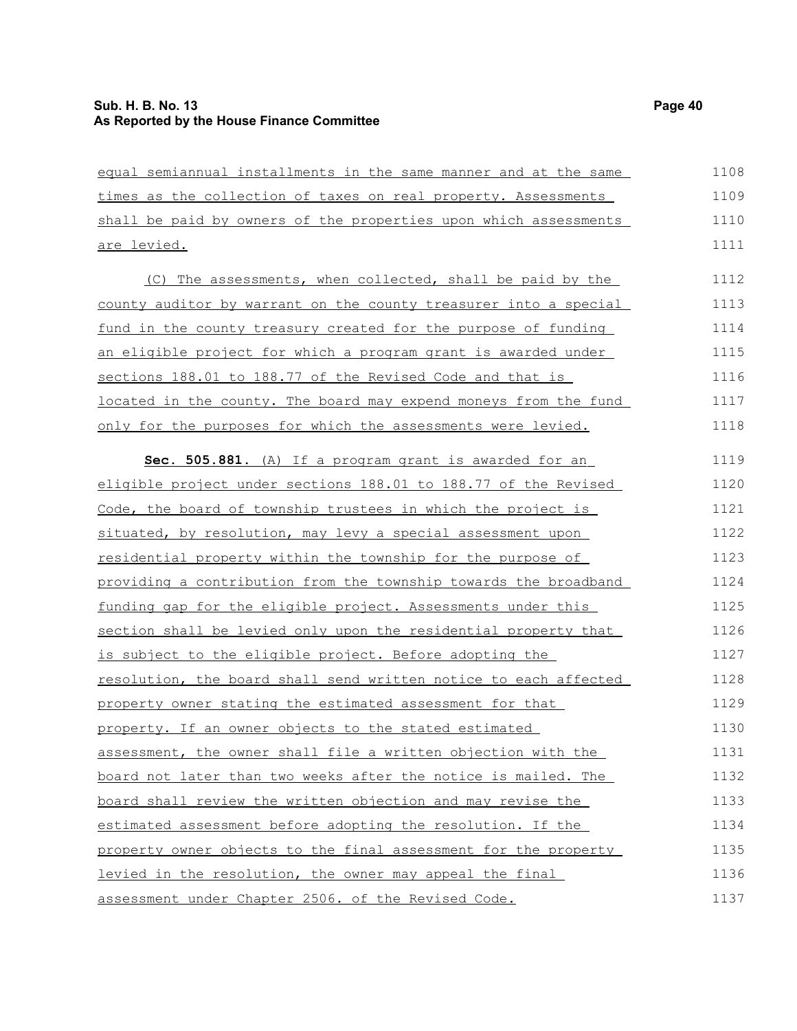equal semiannual installments in the same manner and at the same times as the collection of taxes on real property. Assessments shall be paid by owners of the properties upon which assessments are levied.

(C) The assessments, when collected, shall be paid by the county auditor by warrant on the county treasurer into a special fund in the county treasury created for the purpose of funding an eligible project for which a program grant is awarded under sections 188.01 to 188.77 of the Revised Code and that is located in the county. The board may expend moneys from the fund only for the purposes for which the assessments were levied.

**Sec. 505.881.** (A) If a program grant is awarded for an eligible project under sections 188.01 to 188.77 of the Revised Code, the board of township trustees in which the project is situated, by resolution, may levy a special assessment upon residential property within the township for the purpose of providing a contribution from the township towards the broadband funding gap for the eligible project. Assessments under this section shall be levied only upon the residential property that is subject to the eligible project. Before adopting the resolution, the board shall send written notice to each affected property owner stating the estimated assessment for that property. If an owner objects to the stated estimated assessment, the owner shall file a written objection with the board not later than two weeks after the notice is mailed. The board shall review the written objection and may revise the estimated assessment before adopting the resolution. If the property owner objects to the final assessment for the property levied in the resolution, the owner may appeal the final assessment under Chapter 2506. of the Revised Code.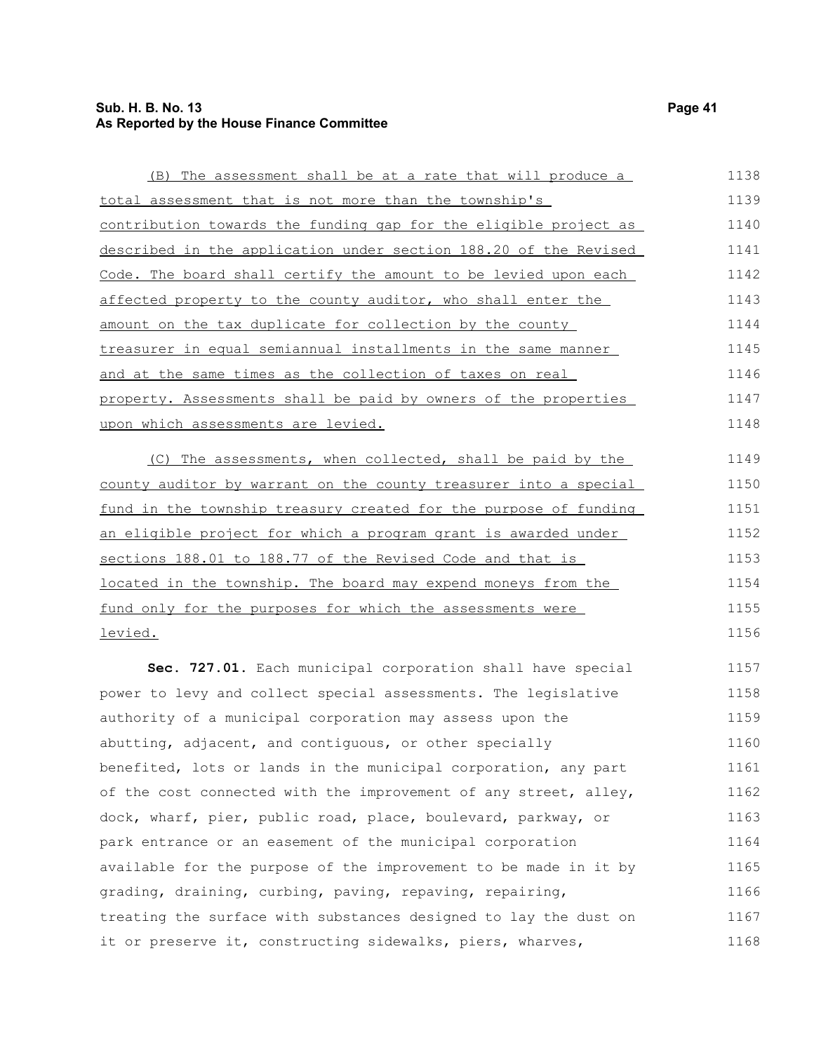(B) The assessment shall be at a rate that will produce a total assessment that is not more than the township's contribution towards the funding gap for the eligible project as described in the application under section 188.20 of the Revised Code. The board shall certify the amount to be levied upon each affected property to the county auditor, who shall enter the amount on the tax duplicate for collection by the county treasurer in equal semiannual installments in the same manner and at the same times as the collection of taxes on real property. Assessments shall be paid by owners of the properties upon which assessments are levied.

(C) The assessments, when collected, shall be paid by the county auditor by warrant on the county treasurer into a special fund in the township treasury created for the purpose of funding an eligible project for which a program grant is awarded under sections 188.01 to 188.77 of the Revised Code and that is located in the township. The board may expend moneys from the fund only for the purposes for which the assessments were levied.

**Sec. 727.01.** Each municipal corporation shall have special power to levy and collect special assessments. The legislative authority of a municipal corporation may assess upon the abutting, adjacent, and contiguous, or other specially benefited, lots or lands in the municipal corporation, any part of the cost connected with the improvement of any street, alley, dock, wharf, pier, public road, place, boulevard, parkway, or park entrance or an easement of the municipal corporation available for the purpose of the improvement to be made in it by grading, draining, curbing, paving, repaving, repairing, treating the surface with substances designed to lay the dust on it or preserve it, constructing sidewalks, piers, wharves,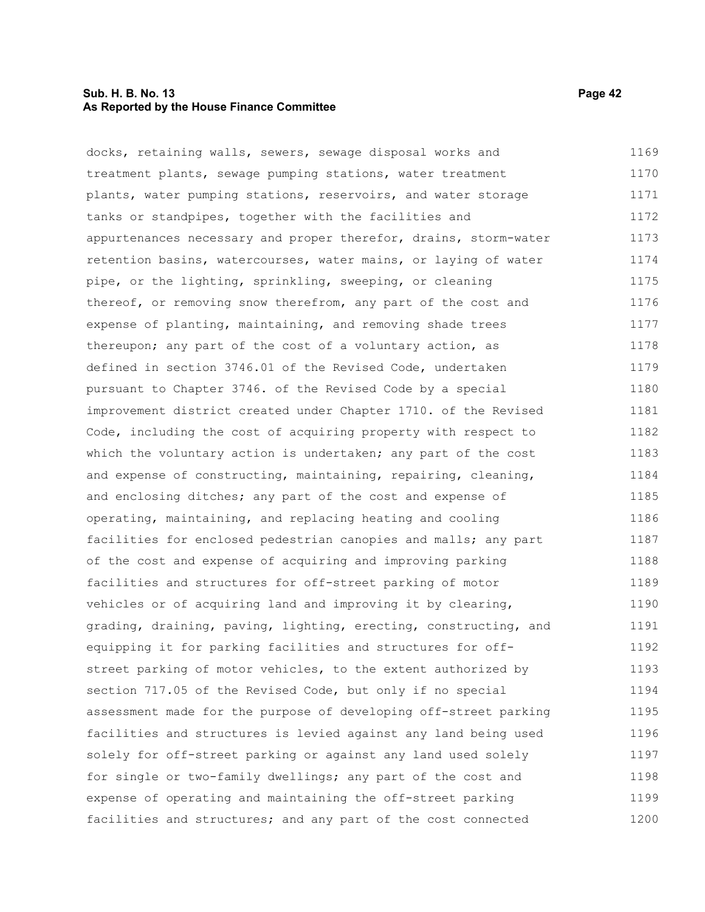docks, retaining walls, sewers, sewage disposal works and treatment plants, sewage pumping stations, water treatment plants, water pumping stations, reservoirs, and water storage tanks or standpipes, together with the facilities and appurtenances necessary and proper therefor, drains, storm-water retention basins, watercourses, water mains, or laying of water pipe, or the lighting, sprinkling, sweeping, or cleaning thereof, or removing snow therefrom, any part of the cost and expense of planting, maintaining, and removing shade trees thereupon; any part of the cost of a voluntary action, as defined in section 3746.01 of the Revised Code, undertaken pursuant to Chapter 3746. of the Revised Code by a special improvement district created under Chapter 1710. of the Revised Code, including the cost of acquiring property with respect to which the voluntary action is undertaken; any part of the cost and expense of constructing, maintaining, repairing, cleaning, and enclosing ditches; any part of the cost and expense of operating, maintaining, and replacing heating and cooling facilities for enclosed pedestrian canopies and malls; any part of the cost and expense of acquiring and improving parking facilities and structures for off-street parking of motor vehicles or of acquiring land and improving it by clearing, grading, draining, paving, lighting, erecting, constructing, and equipping it for parking facilities and structures for off-street parking of motor vehicles, to the extent authorized by section 717.05 of the Revised Code, but only if no special assessment made for the purpose of developing off-street parking facilities and structures is levied against any land being used solely for off-street parking or against any land used solely for single or two-family dwellings; any part of the cost and expense of operating and maintaining the off-street parking facilities and structures; and any part of the cost connected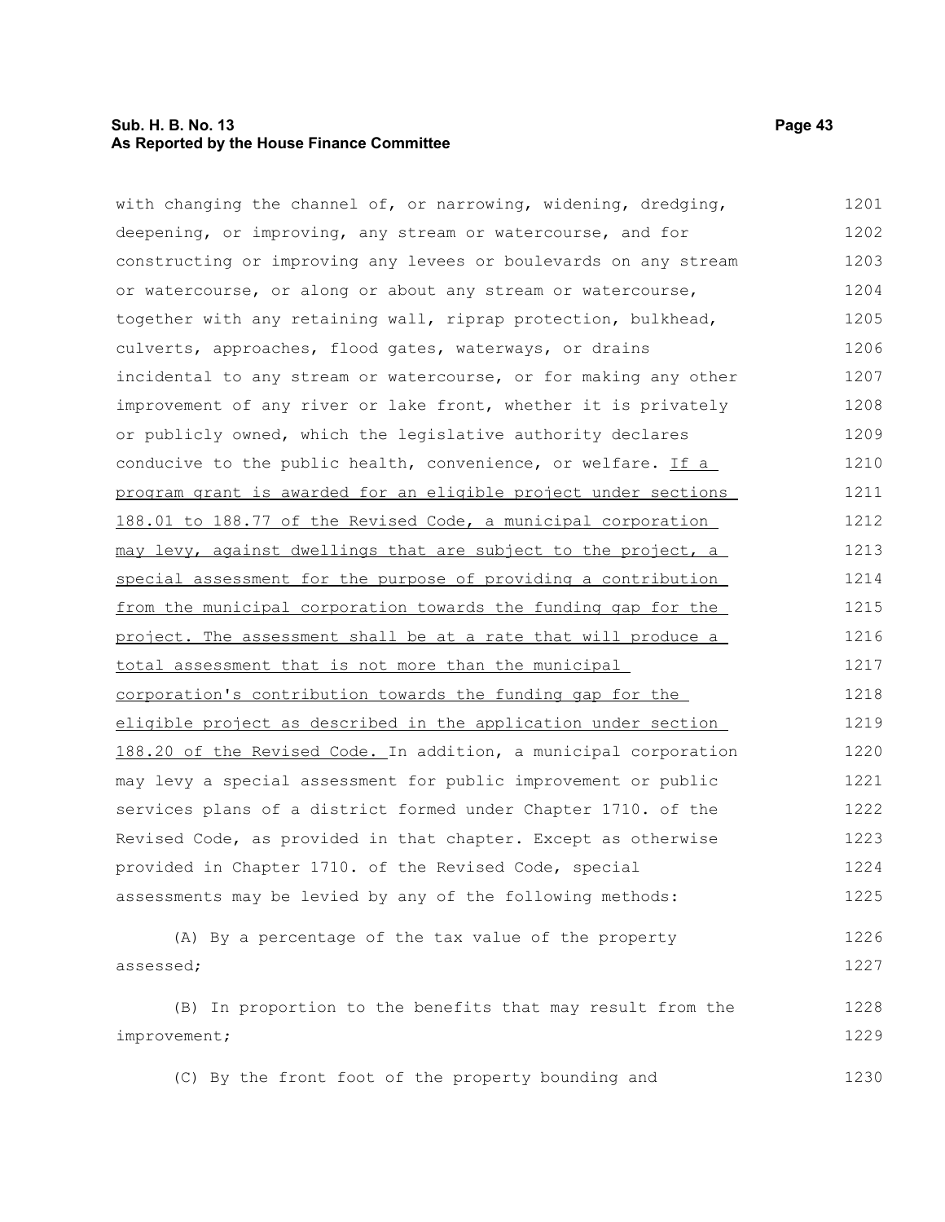with changing the channel of, or narrowing, widening, dredging, deepening, or improving, any stream or watercourse, and for constructing or improving any levees or boulevards on any stream or watercourse, or along or about any stream or watercourse, together with any retaining wall, riprap protection, bulkhead, culverts, approaches, flood gates, waterways, or drains incidental to any stream or watercourse, or for making any other improvement of any river or lake front, whether it is privately or publicly owned, which the legislative authority declares conducive to the public health, convenience, or welfare. <u>If a program grant is awarded for an eligible project under sections 188.01 to 188.77 of the Revised Code, a municipal corporation may levy, against dwellings that are subject to the project, a special assessment for the purpose of providing a contribution from the municipal corporation towards the funding gap for the project. The assessment shall be at a rate that will produce a total assessment that is not more than the municipal corporation's contribution towards the funding gap for the eligible project as described in the application under section 188.20 of the Revised Code.</u> In addition, a municipal corporation may levy a special assessment for public improvement or public services plans of a district formed under Chapter 1710. of the Revised Code, as provided in that chapter. Except as otherwise provided in Chapter 1710. of the Revised Code, special assessments may be levied by any of the following methods:

(A) By a percentage of the tax value of the property assessed;

(B) In proportion to the benefits that may result from the improvement;

(C) By the front foot of the property bounding and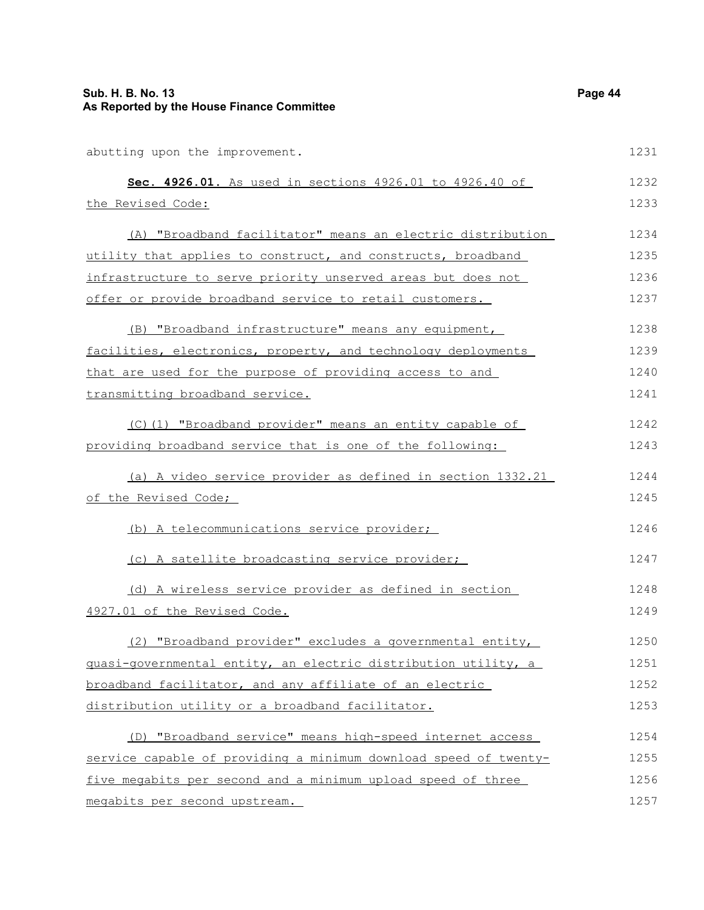abutting upon the improvement.

**Sec. 4926.01.** As used in sections 4926.01 to 4926.40 of the Revised Code:

(A) "Broadband facilitator" means an electric distribution utility that applies to construct, and constructs, broadband infrastructure to serve priority unserved areas but does not offer or provide broadband service to retail customers.

(B) "Broadband infrastructure" means any equipment, facilities, electronics, property, and technology deployments that are used for the purpose of providing access to and transmitting broadband service.

(C)(1) "Broadband provider" means an entity capable of providing broadband service that is one of the following:

(a) A video service provider as defined in section 1332.21 of the Revised Code;

(b) A telecommunications service provider;

(c) A satellite broadcasting service provider;

(d) A wireless service provider as defined in section 4927.01 of the Revised Code.

(2) "Broadband provider" excludes a governmental entity, quasi-governmental entity, an electric distribution utility, a broadband facilitator, and any affiliate of an electric distribution utility or a broadband facilitator.

(D) "Broadband service" means high-speed internet access service capable of providing a minimum download speed of twenty-five megabits per second and a minimum upload speed of three megabits per second upstream.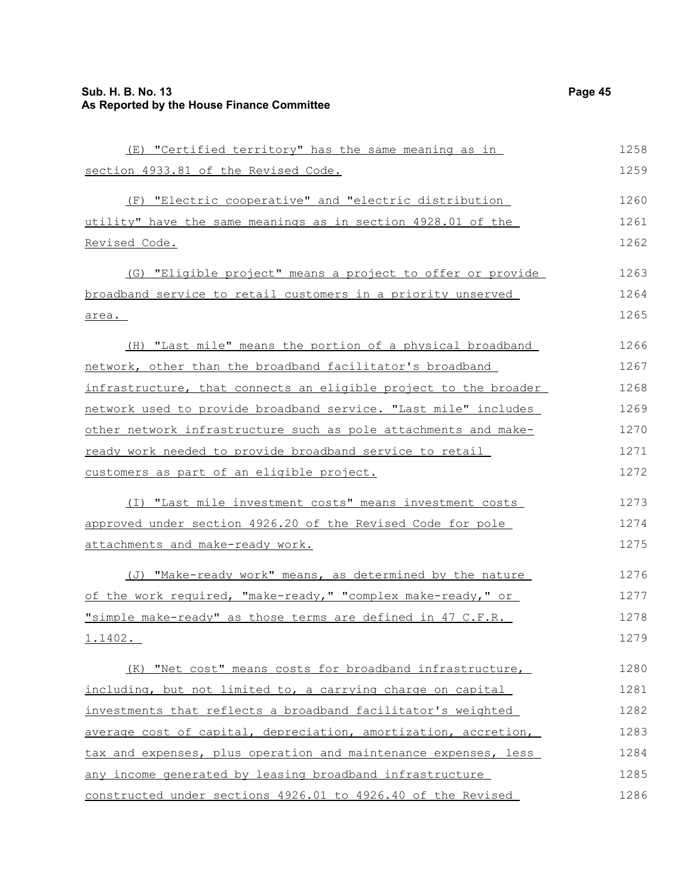(E) "Certified territory" has the same meaning as in section 4933.81 of the Revised Code.

(F) "Electric cooperative" and "electric distribution utility" have the same meanings as in section 4928.01 of the Revised Code.

(G) "Eligible project" means a project to offer or provide broadband service to retail customers in a priority unserved area.

(H) "Last mile" means the portion of a physical broadband network, other than the broadband facilitator's broadband infrastructure, that connects an eligible project to the broader network used to provide broadband service. "Last mile" includes other network infrastructure such as pole attachments and make-ready work needed to provide broadband service to retail customers as part of an eligible project.

(I) "Last mile investment costs" means investment costs approved under section 4926.20 of the Revised Code for pole attachments and make-ready work.

(J) "Make-ready work" means, as determined by the nature of the work required, "make-ready," "complex make-ready," or "simple make-ready" as those terms are defined in 47 C.F.R. 1.1402.

(K) "Net cost" means costs for broadband infrastructure, including, but not limited to, a carrying charge on capital investments that reflects a broadband facilitator's weighted average cost of capital, depreciation, amortization, accretion, tax and expenses, plus operation and maintenance expenses, less any income generated by leasing broadband infrastructure constructed under sections 4926.01 to 4926.40 of the Revised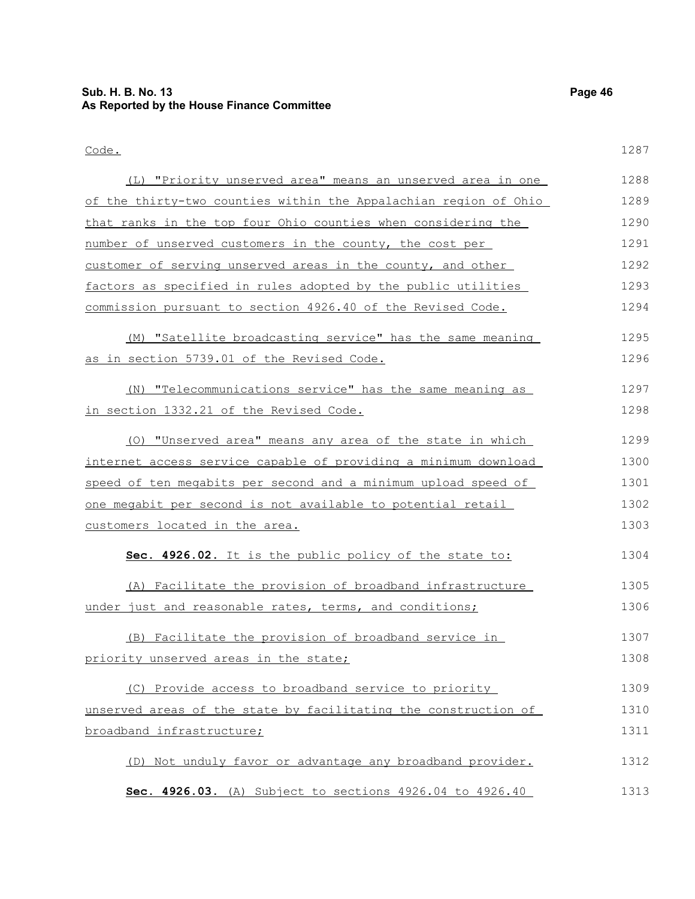Code.

(L) "Priority unserved area" means an unserved area in one of the thirty-two counties within the Appalachian region of Ohio that ranks in the top four Ohio counties when considering the number of unserved customers in the county, the cost per customer of serving unserved areas in the county, and other factors as specified in rules adopted by the public utilities commission pursuant to section 4926.40 of the Revised Code.

(M) "Satellite broadcasting service" has the same meaning as in section 5739.01 of the Revised Code.

(N) "Telecommunications service" has the same meaning as in section 1332.21 of the Revised Code.

(O) "Unserved area" means any area of the state in which internet access service capable of providing a minimum download speed of ten megabits per second and a minimum upload speed of one megabit per second is not available to potential retail customers located in the area.

**Sec. 4926.02.** It is the public policy of the state to:

(A) Facilitate the provision of broadband infrastructure under just and reasonable rates, terms, and conditions;

(B) Facilitate the provision of broadband service in priority unserved areas in the state;

(C) Provide access to broadband service to priority unserved areas of the state by facilitating the construction of broadband infrastructure;

(D) Not unduly favor or advantage any broadband provider.

**Sec. 4926.03.** (A) Subject to sections 4926.04 to 4926.40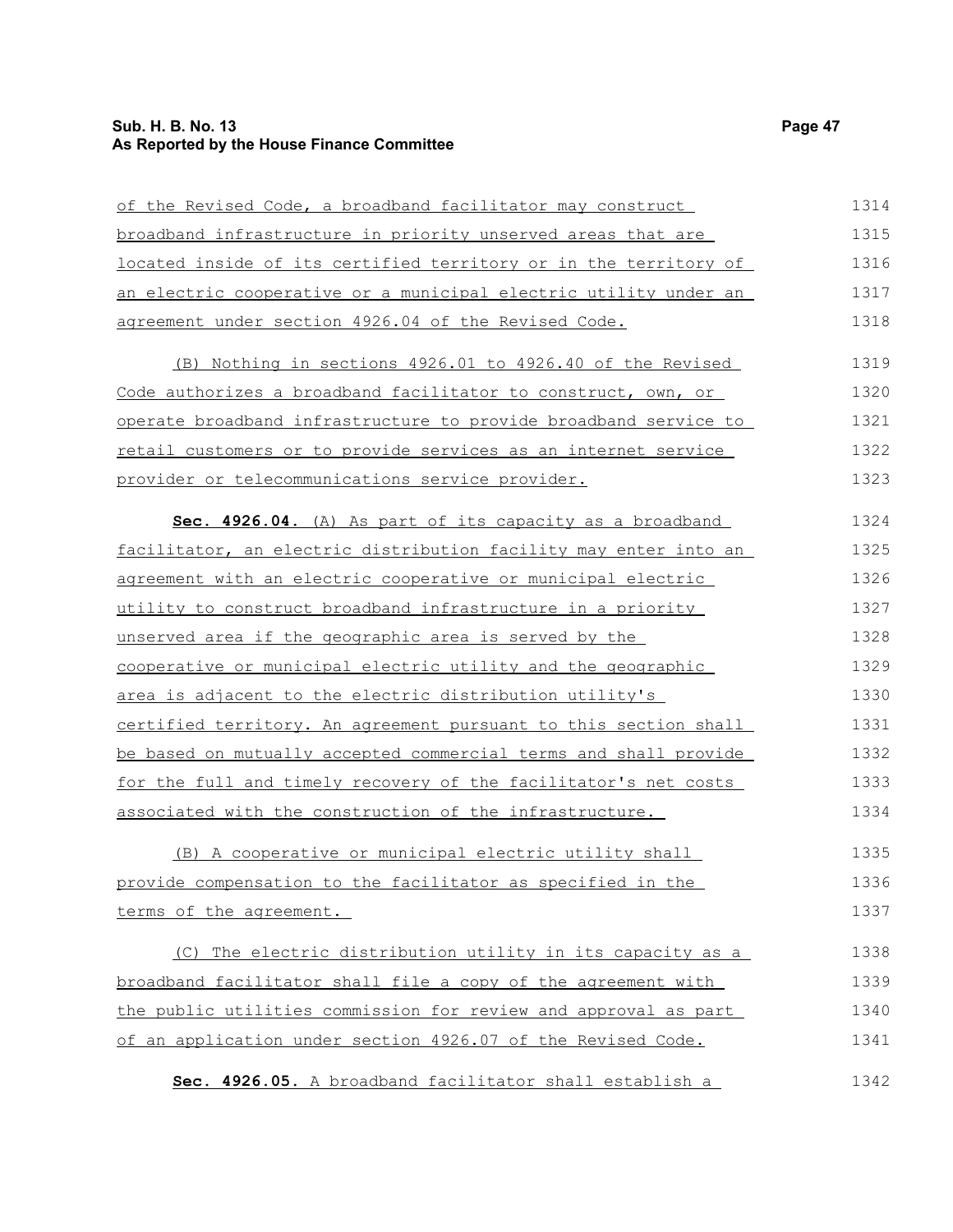of the Revised Code, a broadband facilitator may construct broadband infrastructure in priority unserved areas that are located inside of its certified territory or in the territory of an electric cooperative or a municipal electric utility under an agreement under section 4926.04 of the Revised Code.

(B) Nothing in sections 4926.01 to 4926.40 of the Revised Code authorizes a broadband facilitator to construct, own, or operate broadband infrastructure to provide broadband service to retail customers or to provide services as an internet service provider or telecommunications service provider.

**Sec. 4926.04.** (A) As part of its capacity as a broadband facilitator, an electric distribution facility may enter into an agreement with an electric cooperative or municipal electric utility to construct broadband infrastructure in a priority unserved area if the geographic area is served by the cooperative or municipal electric utility and the geographic area is adjacent to the electric distribution utility's certified territory. An agreement pursuant to this section shall be based on mutually accepted commercial terms and shall provide for the full and timely recovery of the facilitator's net costs associated with the construction of the infrastructure.

(B) A cooperative or municipal electric utility shall provide compensation to the facilitator as specified in the terms of the agreement.

(C) The electric distribution utility in its capacity as a broadband facilitator shall file a copy of the agreement with the public utilities commission for review and approval as part of an application under section 4926.07 of the Revised Code.

**Sec. 4926.05.** A broadband facilitator shall establish a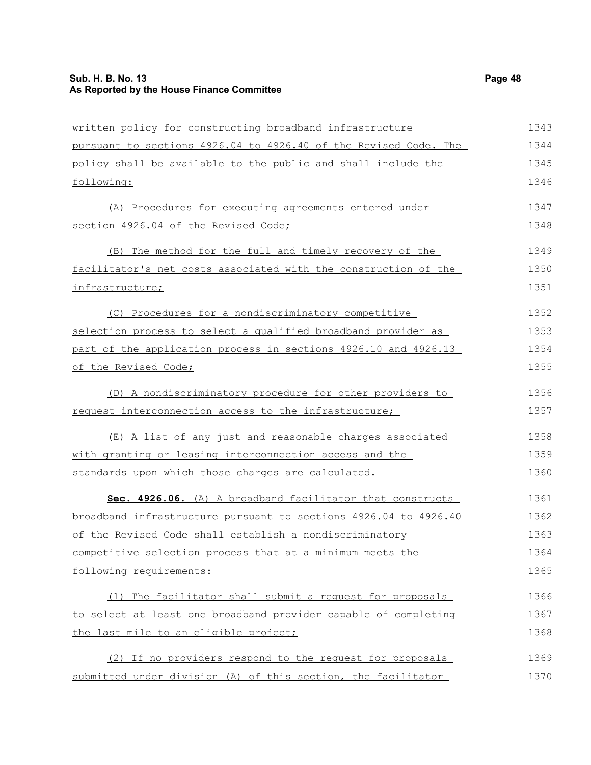written policy for constructing broadband infrastructure pursuant to sections 4926.04 to 4926.40 of the Revised Code. The policy shall be available to the public and shall include the following:

(A) Procedures for executing agreements entered under section 4926.04 of the Revised Code;

(B) The method for the full and timely recovery of the facilitator's net costs associated with the construction of the infrastructure;

(C) Procedures for a nondiscriminatory competitive selection process to select a qualified broadband provider as part of the application process in sections 4926.10 and 4926.13 of the Revised Code;

(D) A nondiscriminatory procedure for other providers to request interconnection access to the infrastructure;

(E) A list of any just and reasonable charges associated with granting or leasing interconnection access and the standards upon which those charges are calculated.

**Sec. 4926.06.** (A) A broadband facilitator that constructs broadband infrastructure pursuant to sections 4926.04 to 4926.40 of the Revised Code shall establish a nondiscriminatory competitive selection process that at a minimum meets the following requirements:

(1) The facilitator shall submit a request for proposals to select at least one broadband provider capable of completing the last mile to an eligible project;

(2) If no providers respond to the request for proposals submitted under division (A) of this section, the facilitator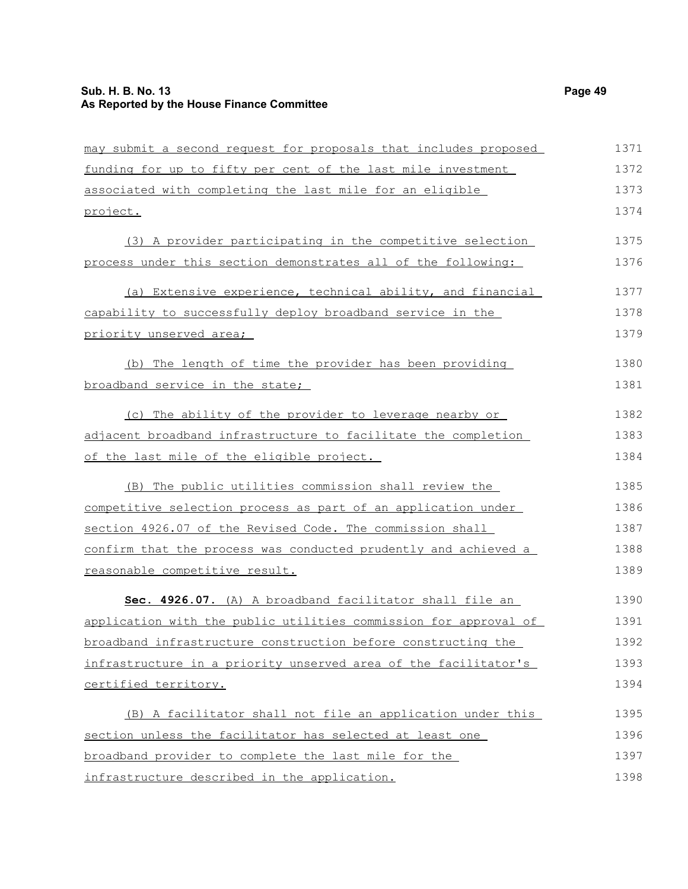may submit a second request for proposals that includes proposed funding for up to fifty per cent of the last mile investment associated with completing the last mile for an eligible project.

(3) A provider participating in the competitive selection process under this section demonstrates all of the following:

(a) Extensive experience, technical ability, and financial capability to successfully deploy broadband service in the priority unserved area;

(b) The length of time the provider has been providing broadband service in the state;

(c) The ability of the provider to leverage nearby or adjacent broadband infrastructure to facilitate the completion of the last mile of the eligible project.

(B) The public utilities commission shall review the competitive selection process as part of an application under section 4926.07 of the Revised Code. The commission shall confirm that the process was conducted prudently and achieved a reasonable competitive result.

**Sec. 4926.07.** (A) A broadband facilitator shall file an application with the public utilities commission for approval of broadband infrastructure construction before constructing the infrastructure in a priority unserved area of the facilitator's certified territory.

(B) A facilitator shall not file an application under this section unless the facilitator has selected at least one broadband provider to complete the last mile for the infrastructure described in the application.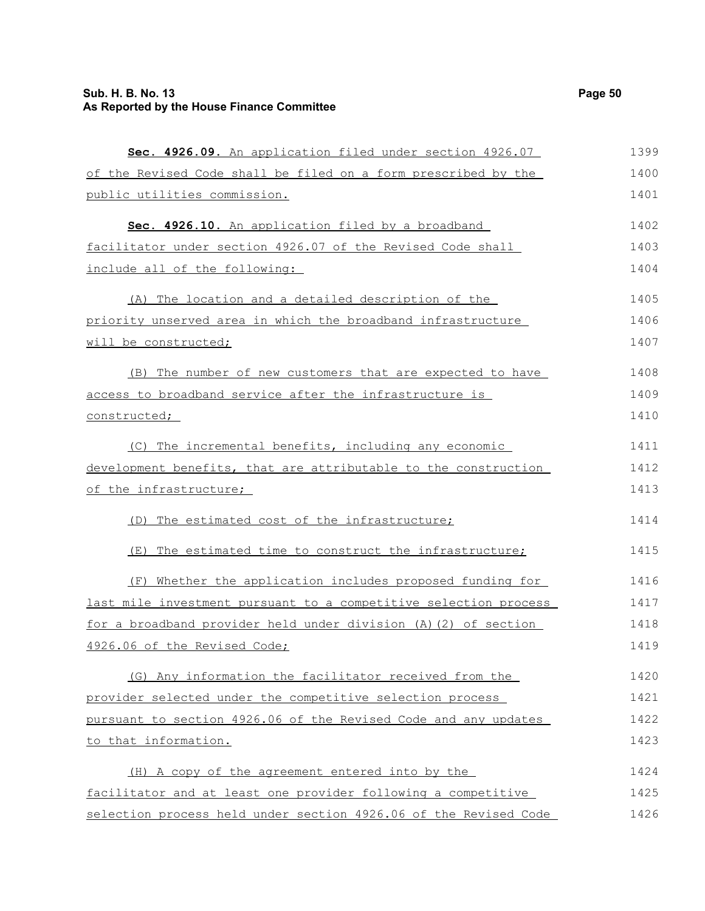**Sec. 4926.09.** An application filed under section 4926.07 of the Revised Code shall be filed on a form prescribed by the public utilities commission.

**Sec. 4926.10.** An application filed by a broadband facilitator under section 4926.07 of the Revised Code shall include all of the following:

(A) The location and a detailed description of the priority unserved area in which the broadband infrastructure will be constructed;

(B) The number of new customers that are expected to have access to broadband service after the infrastructure is constructed;

(C) The incremental benefits, including any economic development benefits, that are attributable to the construction of the infrastructure;

(D) The estimated cost of the infrastructure;

(E) The estimated time to construct the infrastructure;

(F) Whether the application includes proposed funding for last mile investment pursuant to a competitive selection process for a broadband provider held under division (A)(2) of section 4926.06 of the Revised Code;

(G) Any information the facilitator received from the provider selected under the competitive selection process pursuant to section 4926.06 of the Revised Code and any updates to that information.

(H) A copy of the agreement entered into by the facilitator and at least one provider following a competitive selection process held under section 4926.06 of the Revised Code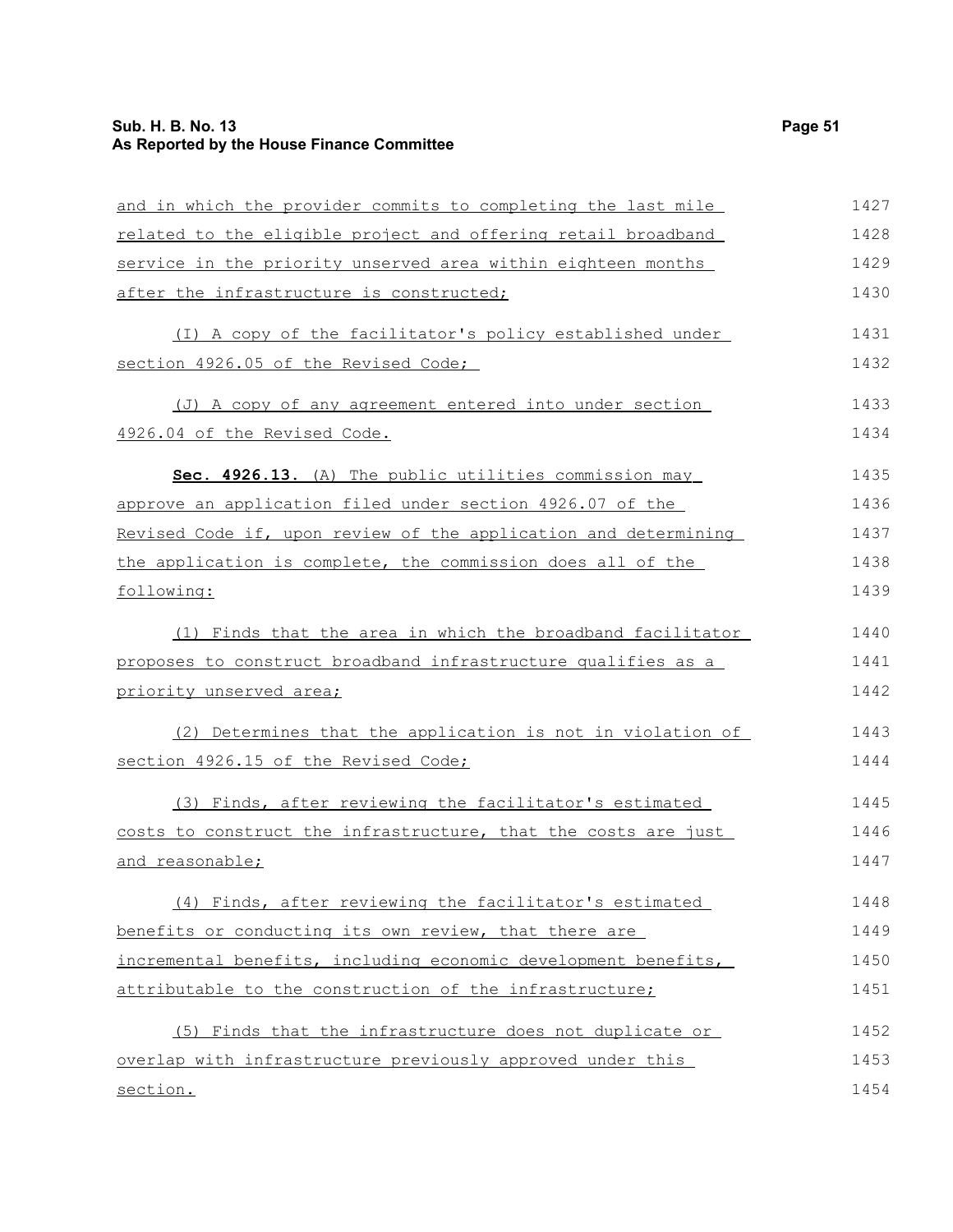and in which the provider commits to completing the last mile related to the eligible project and offering retail broadband service in the priority unserved area within eighteen months after the infrastructure is constructed;

(I) A copy of the facilitator's policy established under section 4926.05 of the Revised Code;

(J) A copy of any agreement entered into under section 4926.04 of the Revised Code.

**Sec. 4926.13.** (A) The public utilities commission may approve an application filed under section 4926.07 of the Revised Code if, upon review of the application and determining the application is complete, the commission does all of the following:

(1) Finds that the area in which the broadband facilitator proposes to construct broadband infrastructure qualifies as a priority unserved area;

(2) Determines that the application is not in violation of section 4926.15 of the Revised Code;

(3) Finds, after reviewing the facilitator's estimated costs to construct the infrastructure, that the costs are just and reasonable;

(4) Finds, after reviewing the facilitator's estimated benefits or conducting its own review, that there are incremental benefits, including economic development benefits, attributable to the construction of the infrastructure;

(5) Finds that the infrastructure does not duplicate or overlap with infrastructure previously approved under this section.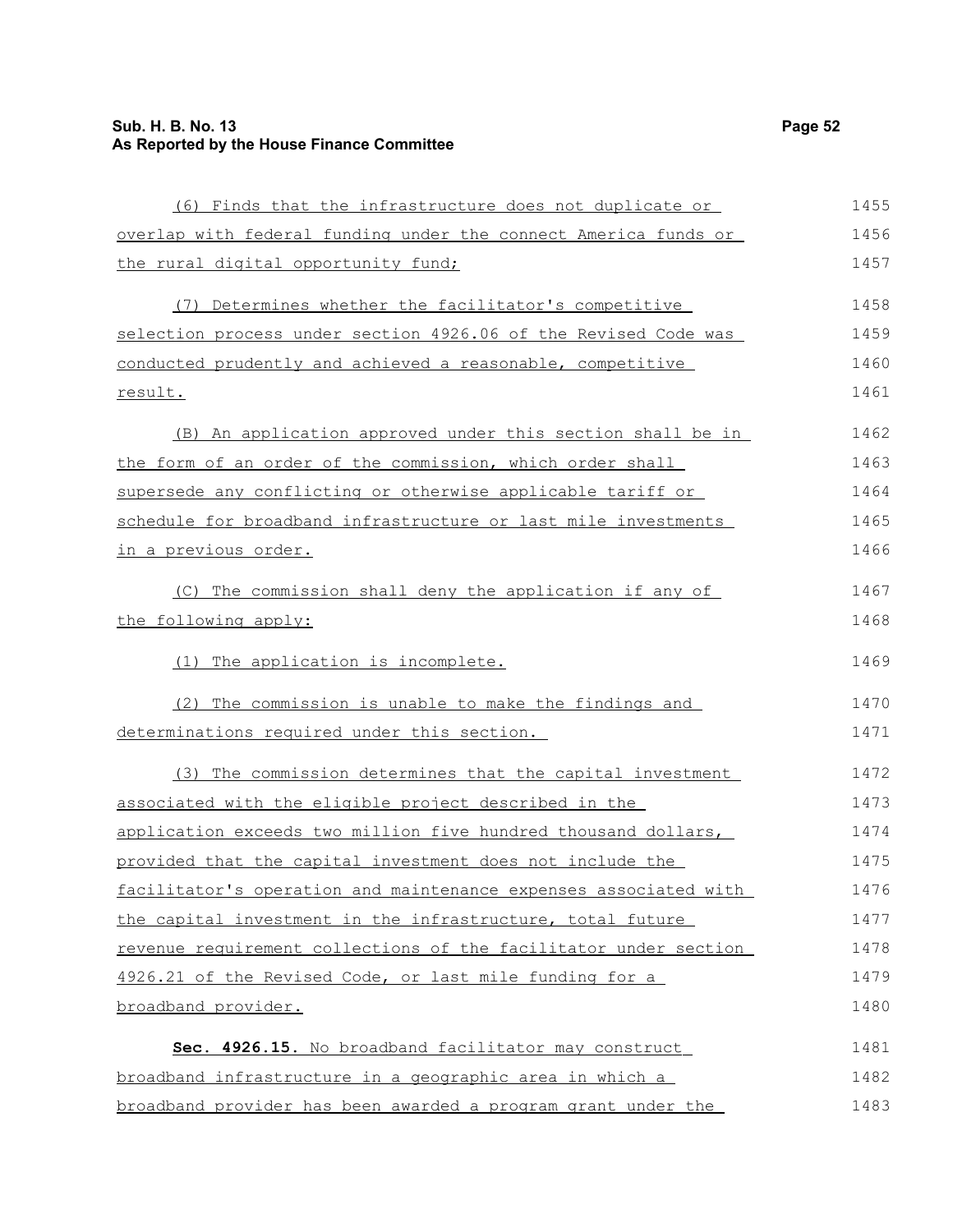(6) Finds that the infrastructure does not duplicate or overlap with federal funding under the connect America funds or the rural digital opportunity fund;

(7) Determines whether the facilitator's competitive selection process under section 4926.06 of the Revised Code was conducted prudently and achieved a reasonable, competitive result.

(B) An application approved under this section shall be in the form of an order of the commission, which order shall supersede any conflicting or otherwise applicable tariff or schedule for broadband infrastructure or last mile investments in a previous order.

(C) The commission shall deny the application if any of the following apply:

(1) The application is incomplete.

(2) The commission is unable to make the findings and determinations required under this section.

(3) The commission determines that the capital investment associated with the eligible project described in the application exceeds two million five hundred thousand dollars, provided that the capital investment does not include the facilitator's operation and maintenance expenses associated with the capital investment in the infrastructure, total future revenue requirement collections of the facilitator under section 4926.21 of the Revised Code, or last mile funding for a broadband provider.

**Sec. 4926.15.** No broadband facilitator may construct broadband infrastructure in a geographic area in which a broadband provider has been awarded a program grant under the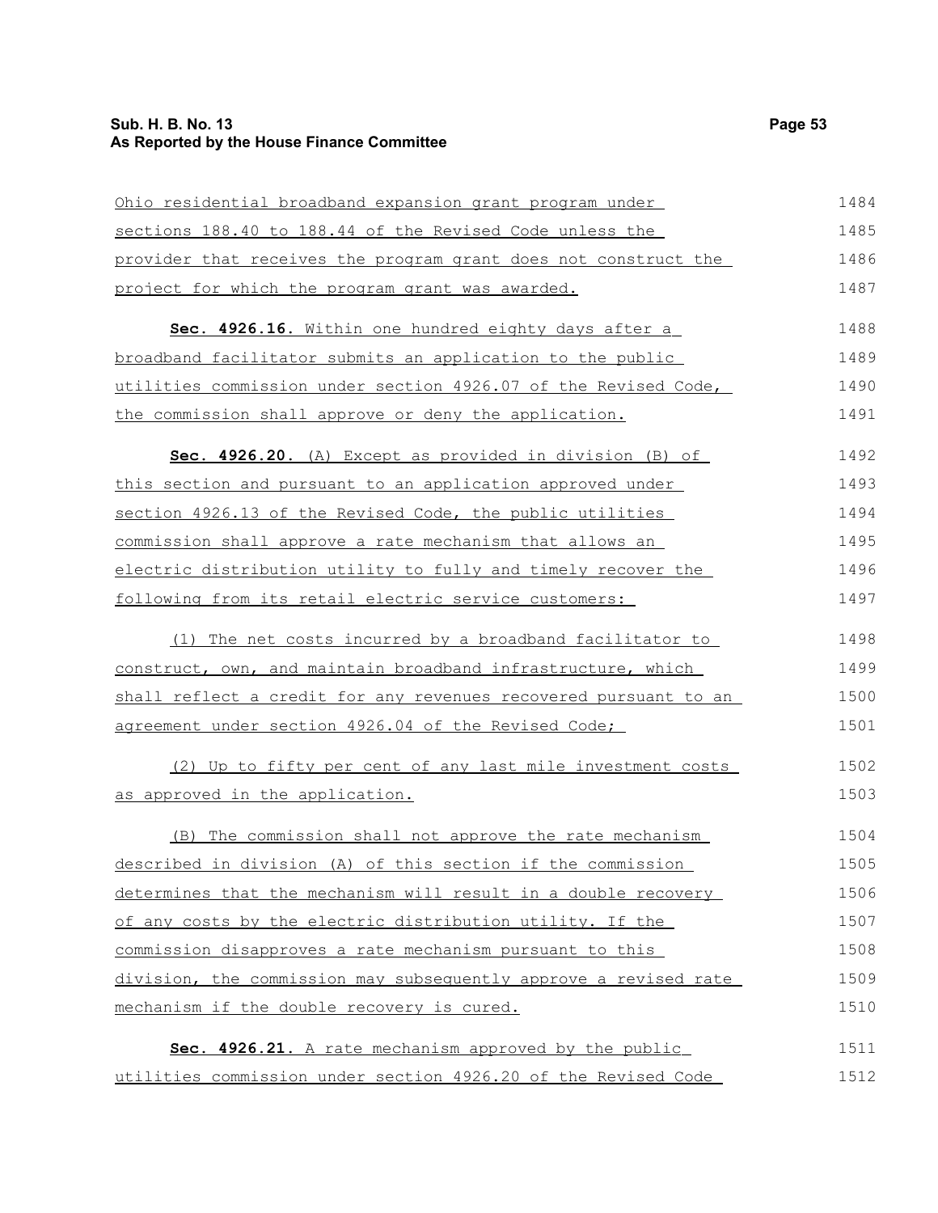Ohio residential broadband expansion grant program under sections 188.40 to 188.44 of the Revised Code unless the provider that receives the program grant does not construct the project for which the program grant was awarded.

**Sec. 4926.16.** Within one hundred eighty days after a broadband facilitator submits an application to the public utilities commission under section 4926.07 of the Revised Code, the commission shall approve or deny the application.

**Sec. 4926.20.** (A) Except as provided in division (B) of this section and pursuant to an application approved under section 4926.13 of the Revised Code, the public utilities commission shall approve a rate mechanism that allows an electric distribution utility to fully and timely recover the following from its retail electric service customers:

(1) The net costs incurred by a broadband facilitator to construct, own, and maintain broadband infrastructure, which shall reflect a credit for any revenues recovered pursuant to an agreement under section 4926.04 of the Revised Code;

(2) Up to fifty per cent of any last mile investment costs as approved in the application.

(B) The commission shall not approve the rate mechanism described in division (A) of this section if the commission determines that the mechanism will result in a double recovery of any costs by the electric distribution utility. If the commission disapproves a rate mechanism pursuant to this division, the commission may subsequently approve a revised rate mechanism if the double recovery is cured.

**Sec. 4926.21.** A rate mechanism approved by the public utilities commission under section 4926.20 of the Revised Code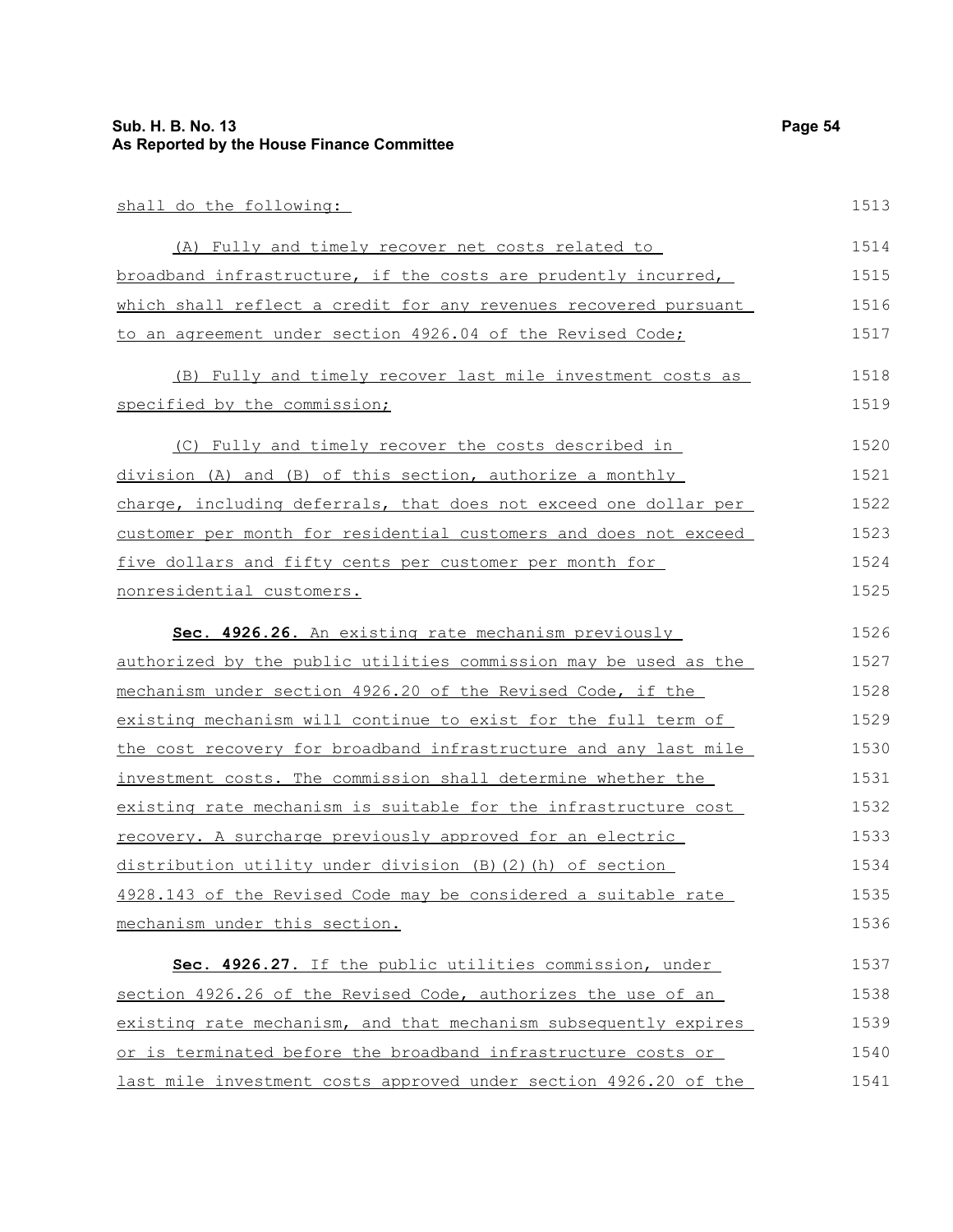shall do the following:

(A) Fully and timely recover net costs related to broadband infrastructure, if the costs are prudently incurred, which shall reflect a credit for any revenues recovered pursuant to an agreement under section 4926.04 of the Revised Code;

(B) Fully and timely recover last mile investment costs as specified by the commission;

(C) Fully and timely recover the costs described in division (A) and (B) of this section, authorize a monthly charge, including deferrals, that does not exceed one dollar per customer per month for residential customers and does not exceed five dollars and fifty cents per customer per month for nonresidential customers.

**Sec. 4926.26.** An existing rate mechanism previously authorized by the public utilities commission may be used as the mechanism under section 4926.20 of the Revised Code, if the existing mechanism will continue to exist for the full term of the cost recovery for broadband infrastructure and any last mile investment costs. The commission shall determine whether the existing rate mechanism is suitable for the infrastructure cost recovery. A surcharge previously approved for an electric distribution utility under division (B)(2)(h) of section 4928.143 of the Revised Code may be considered a suitable rate mechanism under this section.

**Sec. 4926.27.** If the public utilities commission, under section 4926.26 of the Revised Code, authorizes the use of an existing rate mechanism, and that mechanism subsequently expires or is terminated before the broadband infrastructure costs or last mile investment costs approved under section 4926.20 of the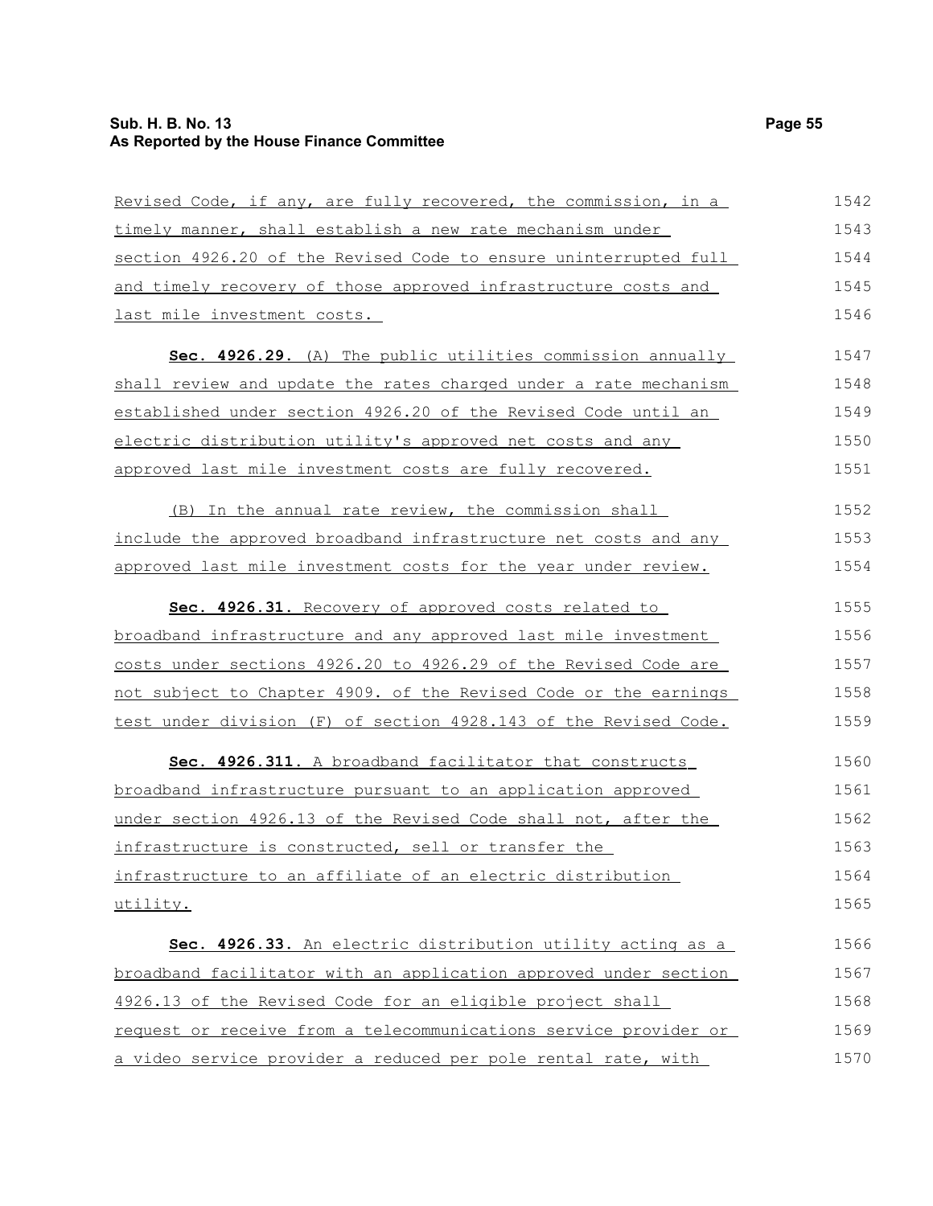Revised Code, if any, are fully recovered, the commission, in a timely manner, shall establish a new rate mechanism under section 4926.20 of the Revised Code to ensure uninterrupted full and timely recovery of those approved infrastructure costs and last mile investment costs.

**Sec. 4926.29.** (A) The public utilities commission annually shall review and update the rates charged under a rate mechanism established under section 4926.20 of the Revised Code until an electric distribution utility's approved net costs and any approved last mile investment costs are fully recovered.

(B) In the annual rate review, the commission shall include the approved broadband infrastructure net costs and any approved last mile investment costs for the year under review.

**Sec. 4926.31.** Recovery of approved costs related to broadband infrastructure and any approved last mile investment costs under sections 4926.20 to 4926.29 of the Revised Code are not subject to Chapter 4909. of the Revised Code or the earnings test under division (F) of section 4928.143 of the Revised Code.

**Sec. 4926.311.** A broadband facilitator that constructs broadband infrastructure pursuant to an application approved under section 4926.13 of the Revised Code shall not, after the infrastructure is constructed, sell or transfer the infrastructure to an affiliate of an electric distribution utility.

**Sec. 4926.33.** An electric distribution utility acting as a broadband facilitator with an application approved under section 4926.13 of the Revised Code for an eligible project shall request or receive from a telecommunications service provider or a video service provider a reduced per pole rental rate, with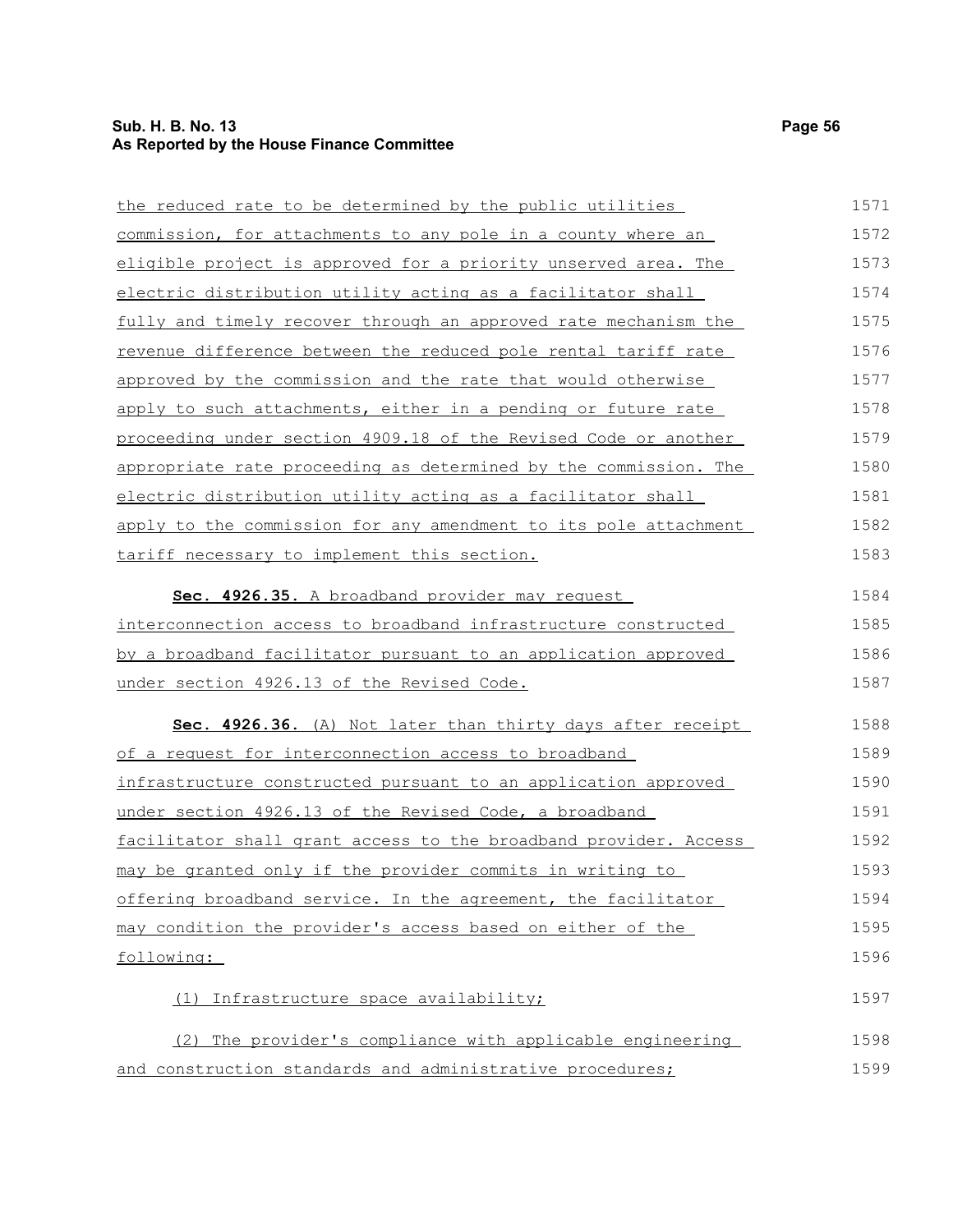the reduced rate to be determined by the public utilities commission, for attachments to any pole in a county where an eligible project is approved for a priority unserved area. The electric distribution utility acting as a facilitator shall fully and timely recover through an approved rate mechanism the revenue difference between the reduced pole rental tariff rate approved by the commission and the rate that would otherwise apply to such attachments, either in a pending or future rate proceeding under section 4909.18 of the Revised Code or another appropriate rate proceeding as determined by the commission. The electric distribution utility acting as a facilitator shall apply to the commission for any amendment to its pole attachment tariff necessary to implement this section.

**Sec. 4926.35.** A broadband provider may request interconnection access to broadband infrastructure constructed by a broadband facilitator pursuant to an application approved under section 4926.13 of the Revised Code.

**Sec. 4926.36.** (A) Not later than thirty days after receipt of a request for interconnection access to broadband infrastructure constructed pursuant to an application approved under section 4926.13 of the Revised Code, a broadband facilitator shall grant access to the broadband provider. Access may be granted only if the provider commits in writing to offering broadband service. In the agreement, the facilitator may condition the provider's access based on either of the following:

(1) Infrastructure space availability;

(2) The provider's compliance with applicable engineering and construction standards and administrative procedures;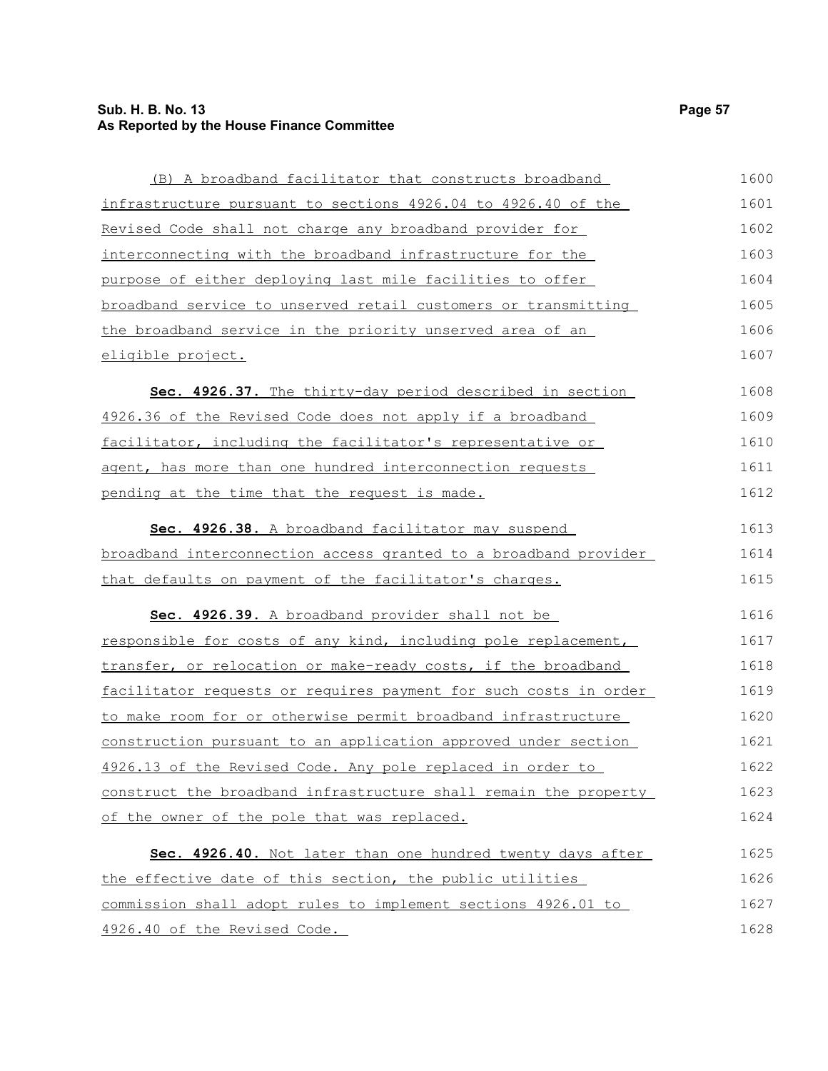(B) A broadband facilitator that constructs broadband infrastructure pursuant to sections 4926.04 to 4926.40 of the Revised Code shall not charge any broadband provider for interconnecting with the broadband infrastructure for the purpose of either deploying last mile facilities to offer broadband service to unserved retail customers or transmitting the broadband service in the priority unserved area of an eligible project.

**Sec. 4926.37.** The thirty-day period described in section 4926.36 of the Revised Code does not apply if a broadband facilitator, including the facilitator's representative or agent, has more than one hundred interconnection requests pending at the time that the request is made.

**Sec. 4926.38.** A broadband facilitator may suspend broadband interconnection access granted to a broadband provider that defaults on payment of the facilitator's charges.

**Sec. 4926.39.** A broadband provider shall not be responsible for costs of any kind, including pole replacement, transfer, or relocation or make-ready costs, if the broadband facilitator requests or requires payment for such costs in order to make room for or otherwise permit broadband infrastructure construction pursuant to an application approved under section 4926.13 of the Revised Code. Any pole replaced in order to construct the broadband infrastructure shall remain the property of the owner of the pole that was replaced.

**Sec. 4926.40.** Not later than one hundred twenty days after the effective date of this section, the public utilities commission shall adopt rules to implement sections 4926.01 to 4926.40 of the Revised Code.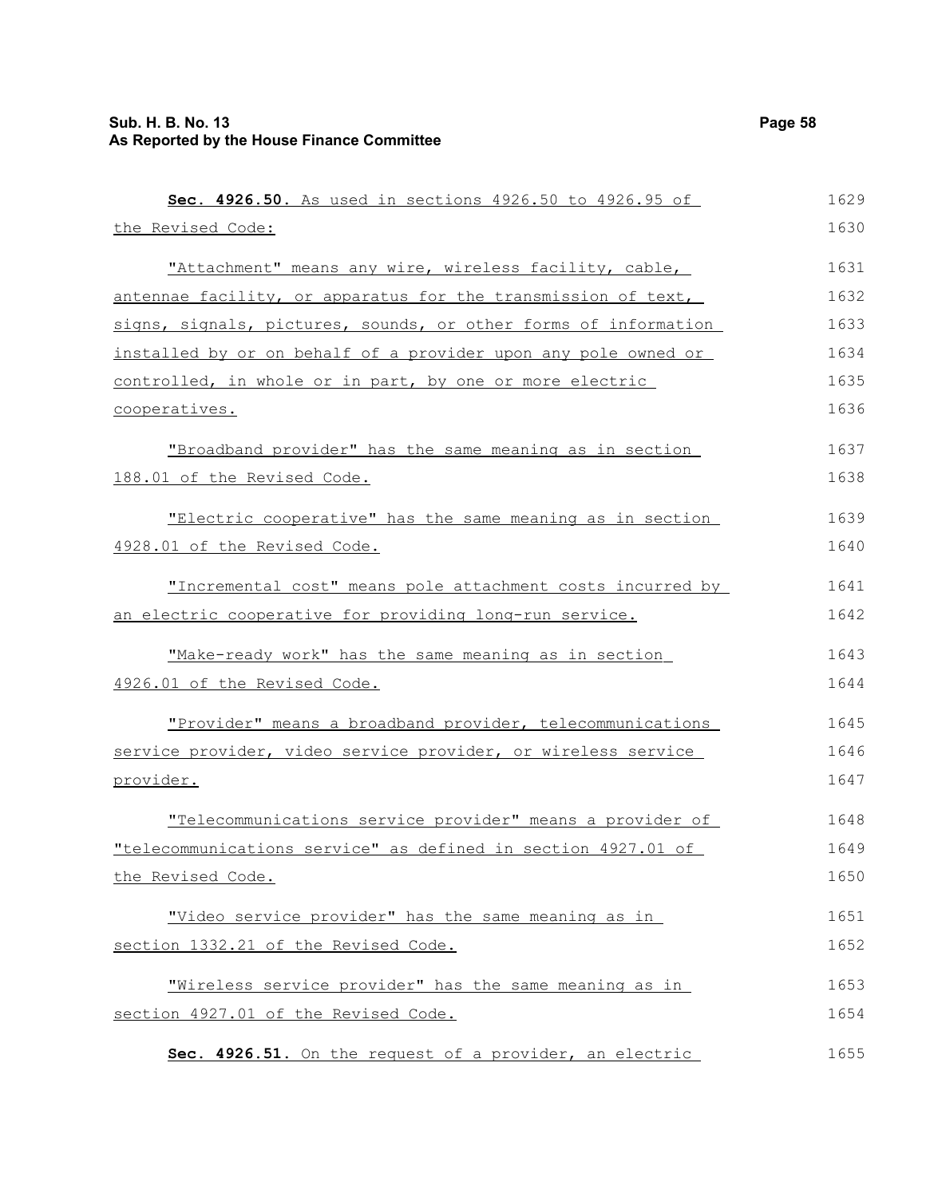**Sec. 4926.50.** As used in sections 4926.50 to 4926.95 of the Revised Code:

"Attachment" means any wire, wireless facility, cable, antennae facility, or apparatus for the transmission of text, signs, signals, pictures, sounds, or other forms of information installed by or on behalf of a provider upon any pole owned or controlled, in whole or in part, by one or more electric cooperatives.

"Broadband provider" has the same meaning as in section 188.01 of the Revised Code.

"Electric cooperative" has the same meaning as in section 4928.01 of the Revised Code.

"Incremental cost" means pole attachment costs incurred by an electric cooperative for providing long-run service.

"Make-ready work" has the same meaning as in section 4926.01 of the Revised Code.

"Provider" means a broadband provider, telecommunications service provider, video service provider, or wireless service provider.

"Telecommunications service provider" means a provider of "telecommunications service" as defined in section 4927.01 of the Revised Code.

"Video service provider" has the same meaning as in section 1332.21 of the Revised Code.

"Wireless service provider" has the same meaning as in section 4927.01 of the Revised Code.

**Sec. 4926.51.** On the request of a provider, an electric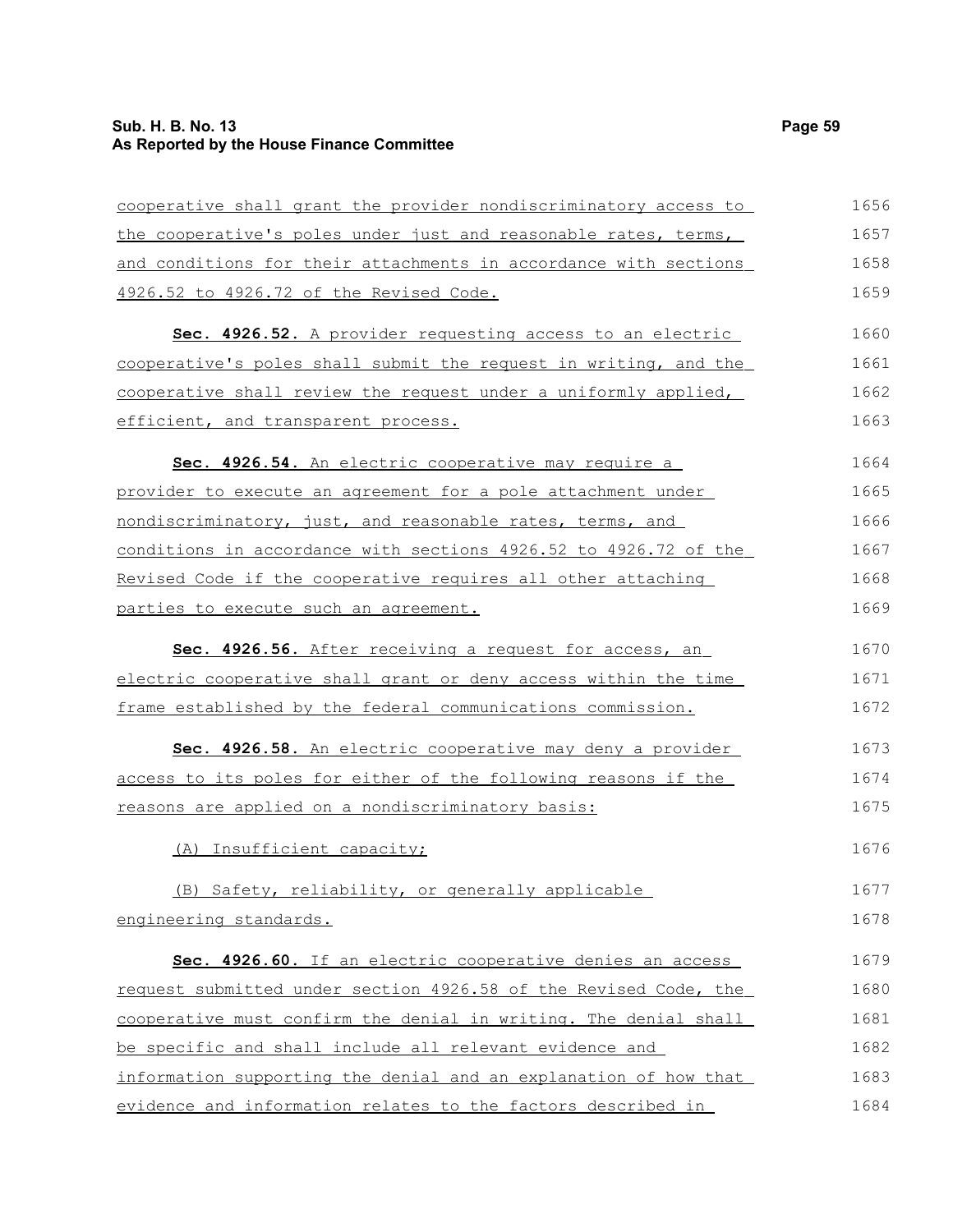cooperative shall grant the provider nondiscriminatory access to the cooperative's poles under just and reasonable rates, terms, and conditions for their attachments in accordance with sections 4926.52 to 4926.72 of the Revised Code.

**Sec. 4926.52.** A provider requesting access to an electric cooperative's poles shall submit the request in writing, and the cooperative shall review the request under a uniformly applied, efficient, and transparent process.

**Sec. 4926.54.** An electric cooperative may require a provider to execute an agreement for a pole attachment under nondiscriminatory, just, and reasonable rates, terms, and conditions in accordance with sections 4926.52 to 4926.72 of the Revised Code if the cooperative requires all other attaching parties to execute such an agreement.

**Sec. 4926.56.** After receiving a request for access, an electric cooperative shall grant or deny access within the time frame established by the federal communications commission.

**Sec. 4926.58.** An electric cooperative may deny a provider access to its poles for either of the following reasons if the reasons are applied on a nondiscriminatory basis:

(A) Insufficient capacity;

(B) Safety, reliability, or generally applicable engineering standards.

**Sec. 4926.60.** If an electric cooperative denies an access request submitted under section 4926.58 of the Revised Code, the cooperative must confirm the denial in writing. The denial shall be specific and shall include all relevant evidence and information supporting the denial and an explanation of how that evidence and information relates to the factors described in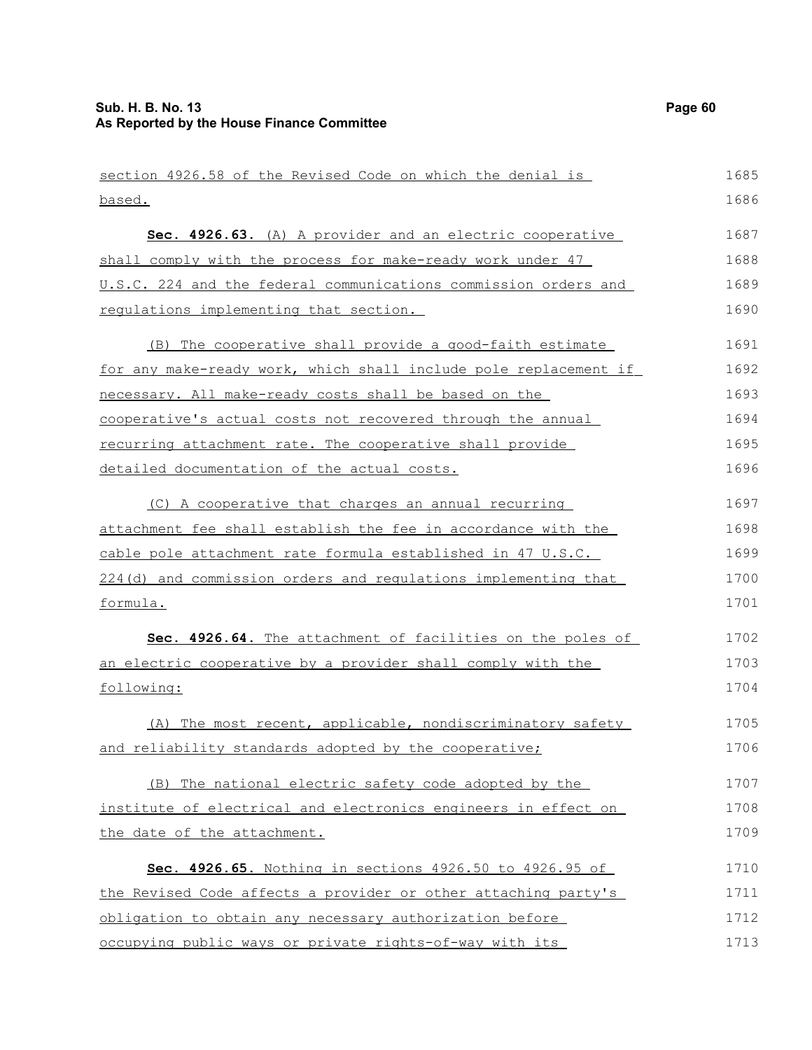section 4926.58 of the Revised Code on which the denial is based.

**Sec. 4926.63.** (A) A provider and an electric cooperative shall comply with the process for make-ready work under 47 U.S.C. 224 and the federal communications commission orders and regulations implementing that section.

(B) The cooperative shall provide a good-faith estimate for any make-ready work, which shall include pole replacement if necessary. All make-ready costs shall be based on the cooperative's actual costs not recovered through the annual recurring attachment rate. The cooperative shall provide detailed documentation of the actual costs.

(C) A cooperative that charges an annual recurring attachment fee shall establish the fee in accordance with the cable pole attachment rate formula established in 47 U.S.C. 224(d) and commission orders and regulations implementing that formula.

**Sec. 4926.64.** The attachment of facilities on the poles of an electric cooperative by a provider shall comply with the following:

(A) The most recent, applicable, nondiscriminatory safety and reliability standards adopted by the cooperative;

(B) The national electric safety code adopted by the institute of electrical and electronics engineers in effect on the date of the attachment.

**Sec. 4926.65.** Nothing in sections 4926.50 to 4926.95 of the Revised Code affects a provider or other attaching party's obligation to obtain any necessary authorization before occupying public ways or private rights-of-way with its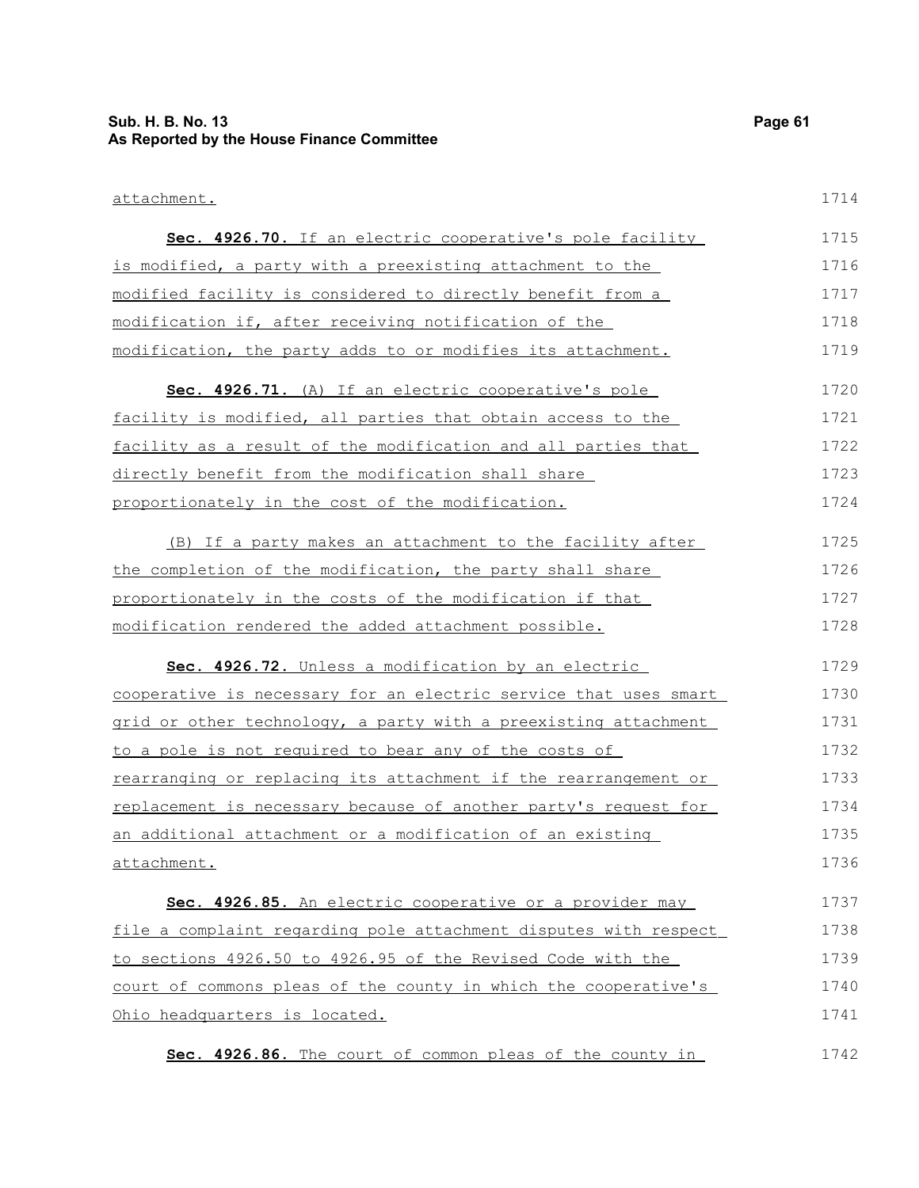attachment.

**Sec. 4926.70.** If an electric cooperative's pole facility is modified, a party with a preexisting attachment to the modified facility is considered to directly benefit from a modification if, after receiving notification of the modification, the party adds to or modifies its attachment.

**Sec. 4926.71.** (A) If an electric cooperative's pole facility is modified, all parties that obtain access to the facility as a result of the modification and all parties that directly benefit from the modification shall share proportionately in the cost of the modification.

(B) If a party makes an attachment to the facility after the completion of the modification, the party shall share proportionately in the costs of the modification if that modification rendered the added attachment possible.

**Sec. 4926.72.** Unless a modification by an electric cooperative is necessary for an electric service that uses smart grid or other technology, a party with a preexisting attachment to a pole is not required to bear any of the costs of rearranging or replacing its attachment if the rearrangement or replacement is necessary because of another party's request for an additional attachment or a modification of an existing attachment.

**Sec. 4926.85.** An electric cooperative or a provider may file a complaint regarding pole attachment disputes with respect to sections 4926.50 to 4926.95 of the Revised Code with the court of commons pleas of the county in which the cooperative's Ohio headquarters is located.

**Sec. 4926.86.** The court of common pleas of the county in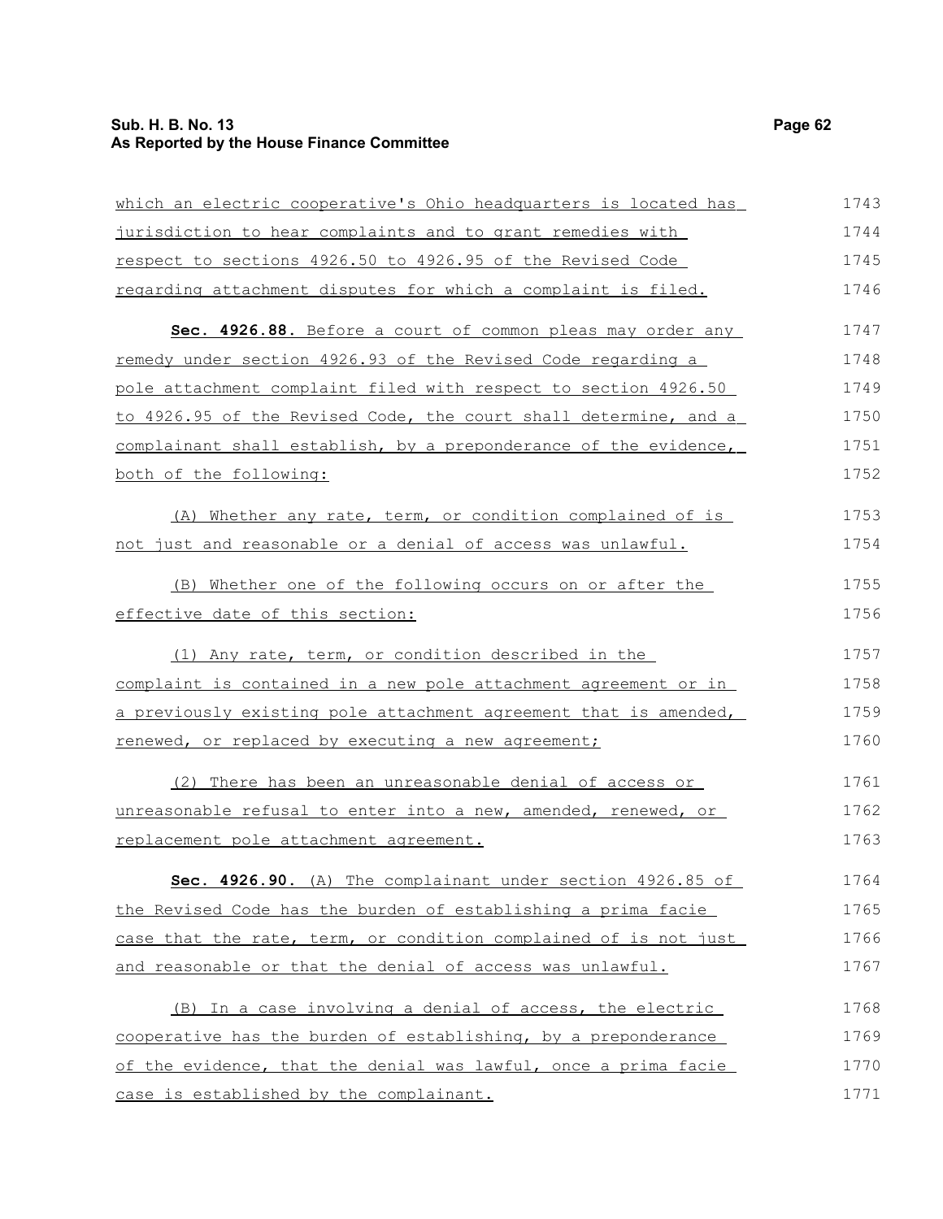which an electric cooperative's Ohio headquarters is located has jurisdiction to hear complaints and to grant remedies with respect to sections 4926.50 to 4926.95 of the Revised Code regarding attachment disputes for which a complaint is filed.

**Sec. 4926.88.** Before a court of common pleas may order any remedy under section 4926.93 of the Revised Code regarding a pole attachment complaint filed with respect to section 4926.50 to 4926.95 of the Revised Code, the court shall determine, and a complainant shall establish, by a preponderance of the evidence, both of the following:

(A) Whether any rate, term, or condition complained of is not just and reasonable or a denial of access was unlawful.

(B) Whether one of the following occurs on or after the effective date of this section:

(1) Any rate, term, or condition described in the complaint is contained in a new pole attachment agreement or in a previously existing pole attachment agreement that is amended, renewed, or replaced by executing a new agreement;

(2) There has been an unreasonable denial of access or unreasonable refusal to enter into a new, amended, renewed, or replacement pole attachment agreement.

**Sec. 4926.90.** (A) The complainant under section 4926.85 of the Revised Code has the burden of establishing a prima facie case that the rate, term, or condition complained of is not just and reasonable or that the denial of access was unlawful.

(B) In a case involving a denial of access, the electric cooperative has the burden of establishing, by a preponderance of the evidence, that the denial was lawful, once a prima facie case is established by the complainant.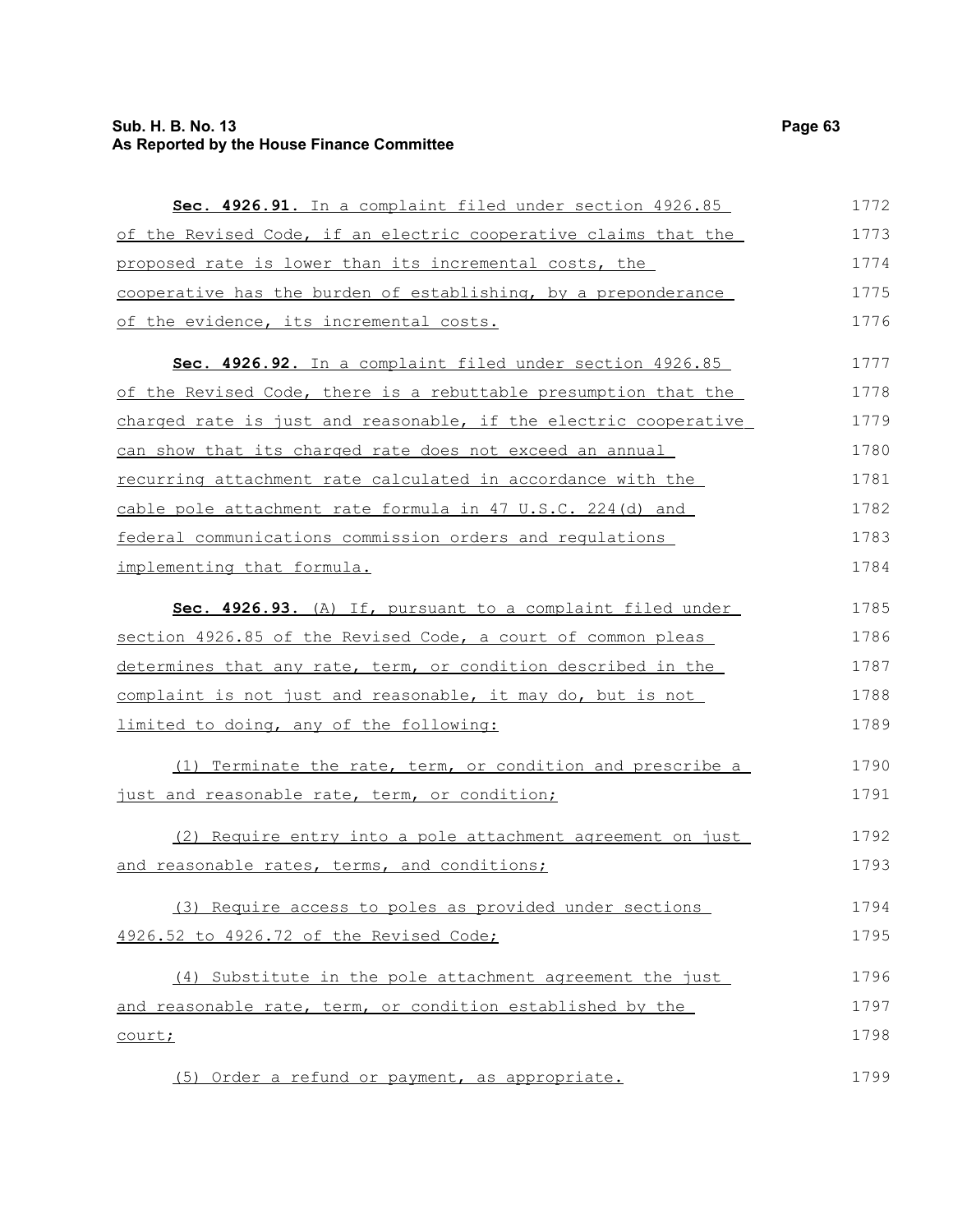**Sec. 4926.91.** In a complaint filed under section 4926.85 of the Revised Code, if an electric cooperative claims that the proposed rate is lower than its incremental costs, the cooperative has the burden of establishing, by a preponderance of the evidence, its incremental costs.

**Sec. 4926.92.** In a complaint filed under section 4926.85 of the Revised Code, there is a rebuttable presumption that the charged rate is just and reasonable, if the electric cooperative can show that its charged rate does not exceed an annual recurring attachment rate calculated in accordance with the cable pole attachment rate formula in 47 U.S.C. 224(d) and federal communications commission orders and regulations implementing that formula.

**Sec. 4926.93.** (A) If, pursuant to a complaint filed under section 4926.85 of the Revised Code, a court of common pleas determines that any rate, term, or condition described in the complaint is not just and reasonable, it may do, but is not limited to doing, any of the following:

(1) Terminate the rate, term, or condition and prescribe a just and reasonable rate, term, or condition;

(2) Require entry into a pole attachment agreement on just and reasonable rates, terms, and conditions;

(3) Require access to poles as provided under sections 4926.52 to 4926.72 of the Revised Code;

(4) Substitute in the pole attachment agreement the just and reasonable rate, term, or condition established by the court;

(5) Order a refund or payment, as appropriate.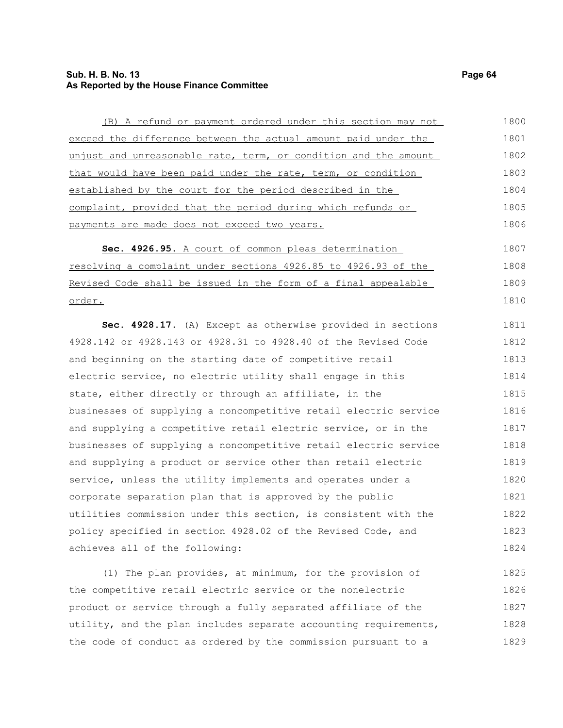(B) A refund or payment ordered under this section may not exceed the difference between the actual amount paid under the unjust and unreasonable rate, term, or condition and the amount that would have been paid under the rate, term, or condition established by the court for the period described in the complaint, provided that the period during which refunds or payments are made does not exceed two years.

**Sec. 4926.95.** A court of common pleas determination resolving a complaint under sections 4926.85 to 4926.93 of the Revised Code shall be issued in the form of a final appealable order.

**Sec. 4928.17.** (A) Except as otherwise provided in sections 4928.142 or 4928.143 or 4928.31 to 4928.40 of the Revised Code and beginning on the starting date of competitive retail electric service, no electric utility shall engage in this state, either directly or through an affiliate, in the businesses of supplying a noncompetitive retail electric service and supplying a competitive retail electric service, or in the businesses of supplying a noncompetitive retail electric service and supplying a product or service other than retail electric service, unless the utility implements and operates under a corporate separation plan that is approved by the public utilities commission under this section, is consistent with the policy specified in section 4928.02 of the Revised Code, and achieves all of the following:

(1) The plan provides, at minimum, for the provision of the competitive retail electric service or the nonelectric product or service through a fully separated affiliate of the utility, and the plan includes separate accounting requirements, the code of conduct as ordered by the commission pursuant to a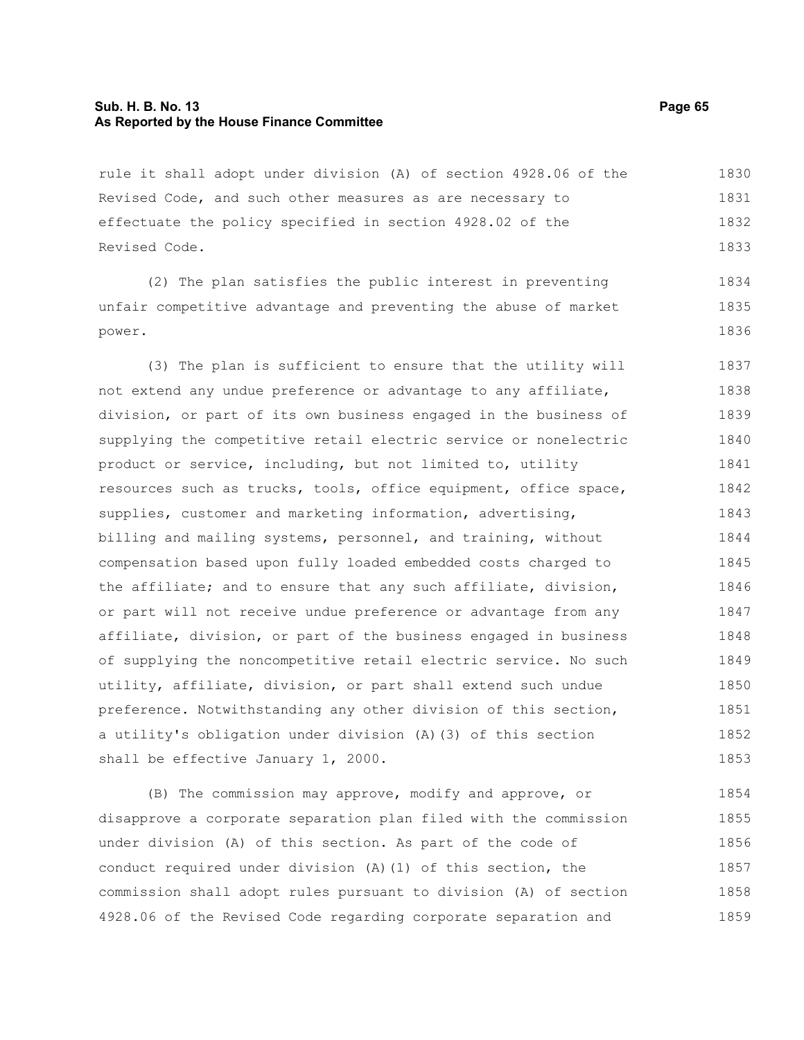rule it shall adopt under division (A) of section 4928.06 of the Revised Code, and such other measures as are necessary to effectuate the policy specified in section 4928.02 of the Revised Code.

(2) The plan satisfies the public interest in preventing unfair competitive advantage and preventing the abuse of market power.

(3) The plan is sufficient to ensure that the utility will not extend any undue preference or advantage to any affiliate, division, or part of its own business engaged in the business of supplying the competitive retail electric service or nonelectric product or service, including, but not limited to, utility resources such as trucks, tools, office equipment, office space, supplies, customer and marketing information, advertising, billing and mailing systems, personnel, and training, without compensation based upon fully loaded embedded costs charged to the affiliate; and to ensure that any such affiliate, division, or part will not receive undue preference or advantage from any affiliate, division, or part of the business engaged in business of supplying the noncompetitive retail electric service. No such utility, affiliate, division, or part shall extend such undue preference. Notwithstanding any other division of this section, a utility's obligation under division (A)(3) of this section shall be effective January 1, 2000.

(B) The commission may approve, modify and approve, or disapprove a corporate separation plan filed with the commission under division (A) of this section. As part of the code of conduct required under division (A)(1) of this section, the commission shall adopt rules pursuant to division (A) of section 4928.06 of the Revised Code regarding corporate separation and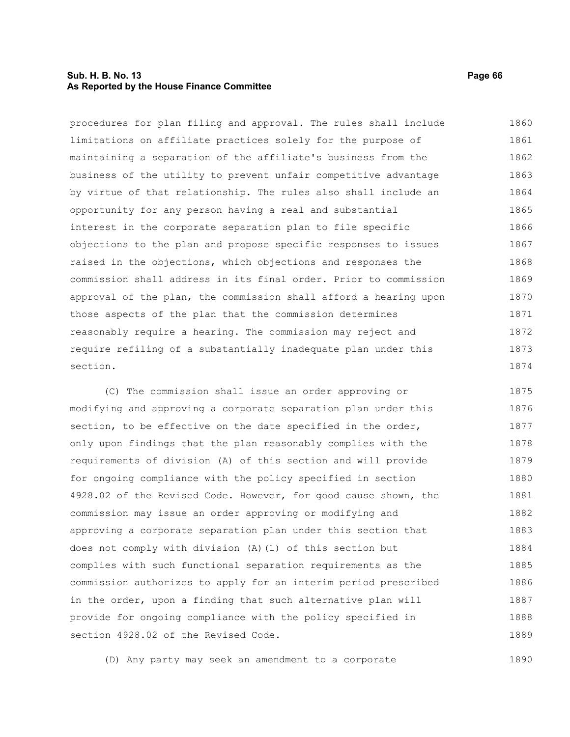procedures for plan filing and approval. The rules shall include limitations on affiliate practices solely for the purpose of maintaining a separation of the affiliate's business from the business of the utility to prevent unfair competitive advantage by virtue of that relationship. The rules also shall include an opportunity for any person having a real and substantial interest in the corporate separation plan to file specific objections to the plan and propose specific responses to issues raised in the objections, which objections and responses the commission shall address in its final order. Prior to commission approval of the plan, the commission shall afford a hearing upon those aspects of the plan that the commission determines reasonably require a hearing. The commission may reject and require refiling of a substantially inadequate plan under this section.

(C) The commission shall issue an order approving or modifying and approving a corporate separation plan under this section, to be effective on the date specified in the order, only upon findings that the plan reasonably complies with the requirements of division (A) of this section and will provide for ongoing compliance with the policy specified in section 4928.02 of the Revised Code. However, for good cause shown, the commission may issue an order approving or modifying and approving a corporate separation plan under this section that does not comply with division (A)(1) of this section but complies with such functional separation requirements as the commission authorizes to apply for an interim period prescribed in the order, upon a finding that such alternative plan will provide for ongoing compliance with the policy specified in section 4928.02 of the Revised Code.

(D) Any party may seek an amendment to a corporate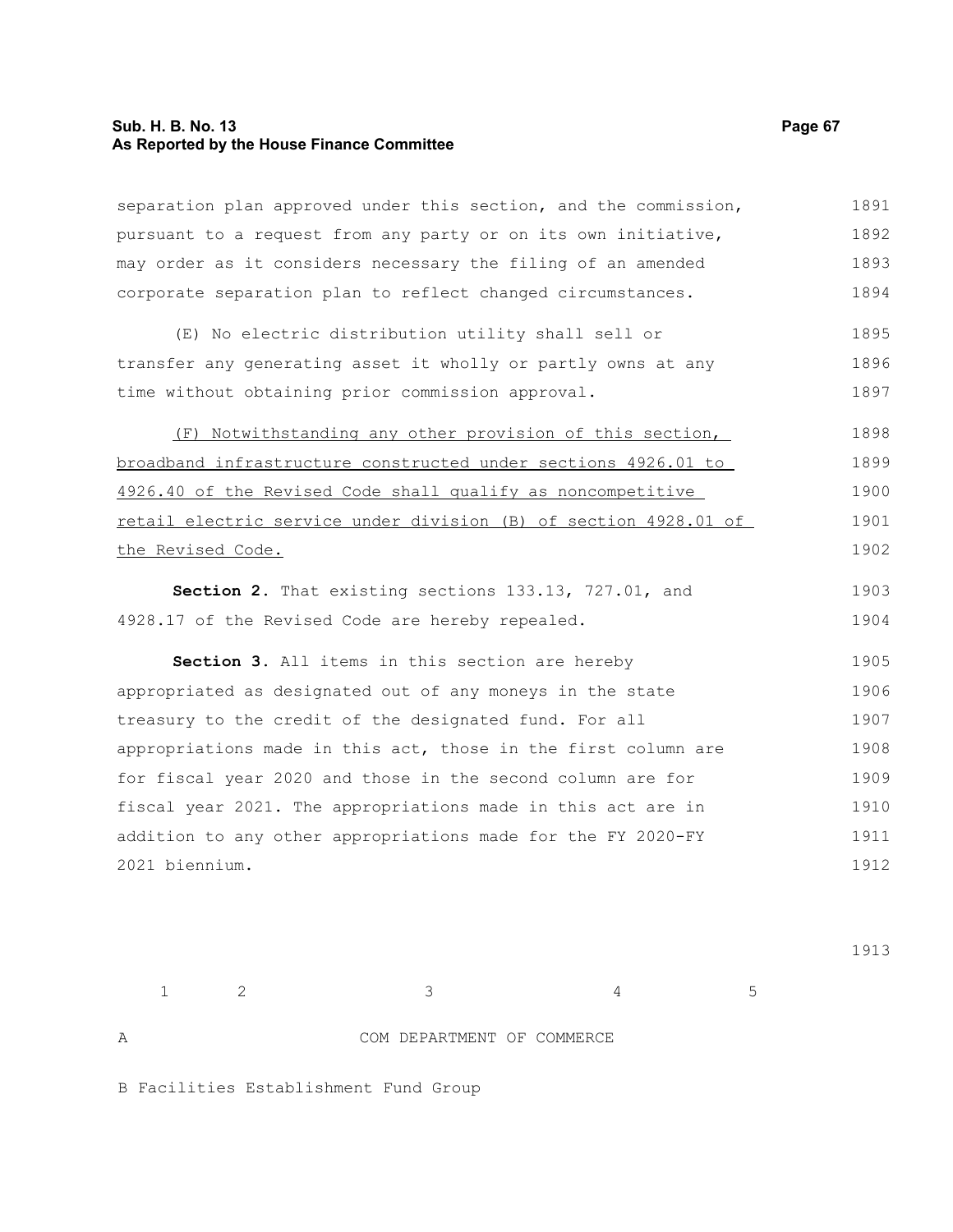separation plan approved under this section, and the commission, pursuant to a request from any party or on its own initiative, may order as it considers necessary the filing of an amended corporate separation plan to reflect changed circumstances.

(E) No electric distribution utility shall sell or transfer any generating asset it wholly or partly owns at any time without obtaining prior commission approval.

<u>(F) Notwithstanding any other provision of this section, broadband infrastructure constructed under sections 4926.01 to 4926.40 of the Revised Code shall qualify as noncompetitive retail electric service under division (B) of section 4928.01 of the Revised Code.</u>

**Section 2.** That existing sections 133.13, 727.01, and 4928.17 of the Revised Code are hereby repealed.

**Section 3.** All items in this section are hereby appropriated as designated out of any moneys in the state treasury to the credit of the designated fund. For all appropriations made in this act, those in the first column are for fiscal year 2020 and those in the second column are for fiscal year 2021. The appropriations made in this act are in addition to any other appropriations made for the FY 2020-FY 2021 biennium.

| | 1 | 2 | 3 | 4 | 5 |
|---|---|---|---|---|---|
| A | | | COM DEPARTMENT OF COMMERCE | | |
| B | Facilities Establishment Fund Group | | | | |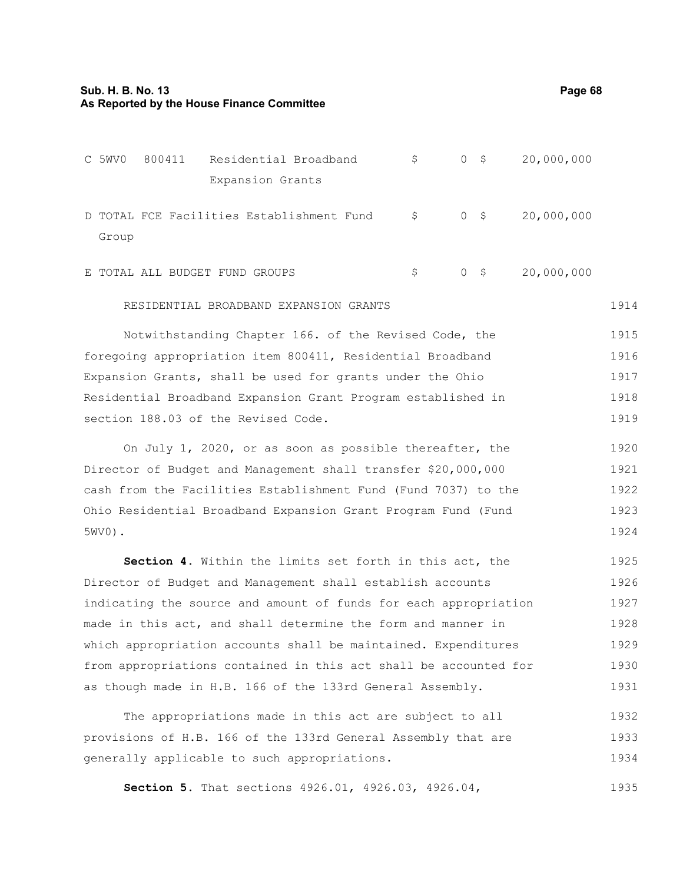| | | | | | | |
|---|---|---|---|---|---|---|
| C | 5WV0 | 800411 | Residential Broadband Expansion Grants | $ 0 | $ | 20,000,000 |
| D | TOTAL FCE Facilities Establishment Fund Group | | | $ 0 | $ | 20,000,000 |
| E | TOTAL ALL BUDGET FUND GROUPS | | | $ 0 | $ | 20,000,000 |

RESIDENTIAL BROADBAND EXPANSION GRANTS

Notwithstanding Chapter 166. of the Revised Code, the foregoing appropriation item 800411, Residential Broadband Expansion Grants, shall be used for grants under the Ohio Residential Broadband Expansion Grant Program established in section 188.03 of the Revised Code.

On July 1, 2020, or as soon as possible thereafter, the Director of Budget and Management shall transfer $20,000,000 cash from the Facilities Establishment Fund (Fund 7037) to the Ohio Residential Broadband Expansion Grant Program Fund (Fund 5WV0).

**Section 4.** Within the limits set forth in this act, the Director of Budget and Management shall establish accounts indicating the source and amount of funds for each appropriation made in this act, and shall determine the form and manner in which appropriation accounts shall be maintained. Expenditures from appropriations contained in this act shall be accounted for as though made in H.B. 166 of the 133rd General Assembly.

The appropriations made in this act are subject to all provisions of H.B. 166 of the 133rd General Assembly that are generally applicable to such appropriations.

**Section 5.** That sections 4926.01, 4926.03, 4926.04,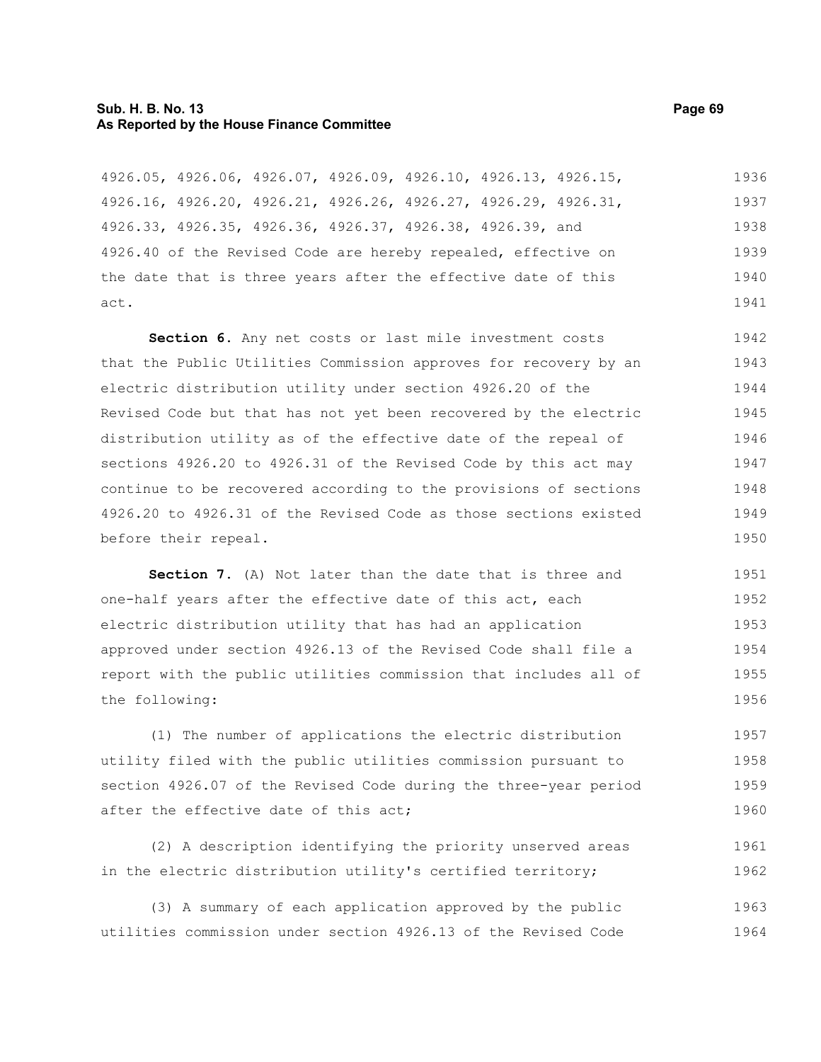4926.05, 4926.06, 4926.07, 4926.09, 4926.10, 4926.13, 4926.15, 4926.16, 4926.20, 4926.21, 4926.26, 4926.27, 4926.29, 4926.31, 4926.33, 4926.35, 4926.36, 4926.37, 4926.38, 4926.39, and 4926.40 of the Revised Code are hereby repealed, effective on the date that is three years after the effective date of this act.

**Section 6.** Any net costs or last mile investment costs that the Public Utilities Commission approves for recovery by an electric distribution utility under section 4926.20 of the Revised Code but that has not yet been recovered by the electric distribution utility as of the effective date of the repeal of sections 4926.20 to 4926.31 of the Revised Code by this act may continue to be recovered according to the provisions of sections 4926.20 to 4926.31 of the Revised Code as those sections existed before their repeal.

**Section 7.** (A) Not later than the date that is three and one-half years after the effective date of this act, each electric distribution utility that has had an application approved under section 4926.13 of the Revised Code shall file a report with the public utilities commission that includes all of the following:

(1) The number of applications the electric distribution utility filed with the public utilities commission pursuant to section 4926.07 of the Revised Code during the three-year period after the effective date of this act;

(2) A description identifying the priority unserved areas in the electric distribution utility's certified territory;

(3) A summary of each application approved by the public utilities commission under section 4926.13 of the Revised Code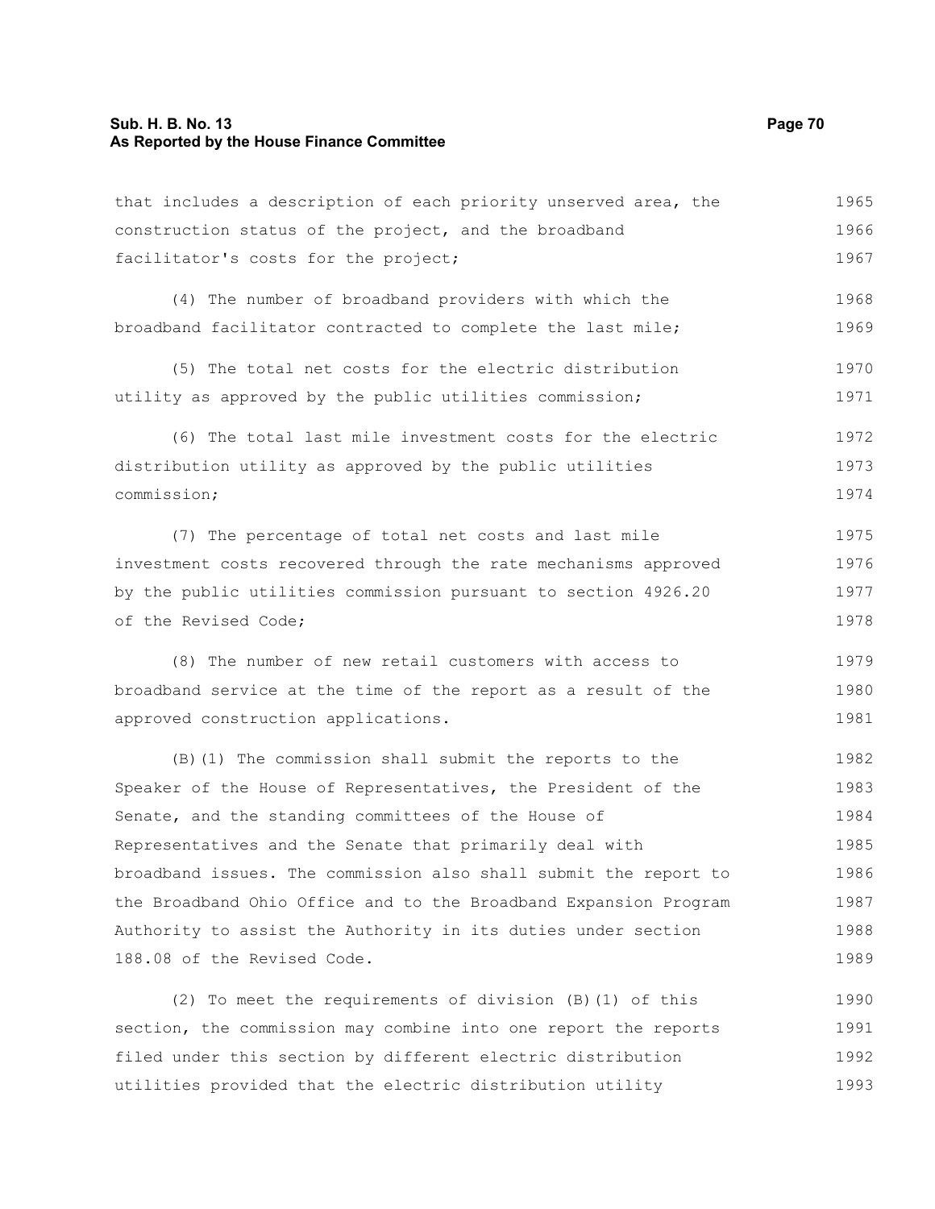that includes a description of each priority unserved area, the construction status of the project, and the broadband facilitator's costs for the project;

(4) The number of broadband providers with which the broadband facilitator contracted to complete the last mile;

(5) The total net costs for the electric distribution utility as approved by the public utilities commission;

(6) The total last mile investment costs for the electric distribution utility as approved by the public utilities commission;

(7) The percentage of total net costs and last mile investment costs recovered through the rate mechanisms approved by the public utilities commission pursuant to section 4926.20 of the Revised Code;

(8) The number of new retail customers with access to broadband service at the time of the report as a result of the approved construction applications.

(B)(1) The commission shall submit the reports to the Speaker of the House of Representatives, the President of the Senate, and the standing committees of the House of Representatives and the Senate that primarily deal with broadband issues. The commission also shall submit the report to the Broadband Ohio Office and to the Broadband Expansion Program Authority to assist the Authority in its duties under section 188.08 of the Revised Code.

(2) To meet the requirements of division (B)(1) of this section, the commission may combine into one report the reports filed under this section by different electric distribution utilities provided that the electric distribution utility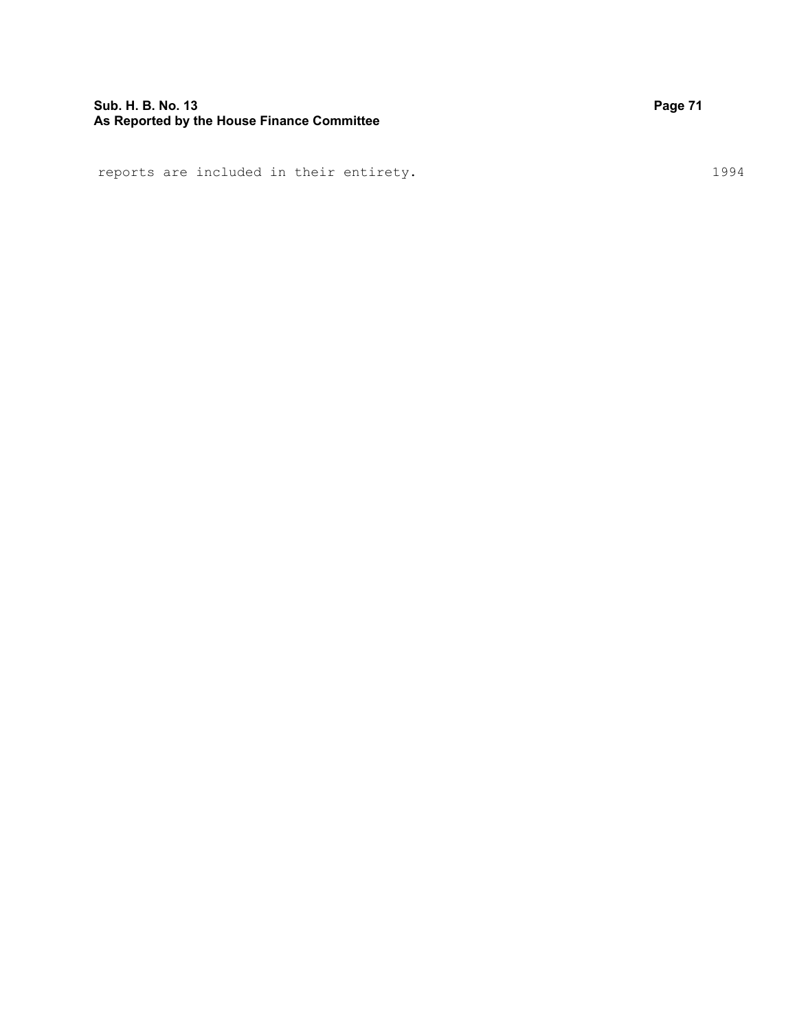reports are included in their entirety.